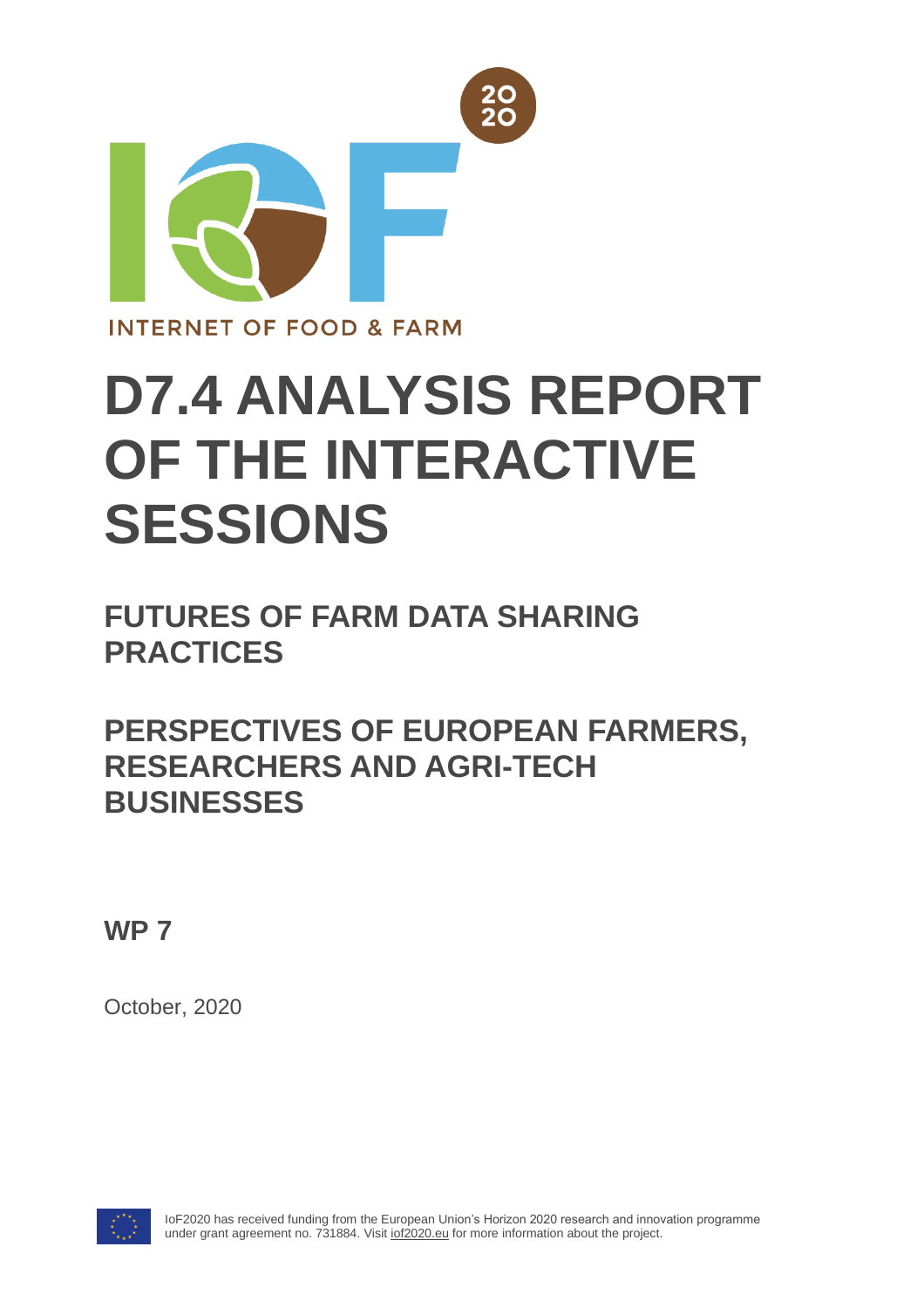INTERNET OF FOOD & FARM

# D7.4 ANALYSIS REPORT OF THE INTERACTIVE SESSIONS

## FUTURES OF FARM DATA SHARING PRACTICES

## PERSPECTIVES OF EUROPEAN FARMERS, RESEARCHERS AND AGRI-TECH BUSINESSES

## WP 7

October, 2020

IoF2020 has received funding from the European Union's Horizon 2020 research and innovation programme under grant agreement no. 731884. Visit iof2020.eu for more information about the project.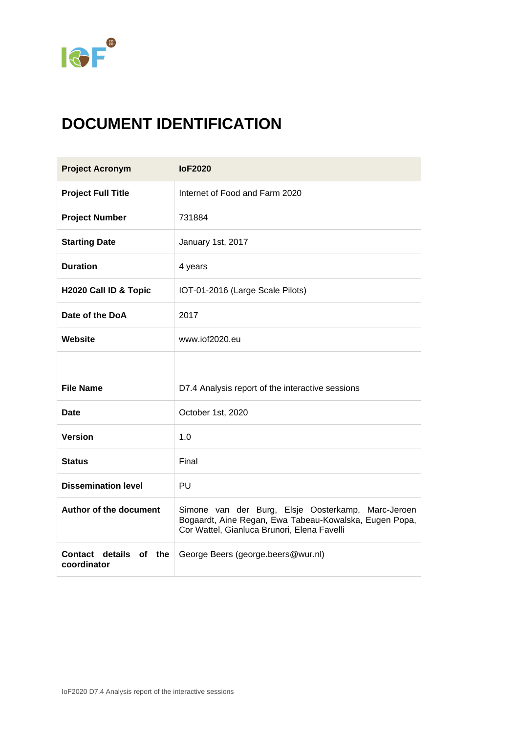# DOCUMENT IDENTIFICATION

| Project Acronym | IoF2020 |
|---|---|
| **Project Full Title** | Internet of Food and Farm 2020 |
| **Project Number** | 731884 |
| **Starting Date** | January 1st, 2017 |
| **Duration** | 4 years |
| **H2020 Call ID & Topic** | IOT-01-2016 (Large Scale Pilots) |
| **Date of the DoA** | 2017 |
| **Website** | www.iof2020.eu |
| | |
| **File Name** | D7.4 Analysis report of the interactive sessions |
| **Date** | October 1st, 2020 |
| **Version** | 1.0 |
| **Status** | Final |
| **Dissemination level** | PU |
| **Author of the document** | Simone van der Burg, Elsje Oosterkamp, Marc-Jeroen Bogaardt, Aine Regan, Ewa Tabeau-Kowalska, Eugen Popa, Cor Wattel, Gianluca Brunori, Elena Favelli |
| **Contact details of the coordinator** | George Beers (george.beers@wur.nl) |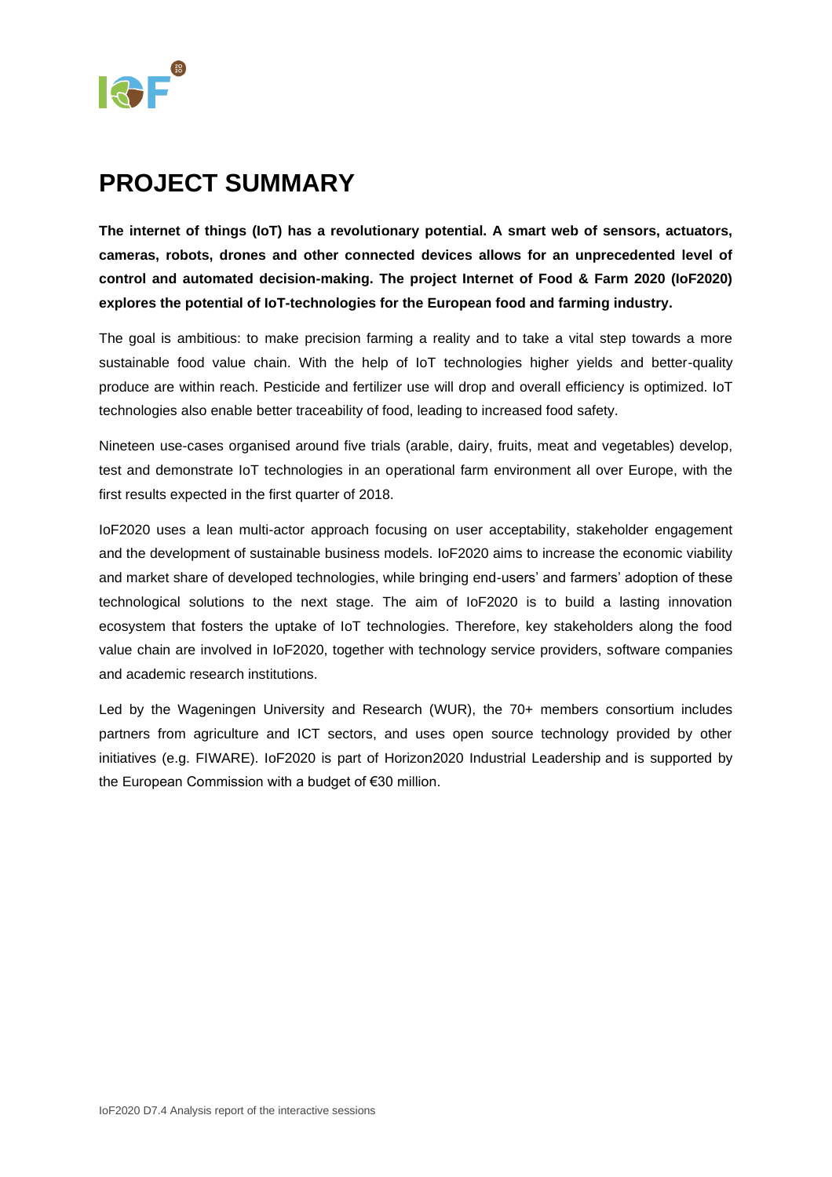# PROJECT SUMMARY

**The internet of things (IoT) has a revolutionary potential. A smart web of sensors, actuators, cameras, robots, drones and other connected devices allows for an unprecedented level of control and automated decision-making. The project Internet of Food & Farm 2020 (IoF2020) explores the potential of IoT-technologies for the European food and farming industry.**

The goal is ambitious: to make precision farming a reality and to take a vital step towards a more sustainable food value chain. With the help of IoT technologies higher yields and better-quality produce are within reach. Pesticide and fertilizer use will drop and overall efficiency is optimized. IoT technologies also enable better traceability of food, leading to increased food safety.

Nineteen use-cases organised around five trials (arable, dairy, fruits, meat and vegetables) develop, test and demonstrate IoT technologies in an operational farm environment all over Europe, with the first results expected in the first quarter of 2018.

IoF2020 uses a lean multi-actor approach focusing on user acceptability, stakeholder engagement and the development of sustainable business models. IoF2020 aims to increase the economic viability and market share of developed technologies, while bringing end-users' and farmers' adoption of these technological solutions to the next stage. The aim of IoF2020 is to build a lasting innovation ecosystem that fosters the uptake of IoT technologies. Therefore, key stakeholders along the food value chain are involved in IoF2020, together with technology service providers, software companies and academic research institutions.

Led by the Wageningen University and Research (WUR), the 70+ members consortium includes partners from agriculture and ICT sectors, and uses open source technology provided by other initiatives (e.g. FIWARE). IoF2020 is part of Horizon2020 Industrial Leadership and is supported by the European Commission with a budget of €30 million.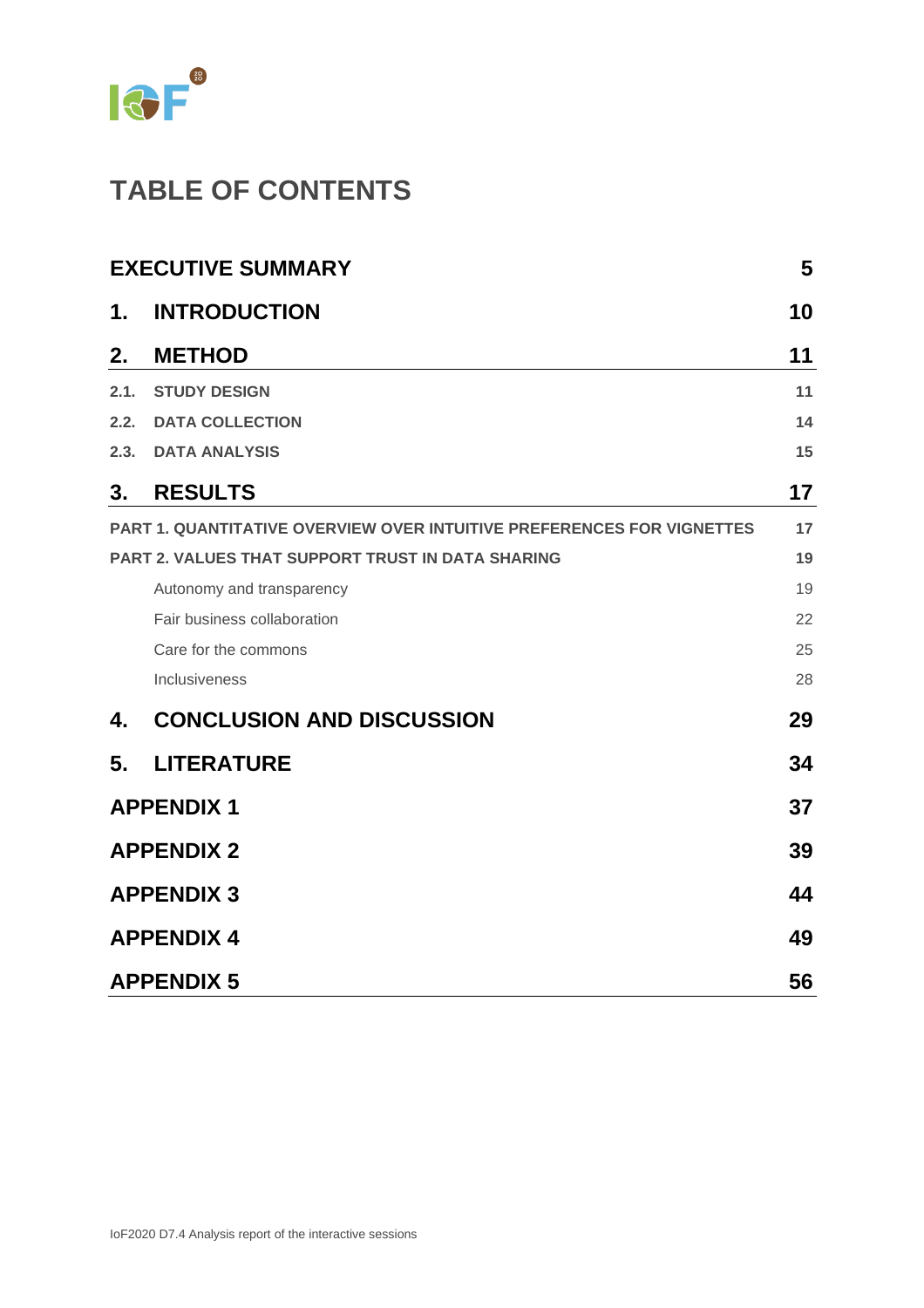# TABLE OF CONTENTS

| | |
|---|---|
| **EXECUTIVE SUMMARY** | **5** |
| **1. INTRODUCTION** | **10** |
| **2. METHOD** | **11** |
| **2.1. STUDY DESIGN** | **11** |
| **2.2. DATA COLLECTION** | **14** |
| **2.3. DATA ANALYSIS** | **15** |
| **3. RESULTS** | **17** |
| **PART 1. QUANTITATIVE OVERVIEW OVER INTUITIVE PREFERENCES FOR VIGNETTES** | **17** |
| **PART 2. VALUES THAT SUPPORT TRUST IN DATA SHARING** | **19** |
| Autonomy and transparency | 19 |
| Fair business collaboration | 22 |
| Care for the commons | 25 |
| Inclusiveness | 28 |
| **4. CONCLUSION AND DISCUSSION** | **29** |
| **5. LITERATURE** | **34** |
| **APPENDIX 1** | **37** |
| **APPENDIX 2** | **39** |
| **APPENDIX 3** | **44** |
| **APPENDIX 4** | **49** |
| **APPENDIX 5** | **56** |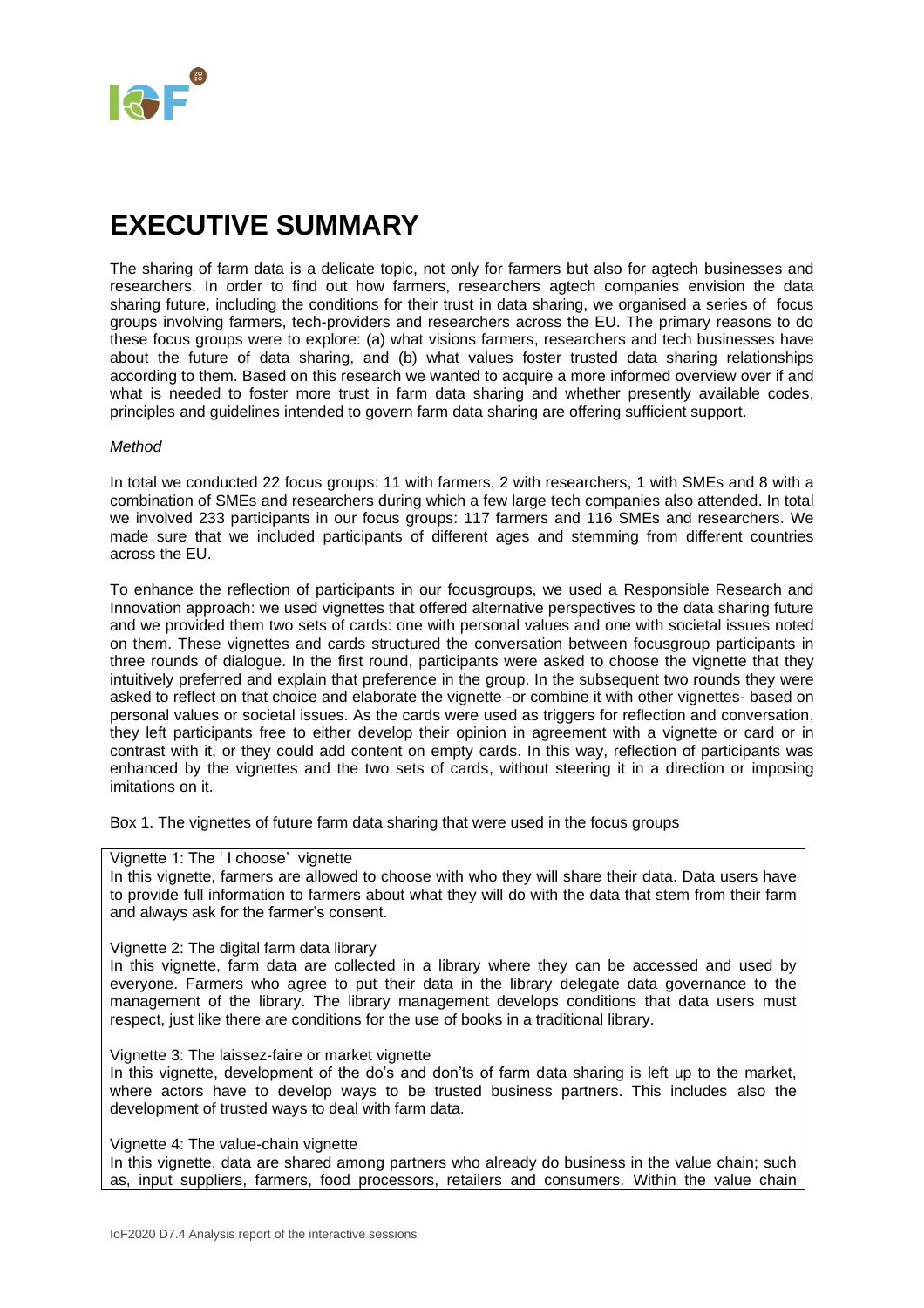# EXECUTIVE SUMMARY

The sharing of farm data is a delicate topic, not only for farmers but also for agtech businesses and researchers. In order to find out how farmers, researchers agtech companies envision the data sharing future, including the conditions for their trust in data sharing, we organised a series of focus groups involving farmers, tech-providers and researchers across the EU. The primary reasons to do these focus groups were to explore: (a) what visions farmers, researchers and tech businesses have about the future of data sharing, and (b) what values foster trusted data sharing relationships according to them. Based on this research we wanted to acquire a more informed overview over if and what is needed to foster more trust in farm data sharing and whether presently available codes, principles and guidelines intended to govern farm data sharing are offering sufficient support.

*Method*

In total we conducted 22 focus groups: 11 with farmers, 2 with researchers, 1 with SMEs and 8 with a combination of SMEs and researchers during which a few large tech companies also attended. In total we involved 233 participants in our focus groups: 117 farmers and 116 SMEs and researchers. We made sure that we included participants of different ages and stemming from different countries across the EU.

To enhance the reflection of participants in our focusgroups, we used a Responsible Research and Innovation approach: we used vignettes that offered alternative perspectives to the data sharing future and we provided them two sets of cards: one with personal values and one with societal issues noted on them. These vignettes and cards structured the conversation between focusgroup participants in three rounds of dialogue. In the first round, participants were asked to choose the vignette that they intuitively preferred and explain that preference in the group. In the subsequent two rounds they were asked to reflect on that choice and elaborate the vignette -or combine it with other vignettes- based on personal values or societal issues. As the cards were used as triggers for reflection and conversation, they left participants free to either develop their opinion in agreement with a vignette or card or in contrast with it, or they could add content on empty cards. In this way, reflection of participants was enhanced by the vignettes and the two sets of cards, without steering it in a direction or imposing imitations on it.

Box 1. The vignettes of future farm data sharing that were used in the focus groups

Vignette 1: The ' I choose' vignette
In this vignette, farmers are allowed to choose with who they will share their data. Data users have to provide full information to farmers about what they will do with the data that stem from their farm and always ask for the farmer's consent.

Vignette 2: The digital farm data library
In this vignette, farm data are collected in a library where they can be accessed and used by everyone. Farmers who agree to put their data in the library delegate data governance to the management of the library. The library management develops conditions that data users must respect, just like there are conditions for the use of books in a traditional library.

Vignette 3: The laissez-faire or market vignette
In this vignette, development of the do's and don'ts of farm data sharing is left up to the market, where actors have to develop ways to be trusted business partners. This includes also the development of trusted ways to deal with farm data.

Vignette 4: The value-chain vignette
In this vignette, data are shared among partners who already do business in the value chain; such as, input suppliers, farmers, food processors, retailers and consumers. Within the value chain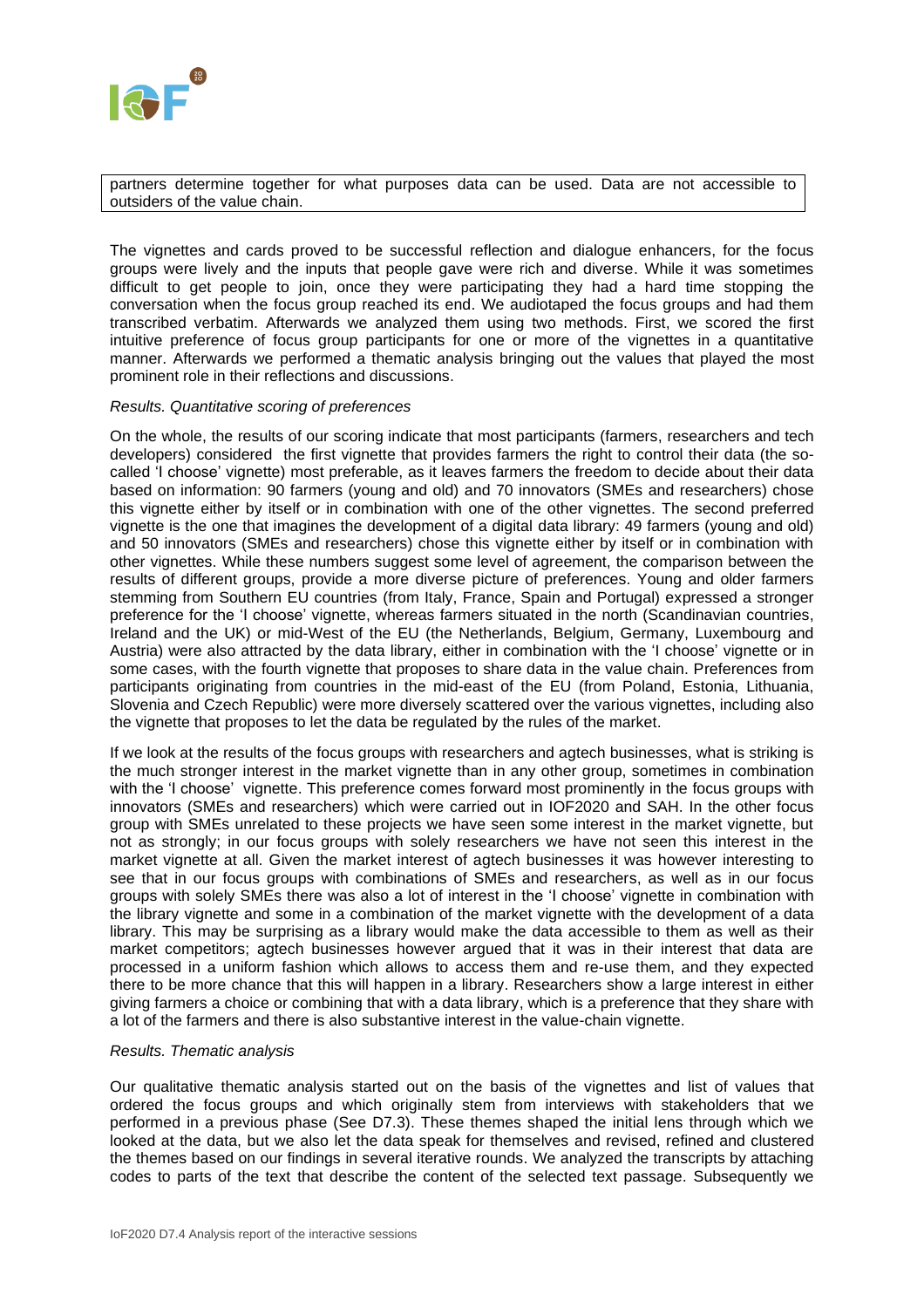partners determine together for what purposes data can be used. Data are not accessible to outsiders of the value chain.

The vignettes and cards proved to be successful reflection and dialogue enhancers, for the focus groups were lively and the inputs that people gave were rich and diverse. While it was sometimes difficult to get people to join, once they were participating they had a hard time stopping the conversation when the focus group reached its end. We audiotaped the focus groups and had them transcribed verbatim. Afterwards we analyzed them using two methods. First, we scored the first intuitive preference of focus group participants for one or more of the vignettes in a quantitative manner. Afterwards we performed a thematic analysis bringing out the values that played the most prominent role in their reflections and discussions.

*Results. Quantitative scoring of preferences*

On the whole, the results of our scoring indicate that most participants (farmers, researchers and tech developers) considered the first vignette that provides farmers the right to control their data (the so-called 'I choose' vignette) most preferable, as it leaves farmers the freedom to decide about their data based on information: 90 farmers (young and old) and 70 innovators (SMEs and researchers) chose this vignette either by itself or in combination with one of the other vignettes. The second preferred vignette is the one that imagines the development of a digital data library: 49 farmers (young and old) and 50 innovators (SMEs and researchers) chose this vignette either by itself or in combination with other vignettes. While these numbers suggest some level of agreement, the comparison between the results of different groups, provide a more diverse picture of preferences. Young and older farmers stemming from Southern EU countries (from Italy, France, Spain and Portugal) expressed a stronger preference for the 'I choose' vignette, whereas farmers situated in the north (Scandinavian countries, Ireland and the UK) or mid-West of the EU (the Netherlands, Belgium, Germany, Luxembourg and Austria) were also attracted by the data library, either in combination with the 'I choose' vignette or in some cases, with the fourth vignette that proposes to share data in the value chain. Preferences from participants originating from countries in the mid-east of the EU (from Poland, Estonia, Lithuania, Slovenia and Czech Republic) were more diversely scattered over the various vignettes, including also the vignette that proposes to let the data be regulated by the rules of the market.

If we look at the results of the focus groups with researchers and agtech businesses, what is striking is the much stronger interest in the market vignette than in any other group, sometimes in combination with the 'I choose' vignette. This preference comes forward most prominently in the focus groups with innovators (SMEs and researchers) which were carried out in IOF2020 and SAH. In the other focus group with SMEs unrelated to these projects we have seen some interest in the market vignette, but not as strongly; in our focus groups with solely researchers we have not seen this interest in the market vignette at all. Given the market interest of agtech businesses it was however interesting to see that in our focus groups with combinations of SMEs and researchers, as well as in our focus groups with solely SMEs there was also a lot of interest in the 'I choose' vignette in combination with the library vignette and some in a combination of the market vignette with the development of a data library. This may be surprising as a library would make the data accessible to them as well as their market competitors; agtech businesses however argued that it was in their interest that data are processed in a uniform fashion which allows to access them and re-use them, and they expected there to be more chance that this will happen in a library. Researchers show a large interest in either giving farmers a choice or combining that with a data library, which is a preference that they share with a lot of the farmers and there is also substantive interest in the value-chain vignette.

*Results. Thematic analysis*

Our qualitative thematic analysis started out on the basis of the vignettes and list of values that ordered the focus groups and which originally stem from interviews with stakeholders that we performed in a previous phase (See D7.3). These themes shaped the initial lens through which we looked at the data, but we also let the data speak for themselves and revised, refined and clustered the themes based on our findings in several iterative rounds. We analyzed the transcripts by attaching codes to parts of the text that describe the content of the selected text passage. Subsequently we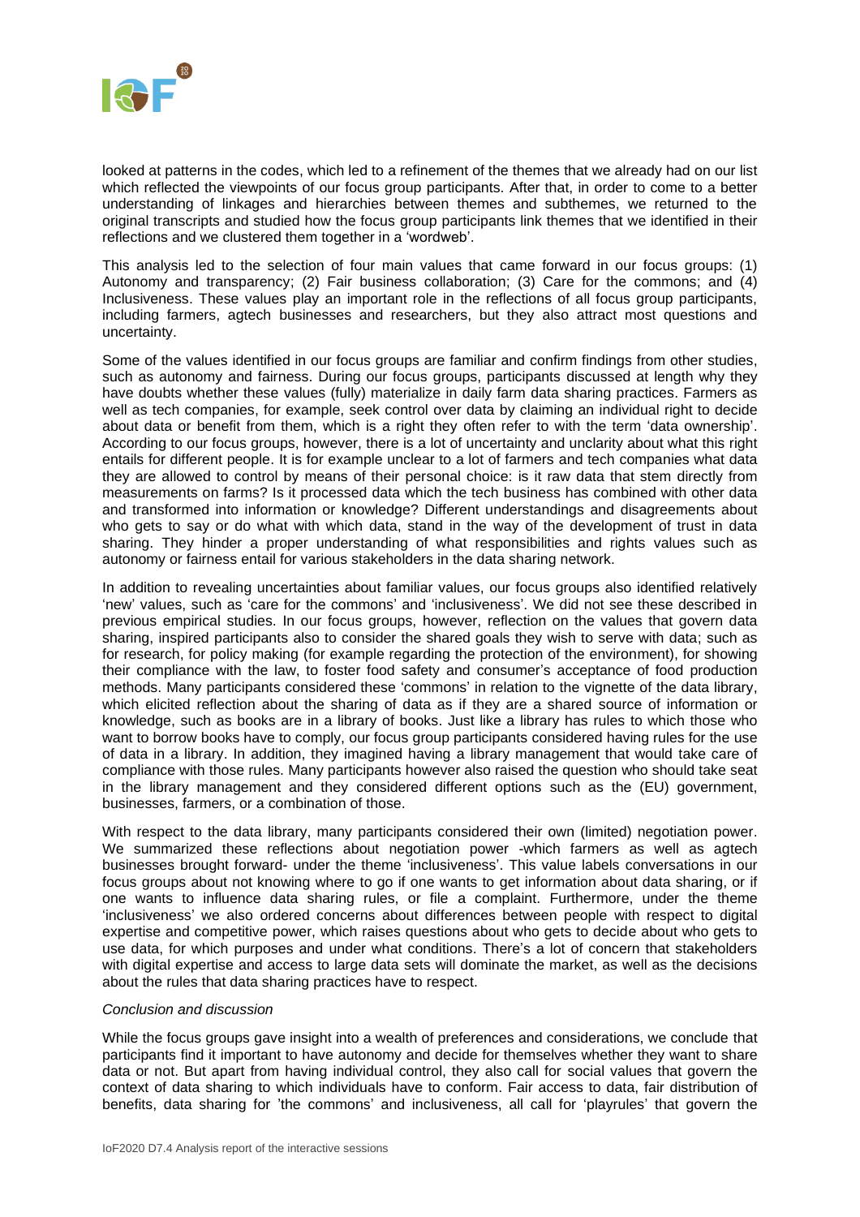looked at patterns in the codes, which led to a refinement of the themes that we already had on our list which reflected the viewpoints of our focus group participants. After that, in order to come to a better understanding of linkages and hierarchies between themes and subthemes, we returned to the original transcripts and studied how the focus group participants link themes that we identified in their reflections and we clustered them together in a 'wordweb'.

This analysis led to the selection of four main values that came forward in our focus groups: (1) Autonomy and transparency; (2) Fair business collaboration; (3) Care for the commons; and (4) Inclusiveness. These values play an important role in the reflections of all focus group participants, including farmers, agtech businesses and researchers, but they also attract most questions and uncertainty.

Some of the values identified in our focus groups are familiar and confirm findings from other studies, such as autonomy and fairness. During our focus groups, participants discussed at length why they have doubts whether these values (fully) materialize in daily farm data sharing practices. Farmers as well as tech companies, for example, seek control over data by claiming an individual right to decide about data or benefit from them, which is a right they often refer to with the term 'data ownership'. According to our focus groups, however, there is a lot of uncertainty and unclarity about what this right entails for different people. It is for example unclear to a lot of farmers and tech companies what data they are allowed to control by means of their personal choice: is it raw data that stem directly from measurements on farms? Is it processed data which the tech business has combined with other data and transformed into information or knowledge? Different understandings and disagreements about who gets to say or do what with which data, stand in the way of the development of trust in data sharing. They hinder a proper understanding of what responsibilities and rights values such as autonomy or fairness entail for various stakeholders in the data sharing network.

In addition to revealing uncertainties about familiar values, our focus groups also identified relatively 'new' values, such as 'care for the commons' and 'inclusiveness'. We did not see these described in previous empirical studies. In our focus groups, however, reflection on the values that govern data sharing, inspired participants also to consider the shared goals they wish to serve with data; such as for research, for policy making (for example regarding the protection of the environment), for showing their compliance with the law, to foster food safety and consumer's acceptance of food production methods. Many participants considered these 'commons' in relation to the vignette of the data library, which elicited reflection about the sharing of data as if they are a shared source of information or knowledge, such as books are in a library of books. Just like a library has rules to which those who want to borrow books have to comply, our focus group participants considered having rules for the use of data in a library. In addition, they imagined having a library management that would take care of compliance with those rules. Many participants however also raised the question who should take seat in the library management and they considered different options such as the (EU) government, businesses, farmers, or a combination of those.

With respect to the data library, many participants considered their own (limited) negotiation power. We summarized these reflections about negotiation power -which farmers as well as agtech businesses brought forward- under the theme 'inclusiveness'. This value labels conversations in our focus groups about not knowing where to go if one wants to get information about data sharing, or if one wants to influence data sharing rules, or file a complaint. Furthermore, under the theme 'inclusiveness' we also ordered concerns about differences between people with respect to digital expertise and competitive power, which raises questions about who gets to decide about who gets to use data, for which purposes and under what conditions. There's a lot of concern that stakeholders with digital expertise and access to large data sets will dominate the market, as well as the decisions about the rules that data sharing practices have to respect.

*Conclusion and discussion*

While the focus groups gave insight into a wealth of preferences and considerations, we conclude that participants find it important to have autonomy and decide for themselves whether they want to share data or not. But apart from having individual control, they also call for social values that govern the context of data sharing to which individuals have to conform. Fair access to data, fair distribution of benefits, data sharing for 'the commons' and inclusiveness, all call for 'playrules' that govern the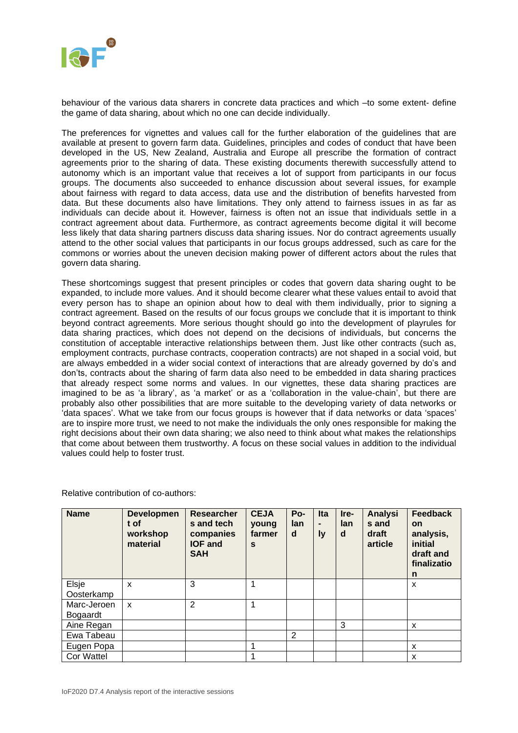behaviour of the various data sharers in concrete data practices and which –to some extent- define the game of data sharing, about which no one can decide individually.

The preferences for vignettes and values call for the further elaboration of the guidelines that are available at present to govern farm data. Guidelines, principles and codes of conduct that have been developed in the US, New Zealand, Australia and Europe all prescribe the formation of contract agreements prior to the sharing of data. These existing documents therewith successfully attend to autonomy which is an important value that receives a lot of support from participants in our focus groups. The documents also succeeded to enhance discussion about several issues, for example about fairness with regard to data access, data use and the distribution of benefits harvested from data. But these documents also have limitations. They only attend to fairness issues in as far as individuals can decide about it. However, fairness is often not an issue that individuals settle in a contract agreement about data. Furthermore, as contract agreements become digital it will become less likely that data sharing partners discuss data sharing issues. Nor do contract agreements usually attend to the other social values that participants in our focus groups addressed, such as care for the commons or worries about the uneven decision making power of different actors about the rules that govern data sharing.

These shortcomings suggest that present principles or codes that govern data sharing ought to be expanded, to include more values. And it should become clearer what these values entail to avoid that every person has to shape an opinion about how to deal with them individually, prior to signing a contract agreement. Based on the results of our focus groups we conclude that it is important to think beyond contract agreements. More serious thought should go into the development of playrules for data sharing practices, which does not depend on the decisions of individuals, but concerns the constitution of acceptable interactive relationships between them. Just like other contracts (such as, employment contracts, purchase contracts, cooperation contracts) are not shaped in a social void, but are always embedded in a wider social context of interactions that are already governed by do's and don'ts, contracts about the sharing of farm data also need to be embedded in data sharing practices that already respect some norms and values. In our vignettes, these data sharing practices are imagined to be as 'a library', as 'a market' or as a 'collaboration in the value-chain', but there are probably also other possibilities that are more suitable to the developing variety of data networks or 'data spaces'. What we take from our focus groups is however that if data networks or data 'spaces' are to inspire more trust, we need to not make the individuals the only ones responsible for making the right decisions about their own data sharing; we also need to think about what makes the relationships that come about between them trustworthy. A focus on these social values in addition to the individual values could help to foster trust.

Relative contribution of co-authors:

| Name | Development of workshop material | Researchers and tech companies IOF and SAH | CEJA young farmers | Poland | Italy | Ireland | Analysis and draft article | Feedback on analysis, initial draft and finalization |
|---|---|---|---|---|---|---|---|---|
| Elsje Oosterkamp | x | 3 | 1 | | | | | x |
| Marc-Jeroen Bogaardt | x | 2 | 1 | | | | | |
| Aine Regan | | | | | | 3 | | x |
| Ewa Tabeau | | | | 2 | | | | |
| Eugen Popa | | | 1 | | | | | x |
| Cor Wattel | | | 1 | | | | | x |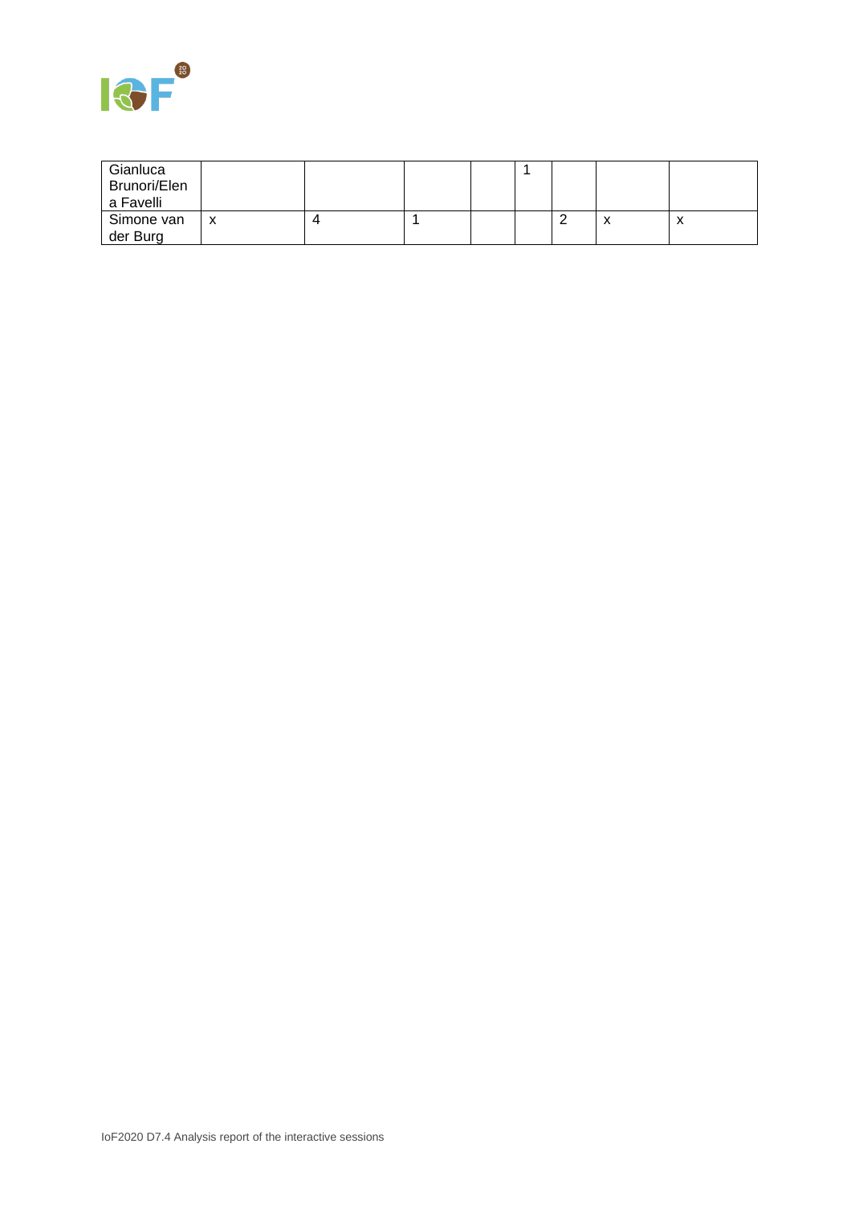| | | | | | | | | |
|---|---|---|---|---|---|---|---|---|
| Gianluca Brunori/Elena Favelli | | | | | 1 | | | |
| Simone van der Burg | x | 4 | 1 | | | 2 | x | x |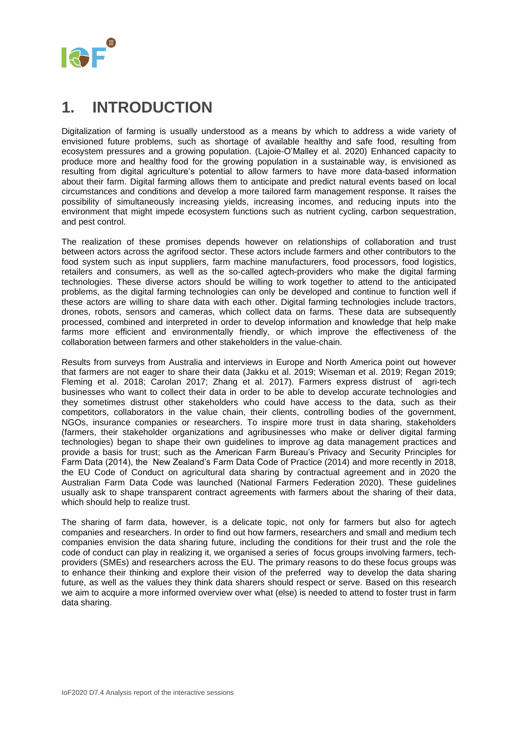# 1. INTRODUCTION

Digitalization of farming is usually understood as a means by which to address a wide variety of envisioned future problems, such as shortage of available healthy and safe food, resulting from ecosystem pressures and a growing population. (Lajoie-O'Malley et al. 2020) Enhanced capacity to produce more and healthy food for the growing population in a sustainable way, is envisioned as resulting from digital agriculture's potential to allow farmers to have more data-based information about their farm. Digital farming allows them to anticipate and predict natural events based on local circumstances and conditions and develop a more tailored farm management response. It raises the possibility of simultaneously increasing yields, increasing incomes, and reducing inputs into the environment that might impede ecosystem functions such as nutrient cycling, carbon sequestration, and pest control.

The realization of these promises depends however on relationships of collaboration and trust between actors across the agrifood sector. These actors include farmers and other contributors to the food system such as input suppliers, farm machine manufacturers, food processors, food logistics, retailers and consumers, as well as the so-called agtech-providers who make the digital farming technologies. These diverse actors should be willing to work together to attend to the anticipated problems, as the digital farming technologies can only be developed and continue to function well if these actors are willing to share data with each other. Digital farming technologies include tractors, drones, robots, sensors and cameras, which collect data on farms. These data are subsequently processed, combined and interpreted in order to develop information and knowledge that help make farms more efficient and environmentally friendly, or which improve the effectiveness of the collaboration between farmers and other stakeholders in the value-chain.

Results from surveys from Australia and interviews in Europe and North America point out however that farmers are not eager to share their data (Jakku et al. 2019; Wiseman et al. 2019; Regan 2019; Fleming et al. 2018; Carolan 2017; Zhang et al. 2017). Farmers express distrust of agri-tech businesses who want to collect their data in order to be able to develop accurate technologies and they sometimes distrust other stakeholders who could have access to the data, such as their competitors, collaborators in the value chain, their clients, controlling bodies of the government, NGOs, insurance companies or researchers. To inspire more trust in data sharing, stakeholders (farmers, their stakeholder organizations and agribusinesses who make or deliver digital farming technologies) began to shape their own guidelines to improve ag data management practices and provide a basis for trust; such as the American Farm Bureau's Privacy and Security Principles for Farm Data (2014), the New Zealand's Farm Data Code of Practice (2014) and more recently in 2018, the EU Code of Conduct on agricultural data sharing by contractual agreement and in 2020 the Australian Farm Data Code was launched (National Farmers Federation 2020). These guidelines usually ask to shape transparent contract agreements with farmers about the sharing of their data, which should help to realize trust.

The sharing of farm data, however, is a delicate topic, not only for farmers but also for agtech companies and researchers. In order to find out how farmers, researchers and small and medium tech companies envision the data sharing future, including the conditions for their trust and the role the code of conduct can play in realizing it, we organised a series of focus groups involving farmers, tech-providers (SMEs) and researchers across the EU. The primary reasons to do these focus groups was to enhance their thinking and explore their vision of the preferred way to develop the data sharing future, as well as the values they think data sharers should respect or serve. Based on this research we aim to acquire a more informed overview over what (else) is needed to attend to foster trust in farm data sharing.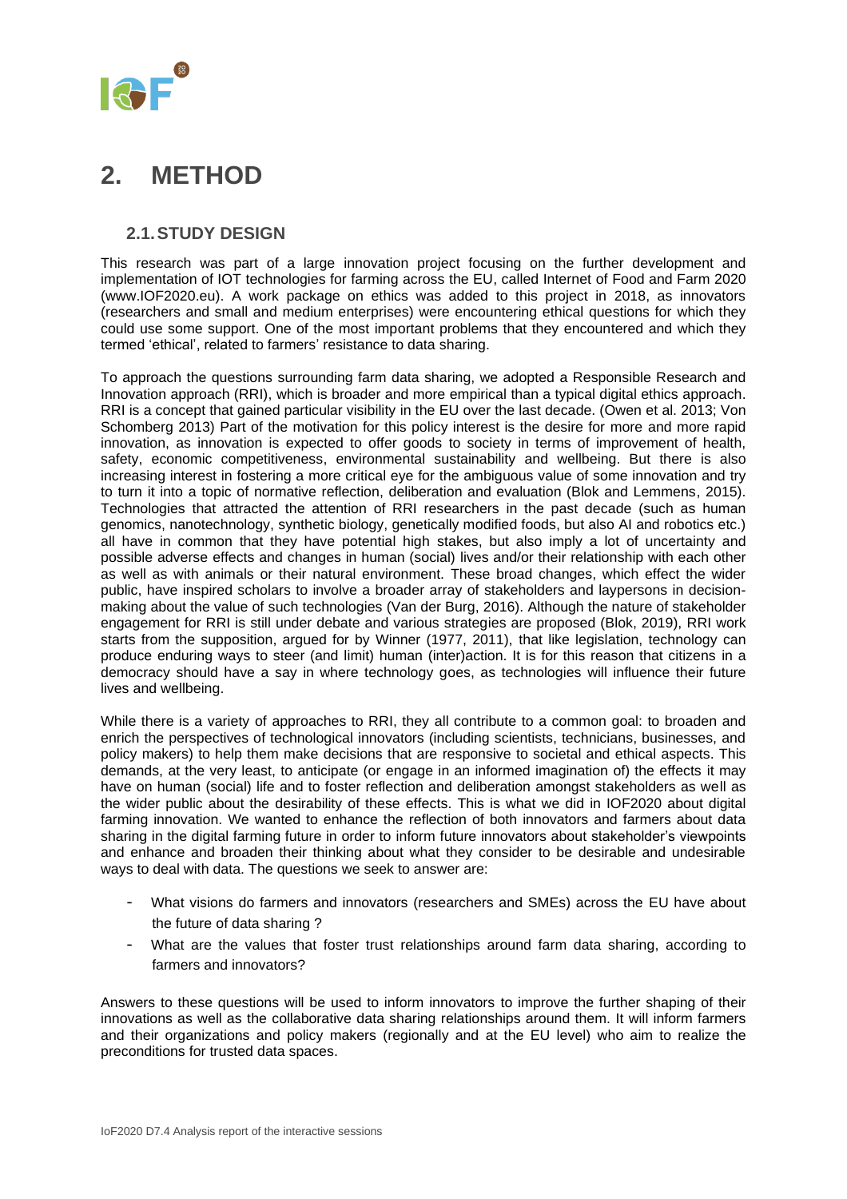# 2. METHOD

## 2.1. STUDY DESIGN

This research was part of a large innovation project focusing on the further development and implementation of IOT technologies for farming across the EU, called Internet of Food and Farm 2020 (www.IOF2020.eu). A work package on ethics was added to this project in 2018, as innovators (researchers and small and medium enterprises) were encountering ethical questions for which they could use some support. One of the most important problems that they encountered and which they termed 'ethical', related to farmers' resistance to data sharing.

To approach the questions surrounding farm data sharing, we adopted a Responsible Research and Innovation approach (RRI), which is broader and more empirical than a typical digital ethics approach. RRI is a concept that gained particular visibility in the EU over the last decade. (Owen et al. 2013; Von Schomberg 2013) Part of the motivation for this policy interest is the desire for more and more rapid innovation, as innovation is expected to offer goods to society in terms of improvement of health, safety, economic competitiveness, environmental sustainability and wellbeing. But there is also increasing interest in fostering a more critical eye for the ambiguous value of some innovation and try to turn it into a topic of normative reflection, deliberation and evaluation (Blok and Lemmens, 2015). Technologies that attracted the attention of RRI researchers in the past decade (such as human genomics, nanotechnology, synthetic biology, genetically modified foods, but also AI and robotics etc.) all have in common that they have potential high stakes, but also imply a lot of uncertainty and possible adverse effects and changes in human (social) lives and/or their relationship with each other as well as with animals or their natural environment. These broad changes, which effect the wider public, have inspired scholars to involve a broader array of stakeholders and laypersons in decision-making about the value of such technologies (Van der Burg, 2016). Although the nature of stakeholder engagement for RRI is still under debate and various strategies are proposed (Blok, 2019), RRI work starts from the supposition, argued for by Winner (1977, 2011), that like legislation, technology can produce enduring ways to steer (and limit) human (inter)action. It is for this reason that citizens in a democracy should have a say in where technology goes, as technologies will influence their future lives and wellbeing.

While there is a variety of approaches to RRI, they all contribute to a common goal: to broaden and enrich the perspectives of technological innovators (including scientists, technicians, businesses, and policy makers) to help them make decisions that are responsive to societal and ethical aspects. This demands, at the very least, to anticipate (or engage in an informed imagination of) the effects it may have on human (social) life and to foster reflection and deliberation amongst stakeholders as well as the wider public about the desirability of these effects. This is what we did in IOF2020 about digital farming innovation. We wanted to enhance the reflection of both innovators and farmers about data sharing in the digital farming future in order to inform future innovators about stakeholder's viewpoints and enhance and broaden their thinking about what they consider to be desirable and undesirable ways to deal with data. The questions we seek to answer are:

- What visions do farmers and innovators (researchers and SMEs) across the EU have about the future of data sharing ?
- What are the values that foster trust relationships around farm data sharing, according to farmers and innovators?

Answers to these questions will be used to inform innovators to improve the further shaping of their innovations as well as the collaborative data sharing relationships around them. It will inform farmers and their organizations and policy makers (regionally and at the EU level) who aim to realize the preconditions for trusted data spaces.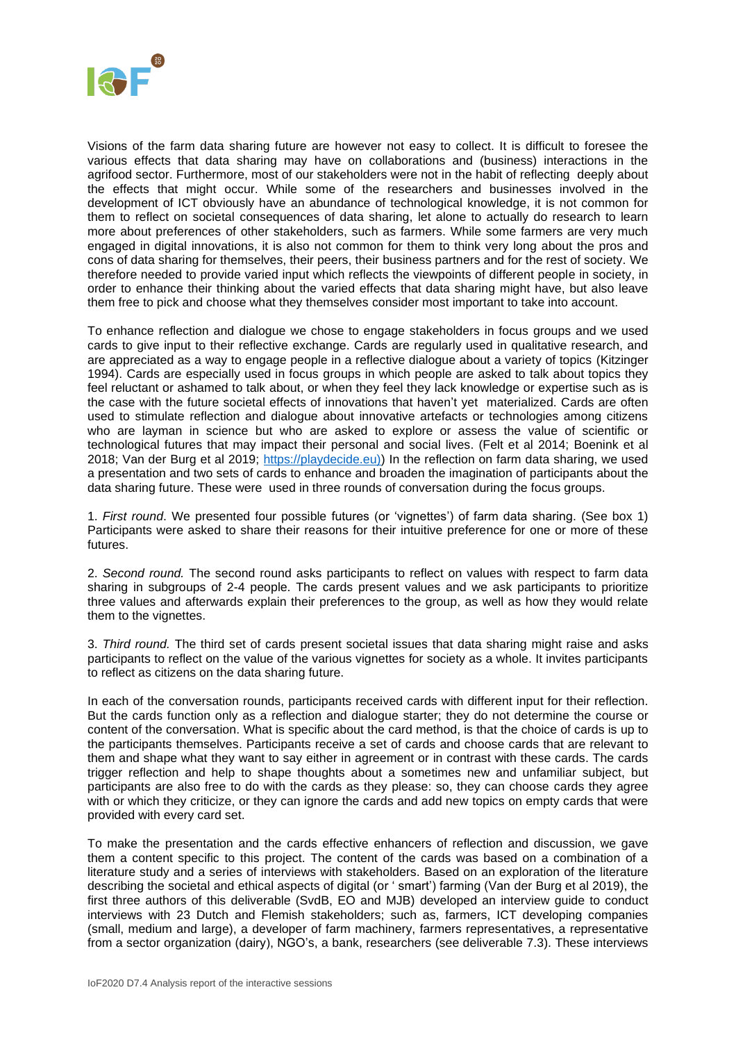Visions of the farm data sharing future are however not easy to collect. It is difficult to foresee the various effects that data sharing may have on collaborations and (business) interactions in the agrifood sector. Furthermore, most of our stakeholders were not in the habit of reflecting deeply about the effects that might occur. While some of the researchers and businesses involved in the development of ICT obviously have an abundance of technological knowledge, it is not common for them to reflect on societal consequences of data sharing, let alone to actually do research to learn more about preferences of other stakeholders, such as farmers. While some farmers are very much engaged in digital innovations, it is also not common for them to think very long about the pros and cons of data sharing for themselves, their peers, their business partners and for the rest of society. We therefore needed to provide varied input which reflects the viewpoints of different people in society, in order to enhance their thinking about the varied effects that data sharing might have, but also leave them free to pick and choose what they themselves consider most important to take into account.

To enhance reflection and dialogue we chose to engage stakeholders in focus groups and we used cards to give input to their reflective exchange. Cards are regularly used in qualitative research, and are appreciated as a way to engage people in a reflective dialogue about a variety of topics (Kitzinger 1994). Cards are especially used in focus groups in which people are asked to talk about topics they feel reluctant or ashamed to talk about, or when they feel they lack knowledge or expertise such as is the case with the future societal effects of innovations that haven't yet materialized. Cards are often used to stimulate reflection and dialogue about innovative artefacts or technologies among citizens who are layman in science but who are asked to explore or assess the value of scientific or technological futures that may impact their personal and social lives. (Felt et al 2014; Boenink et al 2018; Van der Burg et al 2019; https://playdecide.eu)) In the reflection on farm data sharing, we used a presentation and two sets of cards to enhance and broaden the imagination of participants about the data sharing future. These were used in three rounds of conversation during the focus groups.

1. *First round*. We presented four possible futures (or 'vignettes') of farm data sharing. (See box 1) Participants were asked to share their reasons for their intuitive preference for one or more of these futures.

2. *Second round.* The second round asks participants to reflect on values with respect to farm data sharing in subgroups of 2-4 people. The cards present values and we ask participants to prioritize three values and afterwards explain their preferences to the group, as well as how they would relate them to the vignettes.

3. *Third round.* The third set of cards present societal issues that data sharing might raise and asks participants to reflect on the value of the various vignettes for society as a whole. It invites participants to reflect as citizens on the data sharing future.

In each of the conversation rounds, participants received cards with different input for their reflection. But the cards function only as a reflection and dialogue starter; they do not determine the course or content of the conversation. What is specific about the card method, is that the choice of cards is up to the participants themselves. Participants receive a set of cards and choose cards that are relevant to them and shape what they want to say either in agreement or in contrast with these cards. The cards trigger reflection and help to shape thoughts about a sometimes new and unfamiliar subject, but participants are also free to do with the cards as they please: so, they can choose cards they agree with or which they criticize, or they can ignore the cards and add new topics on empty cards that were provided with every card set.

To make the presentation and the cards effective enhancers of reflection and discussion, we gave them a content specific to this project. The content of the cards was based on a combination of a literature study and a series of interviews with stakeholders. Based on an exploration of the literature describing the societal and ethical aspects of digital (or ' smart') farming (Van der Burg et al 2019), the first three authors of this deliverable (SvdB, EO and MJB) developed an interview guide to conduct interviews with 23 Dutch and Flemish stakeholders; such as, farmers, ICT developing companies (small, medium and large), a developer of farm machinery, farmers representatives, a representative from a sector organization (dairy), NGO's, a bank, researchers (see deliverable 7.3). These interviews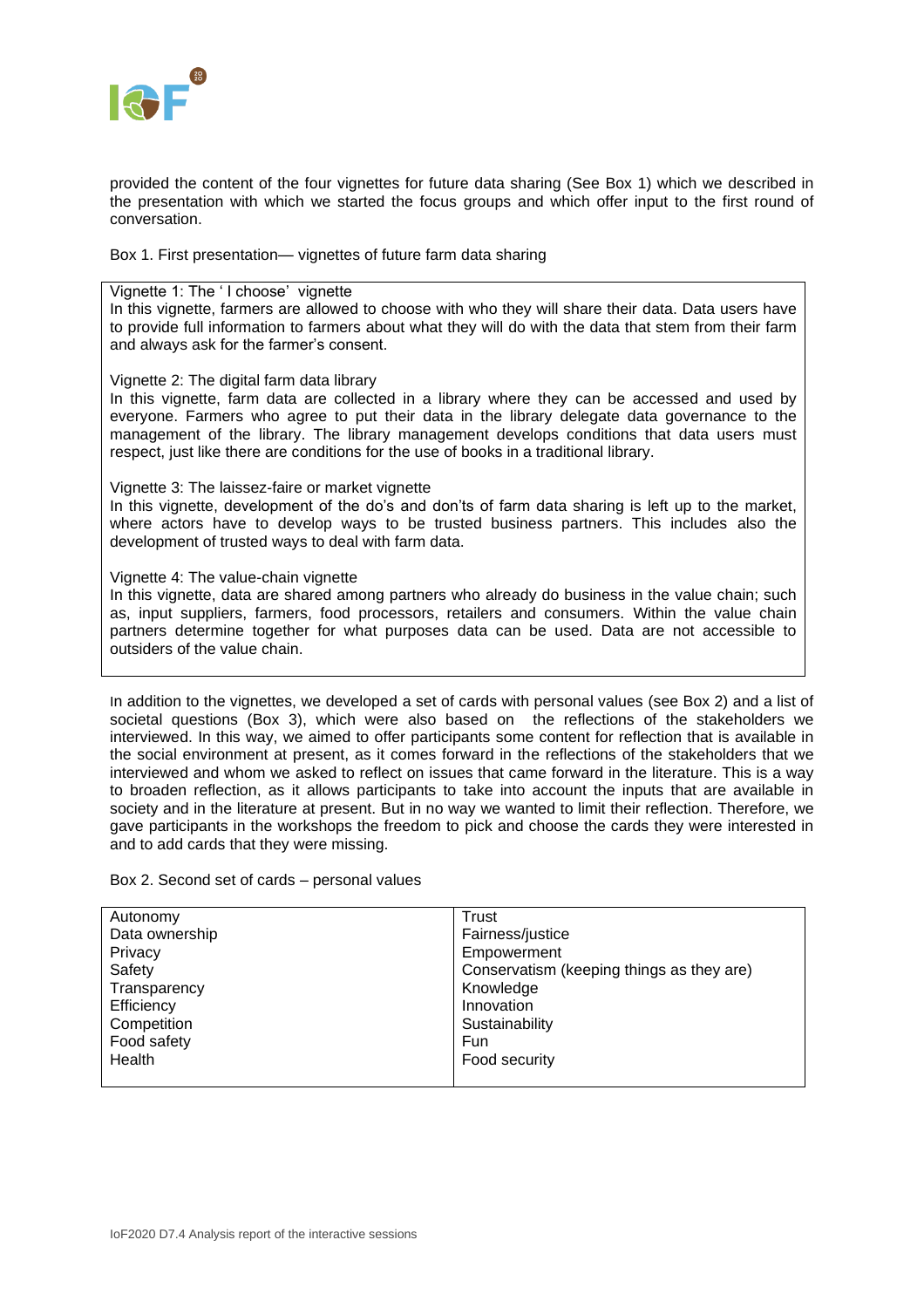provided the content of the four vignettes for future data sharing (See Box 1) which we described in the presentation with which we started the focus groups and which offer input to the first round of conversation.

Box 1. First presentation— vignettes of future farm data sharing

Vignette 1: The ' I choose' vignette
In this vignette, farmers are allowed to choose with who they will share their data. Data users have to provide full information to farmers about what they will do with the data that stem from their farm and always ask for the farmer's consent.

Vignette 2: The digital farm data library
In this vignette, farm data are collected in a library where they can be accessed and used by everyone. Farmers who agree to put their data in the library delegate data governance to the management of the library. The library management develops conditions that data users must respect, just like there are conditions for the use of books in a traditional library.

Vignette 3: The laissez-faire or market vignette
In this vignette, development of the do's and don'ts of farm data sharing is left up to the market, where actors have to develop ways to be trusted business partners. This includes also the development of trusted ways to deal with farm data.

Vignette 4: The value-chain vignette
In this vignette, data are shared among partners who already do business in the value chain; such as, input suppliers, farmers, food processors, retailers and consumers. Within the value chain partners determine together for what purposes data can be used. Data are not accessible to outsiders of the value chain.

In addition to the vignettes, we developed a set of cards with personal values (see Box 2) and a list of societal questions (Box 3), which were also based on the reflections of the stakeholders we interviewed. In this way, we aimed to offer participants some content for reflection that is available in the social environment at present, as it comes forward in the reflections of the stakeholders that we interviewed and whom we asked to reflect on issues that came forward in the literature. This is a way to broaden reflection, as it allows participants to take into account the inputs that are available in society and in the literature at present. But in no way we wanted to limit their reflection. Therefore, we gave participants in the workshops the freedom to pick and choose the cards they were interested in and to add cards that they were missing.

Box 2. Second set of cards – personal values

| | |
|---|---|
| Autonomy | Trust |
| Data ownership | Fairness/justice |
| Privacy | Empowerment |
| Safety | Conservatism (keeping things as they are) |
| Transparency | Knowledge |
| Efficiency | Innovation |
| Competition | Sustainability |
| Food safety | Fun |
| Health | Food security |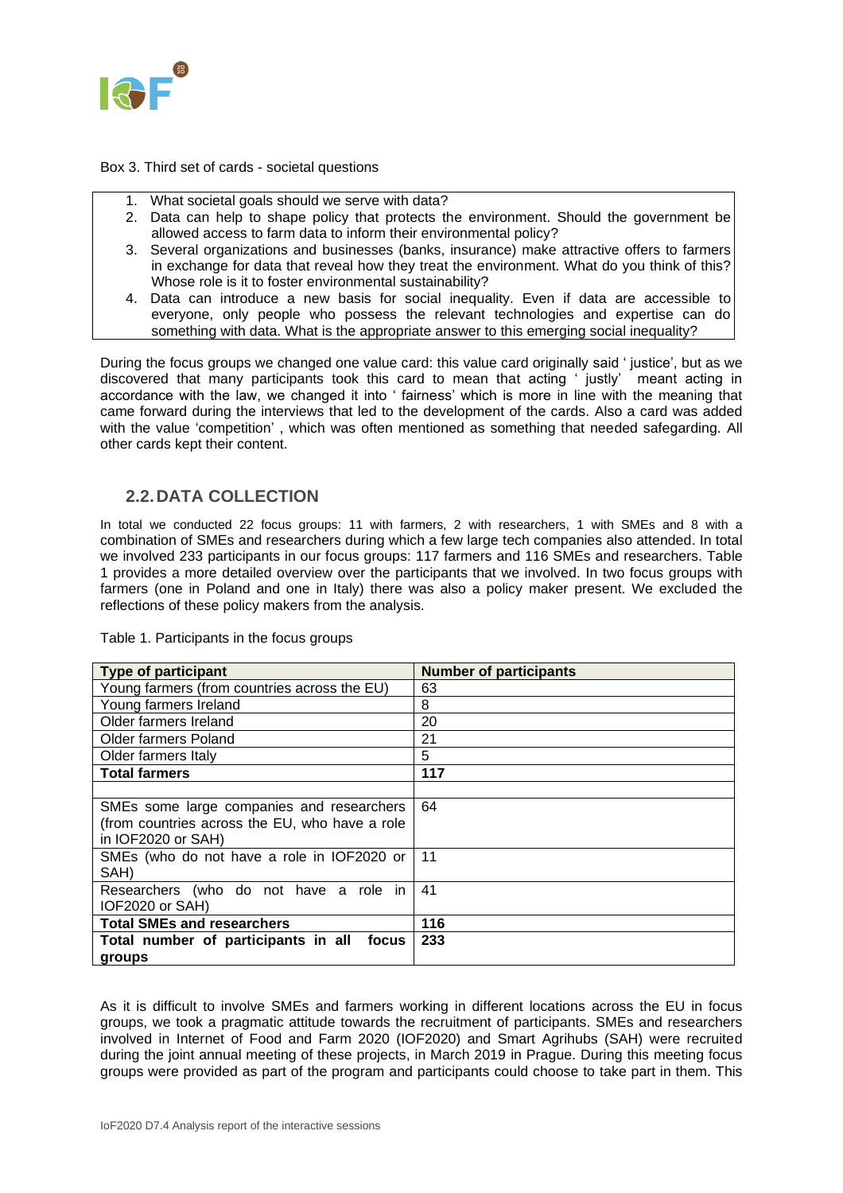Box 3. Third set of cards - societal questions

1. What societal goals should we serve with data?
2. Data can help to shape policy that protects the environment. Should the government be allowed access to farm data to inform their environmental policy?
3. Several organizations and businesses (banks, insurance) make attractive offers to farmers in exchange for data that reveal how they treat the environment. What do you think of this? Whose role is it to foster environmental sustainability?
4. Data can introduce a new basis for social inequality. Even if data are accessible to everyone, only people who possess the relevant technologies and expertise can do something with data. What is the appropriate answer to this emerging social inequality?

During the focus groups we changed one value card: this value card originally said ' justice', but as we discovered that many participants took this card to mean that acting ' justly' meant acting in accordance with the law, we changed it into ' fairness' which is more in line with the meaning that came forward during the interviews that led to the development of the cards. Also a card was added with the value 'competition' , which was often mentioned as something that needed safegarding. All other cards kept their content.

## 2.2. DATA COLLECTION

In total we conducted 22 focus groups: 11 with farmers, 2 with researchers, 1 with SMEs and 8 with a combination of SMEs and researchers during which a few large tech companies also attended. In total we involved 233 participants in our focus groups: 117 farmers and 116 SMEs and researchers. Table 1 provides a more detailed overview over the participants that we involved. In two focus groups with farmers (one in Poland and one in Italy) there was also a policy maker present. We excluded the reflections of these policy makers from the analysis.

Table 1. Participants in the focus groups

| Type of participant | Number of participants |
|---|---|
| Young farmers (from countries across the EU) | 63 |
| Young farmers Ireland | 8 |
| Older farmers Ireland | 20 |
| Older farmers Poland | 21 |
| Older farmers Italy | 5 |
| **Total farmers** | **117** |
| | |
| SMEs some large companies and researchers (from countries across the EU, who have a role in IOF2020 or SAH) | 64 |
| SMEs (who do not have a role in IOF2020 or SAH) | 11 |
| Researchers (who do not have a role in IOF2020 or SAH) | 41 |
| **Total SMEs and researchers** | **116** |
| **Total number of participants in all focus groups** | **233** |

As it is difficult to involve SMEs and farmers working in different locations across the EU in focus groups, we took a pragmatic attitude towards the recruitment of participants. SMEs and researchers involved in Internet of Food and Farm 2020 (IOF2020) and Smart Agrihubs (SAH) were recruited during the joint annual meeting of these projects, in March 2019 in Prague. During this meeting focus groups were provided as part of the program and participants could choose to take part in them. This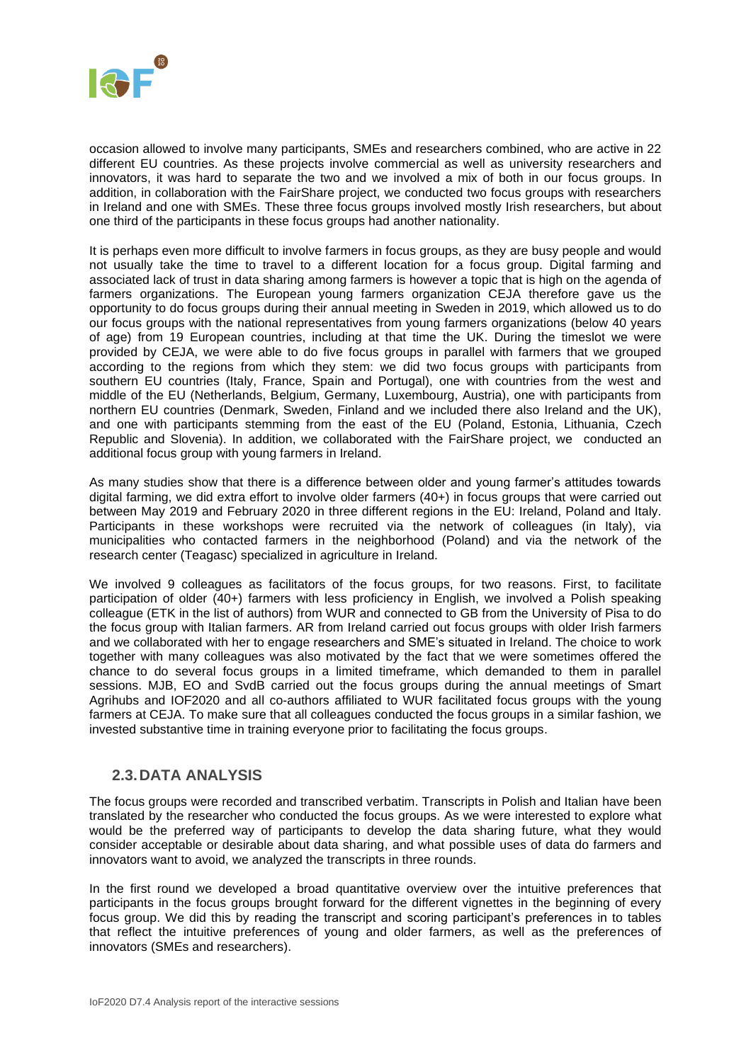occasion allowed to involve many participants, SMEs and researchers combined, who are active in 22 different EU countries. As these projects involve commercial as well as university researchers and innovators, it was hard to separate the two and we involved a mix of both in our focus groups. In addition, in collaboration with the FairShare project, we conducted two focus groups with researchers in Ireland and one with SMEs. These three focus groups involved mostly Irish researchers, but about one third of the participants in these focus groups had another nationality.

It is perhaps even more difficult to involve farmers in focus groups, as they are busy people and would not usually take the time to travel to a different location for a focus group. Digital farming and associated lack of trust in data sharing among farmers is however a topic that is high on the agenda of farmers organizations. The European young farmers organization CEJA therefore gave us the opportunity to do focus groups during their annual meeting in Sweden in 2019, which allowed us to do our focus groups with the national representatives from young farmers organizations (below 40 years of age) from 19 European countries, including at that time the UK. During the timeslot we were provided by CEJA, we were able to do five focus groups in parallel with farmers that we grouped according to the regions from which they stem: we did two focus groups with participants from southern EU countries (Italy, France, Spain and Portugal), one with countries from the west and middle of the EU (Netherlands, Belgium, Germany, Luxembourg, Austria), one with participants from northern EU countries (Denmark, Sweden, Finland and we included there also Ireland and the UK), and one with participants stemming from the east of the EU (Poland, Estonia, Lithuania, Czech Republic and Slovenia). In addition, we collaborated with the FairShare project, we conducted an additional focus group with young farmers in Ireland.

As many studies show that there is a difference between older and young farmer's attitudes towards digital farming, we did extra effort to involve older farmers (40+) in focus groups that were carried out between May 2019 and February 2020 in three different regions in the EU: Ireland, Poland and Italy. Participants in these workshops were recruited via the network of colleagues (in Italy), via municipalities who contacted farmers in the neighborhood (Poland) and via the network of the research center (Teagasc) specialized in agriculture in Ireland.

We involved 9 colleagues as facilitators of the focus groups, for two reasons. First, to facilitate participation of older (40+) farmers with less proficiency in English, we involved a Polish speaking colleague (ETK in the list of authors) from WUR and connected to GB from the University of Pisa to do the focus group with Italian farmers. AR from Ireland carried out focus groups with older Irish farmers and we collaborated with her to engage researchers and SME's situated in Ireland. The choice to work together with many colleagues was also motivated by the fact that we were sometimes offered the chance to do several focus groups in a limited timeframe, which demanded to them in parallel sessions. MJB, EO and SvdB carried out the focus groups during the annual meetings of Smart Agrihubs and IOF2020 and all co-authors affiliated to WUR facilitated focus groups with the young farmers at CEJA. To make sure that all colleagues conducted the focus groups in a similar fashion, we invested substantive time in training everyone prior to facilitating the focus groups.

## 2.3. DATA ANALYSIS

The focus groups were recorded and transcribed verbatim. Transcripts in Polish and Italian have been translated by the researcher who conducted the focus groups. As we were interested to explore what would be the preferred way of participants to develop the data sharing future, what they would consider acceptable or desirable about data sharing, and what possible uses of data do farmers and innovators want to avoid, we analyzed the transcripts in three rounds.

In the first round we developed a broad quantitative overview over the intuitive preferences that participants in the focus groups brought forward for the different vignettes in the beginning of every focus group. We did this by reading the transcript and scoring participant's preferences in to tables that reflect the intuitive preferences of young and older farmers, as well as the preferences of innovators (SMEs and researchers).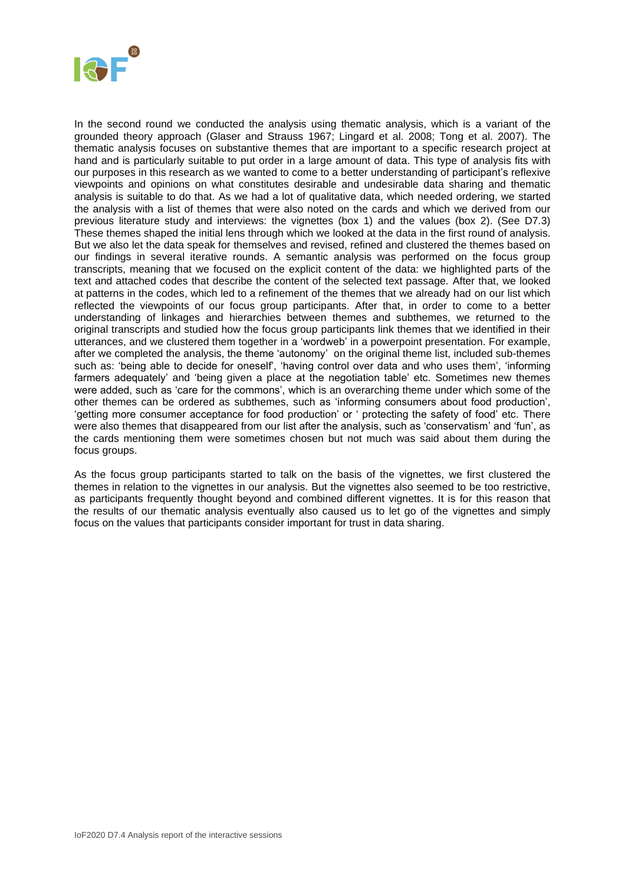In the second round we conducted the analysis using thematic analysis, which is a variant of the grounded theory approach (Glaser and Strauss 1967; Lingard et al. 2008; Tong et al. 2007). The thematic analysis focuses on substantive themes that are important to a specific research project at hand and is particularly suitable to put order in a large amount of data. This type of analysis fits with our purposes in this research as we wanted to come to a better understanding of participant's reflexive viewpoints and opinions on what constitutes desirable and undesirable data sharing and thematic analysis is suitable to do that. As we had a lot of qualitative data, which needed ordering, we started the analysis with a list of themes that were also noted on the cards and which we derived from our previous literature study and interviews: the vignettes (box 1) and the values (box 2). (See D7.3) These themes shaped the initial lens through which we looked at the data in the first round of analysis. But we also let the data speak for themselves and revised, refined and clustered the themes based on our findings in several iterative rounds. A semantic analysis was performed on the focus group transcripts, meaning that we focused on the explicit content of the data: we highlighted parts of the text and attached codes that describe the content of the selected text passage. After that, we looked at patterns in the codes, which led to a refinement of the themes that we already had on our list which reflected the viewpoints of our focus group participants. After that, in order to come to a better understanding of linkages and hierarchies between themes and subthemes, we returned to the original transcripts and studied how the focus group participants link themes that we identified in their utterances, and we clustered them together in a 'wordweb' in a powerpoint presentation. For example, after we completed the analysis, the theme 'autonomy' on the original theme list, included sub-themes such as: 'being able to decide for oneself', 'having control over data and who uses them', 'informing farmers adequately' and 'being given a place at the negotiation table' etc. Sometimes new themes were added, such as 'care for the commons', which is an overarching theme under which some of the other themes can be ordered as subthemes, such as 'informing consumers about food production', 'getting more consumer acceptance for food production' or ' protecting the safety of food' etc. There were also themes that disappeared from our list after the analysis, such as 'conservatism' and 'fun', as the cards mentioning them were sometimes chosen but not much was said about them during the focus groups.

As the focus group participants started to talk on the basis of the vignettes, we first clustered the themes in relation to the vignettes in our analysis. But the vignettes also seemed to be too restrictive, as participants frequently thought beyond and combined different vignettes. It is for this reason that the results of our thematic analysis eventually also caused us to let go of the vignettes and simply focus on the values that participants consider important for trust in data sharing.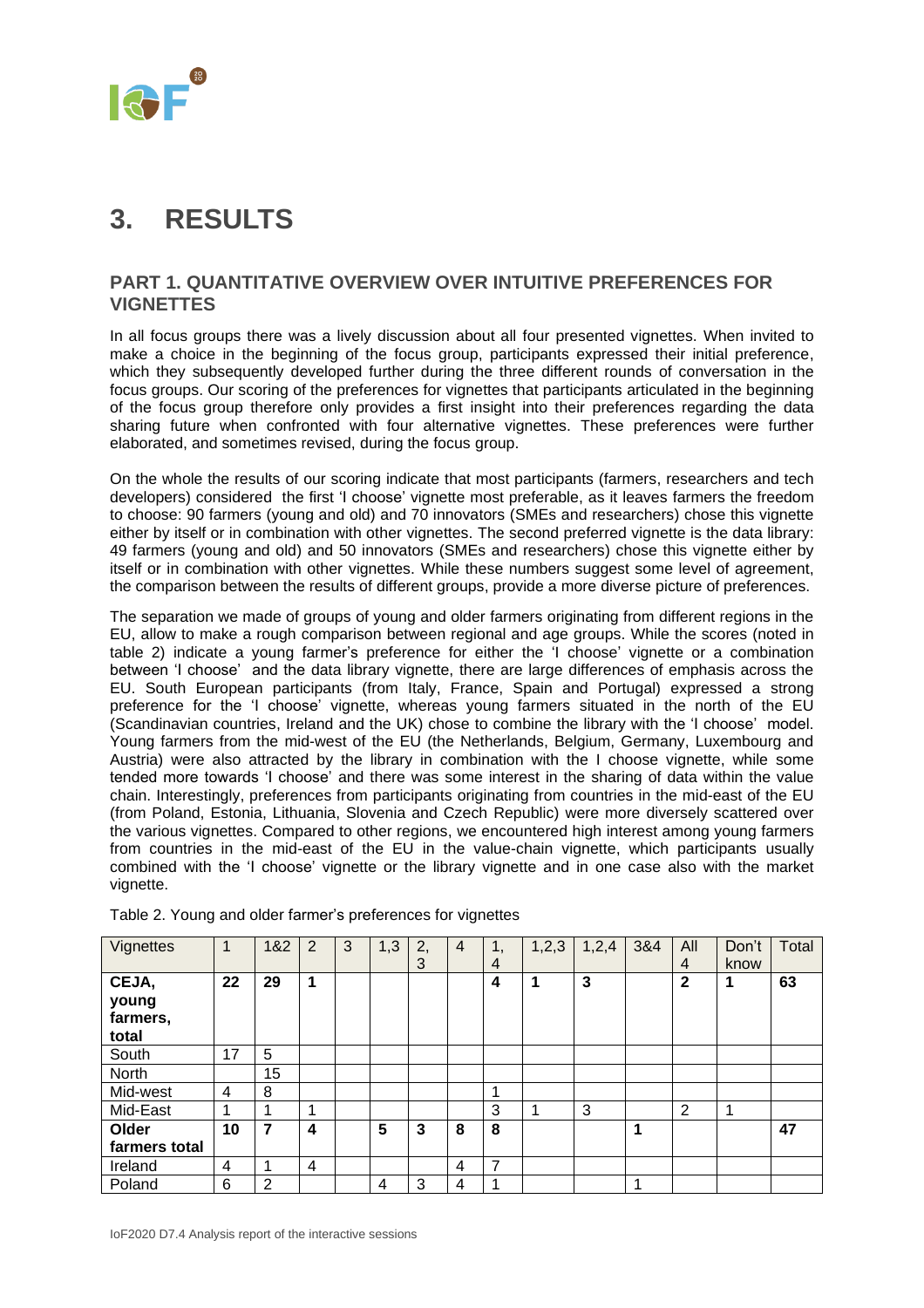# 3. RESULTS

## PART 1. QUANTITATIVE OVERVIEW OVER INTUITIVE PREFERENCES FOR VIGNETTES

In all focus groups there was a lively discussion about all four presented vignettes. When invited to make a choice in the beginning of the focus group, participants expressed their initial preference, which they subsequently developed further during the three different rounds of conversation in the focus groups. Our scoring of the preferences for vignettes that participants articulated in the beginning of the focus group therefore only provides a first insight into their preferences regarding the data sharing future when confronted with four alternative vignettes. These preferences were further elaborated, and sometimes revised, during the focus group.

On the whole the results of our scoring indicate that most participants (farmers, researchers and tech developers) considered the first 'I choose' vignette most preferable, as it leaves farmers the freedom to choose: 90 farmers (young and old) and 70 innovators (SMEs and researchers) chose this vignette either by itself or in combination with other vignettes. The second preferred vignette is the data library: 49 farmers (young and old) and 50 innovators (SMEs and researchers) chose this vignette either by itself or in combination with other vignettes. While these numbers suggest some level of agreement, the comparison between the results of different groups, provide a more diverse picture of preferences.

The separation we made of groups of young and older farmers originating from different regions in the EU, allow to make a rough comparison between regional and age groups. While the scores (noted in table 2) indicate a young farmer's preference for either the 'I choose' vignette or a combination between 'I choose' and the data library vignette, there are large differences of emphasis across the EU. South European participants (from Italy, France, Spain and Portugal) expressed a strong preference for the 'I choose' vignette, whereas young farmers situated in the north of the EU (Scandinavian countries, Ireland and the UK) chose to combine the library with the 'I choose' model. Young farmers from the mid-west of the EU (the Netherlands, Belgium, Germany, Luxembourg and Austria) were also attracted by the library in combination with the I choose vignette, while some tended more towards 'I choose' and there was some interest in the sharing of data within the value chain. Interestingly, preferences from participants originating from countries in the mid-east of the EU (from Poland, Estonia, Lithuania, Slovenia and Czech Republic) were more diversely scattered over the various vignettes. Compared to other regions, we encountered high interest among young farmers from countries in the mid-east of the EU in the value-chain vignette, which participants usually combined with the 'I choose' vignette or the library vignette and in one case also with the market vignette.

Table 2. Young and older farmer's preferences for vignettes

| Vignettes | 1 | 1&2 | 2 | 3 | 1,3 | 2, 3 | 4 | 1, 4 | 1,2,3 | 1,2,4 | 3&4 | All 4 | Don't know | Total |
|---|---|---|---|---|---|---|---|---|---|---|---|---|---|---|
| **CEJA, young farmers, total** | **22** | **29** | **1** | | | | | **4** | **1** | **3** | | **2** | **1** | **63** |
| South | 17 | 5 | | | | | | | | | | | | |
| North | | 15 | | | | | | | | | | | | |
| Mid-west | 4 | 8 | | | | | | 1 | | | | | | |
| Mid-East | 1 | 1 | 1 | | | | | 3 | 1 | 3 | | 2 | 1 | |
| **Older farmers total** | **10** | **7** | **4** | | **5** | **3** | **8** | **8** | | | **1** | | | **47** |
| Ireland | 4 | 1 | 4 | | | | 4 | 7 | | | | | | |
| Poland | 6 | 2 | | | 4 | 3 | 4 | 1 | | | 1 | | | |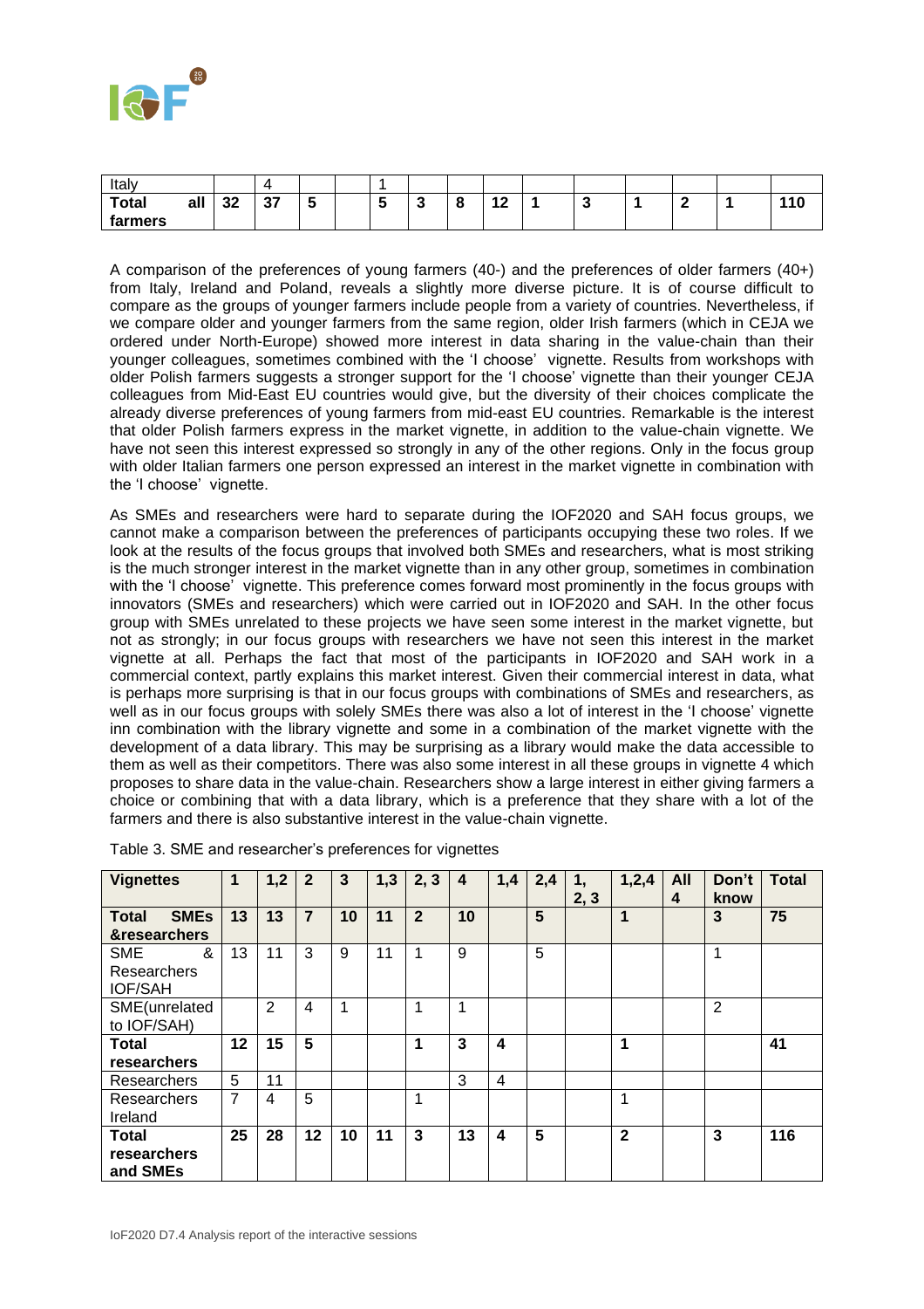| | | | | | | | | | | | | | | |
|---|---|---|---|---|---|---|---|---|---|---|---|---|---|---|
| Italy | | 4 | | | 1 | | | | | | | | | |
| **Total all farmers** | **32** | **37** | **5** | | **5** | **3** | **8** | **12** | **1** | **3** | **1** | **2** | **1** | **110** |

A comparison of the preferences of young farmers (40-) and the preferences of older farmers (40+) from Italy, Ireland and Poland, reveals a slightly more diverse picture. It is of course difficult to compare as the groups of younger farmers include people from a variety of countries. Nevertheless, if we compare older and younger farmers from the same region, older Irish farmers (which in CEJA we ordered under North-Europe) showed more interest in data sharing in the value-chain than their younger colleagues, sometimes combined with the 'I choose' vignette. Results from workshops with older Polish farmers suggests a stronger support for the 'I choose' vignette than their younger CEJA colleagues from Mid-East EU countries would give, but the diversity of their choices complicate the already diverse preferences of young farmers from mid-east EU countries. Remarkable is the interest that older Polish farmers express in the market vignette, in addition to the value-chain vignette. We have not seen this interest expressed so strongly in any of the other regions. Only in the focus group with older Italian farmers one person expressed an interest in the market vignette in combination with the 'I choose' vignette.

As SMEs and researchers were hard to separate during the IOF2020 and SAH focus groups, we cannot make a comparison between the preferences of participants occupying these two roles. If we look at the results of the focus groups that involved both SMEs and researchers, what is most striking is the much stronger interest in the market vignette than in any other group, sometimes in combination with the 'I choose' vignette. This preference comes forward most prominently in the focus groups with innovators (SMEs and researchers) which were carried out in IOF2020 and SAH. In the other focus group with SMEs unrelated to these projects we have seen some interest in the market vignette, but not as strongly; in our focus groups with researchers we have not seen this interest in the market vignette at all. Perhaps the fact that most of the participants in IOF2020 and SAH work in a commercial context, partly explains this market interest. Given their commercial interest in data, what is perhaps more surprising is that in our focus groups with combinations of SMEs and researchers, as well as in our focus groups with solely SMEs there was also a lot of interest in the 'I choose' vignette inn combination with the library vignette and some in a combination of the market vignette with the development of a data library. This may be surprising as a library would make the data accessible to them as well as their competitors. There was also some interest in all these groups in vignette 4 which proposes to share data in the value-chain. Researchers show a large interest in either giving farmers a choice or combining that with a data library, which is a preference that they share with a lot of the farmers and there is also substantive interest in the value-chain vignette.

Table 3. SME and researcher's preferences for vignettes

| **Vignettes** | **1** | **1,2** | **2** | **3** | **1,3** | **2, 3** | **4** | **1,4** | **2,4** | **1, 2, 3** | **1,2,4** | **All 4** | **Don't know** | **Total** |
|---|---|---|---|---|---|---|---|---|---|---|---|---|---|---|
| **Total SMEs &researchers** | **13** | **13** | **7** | **10** | **11** | **2** | **10** | | **5** | | **1** | | **3** | **75** |
| SME & Researchers IOF/SAH | 13 | 11 | 3 | 9 | 11 | 1 | 9 | | 5 | | | | 1 | |
| SME(unrelated to IOF/SAH) | | 2 | 4 | 1 | | 1 | 1 | | | | | | 2 | |
| **Total researchers** | **12** | **15** | **5** | | | **1** | **3** | **4** | | | **1** | | | **41** |
| Researchers | 5 | 11 | | | | | 3 | 4 | | | | | | |
| Researchers Ireland | 7 | 4 | 5 | | | 1 | | | | | 1 | | | |
| **Total researchers and SMEs** | **25** | **28** | **12** | **10** | **11** | **3** | **13** | **4** | **5** | | **2** | | **3** | **116** |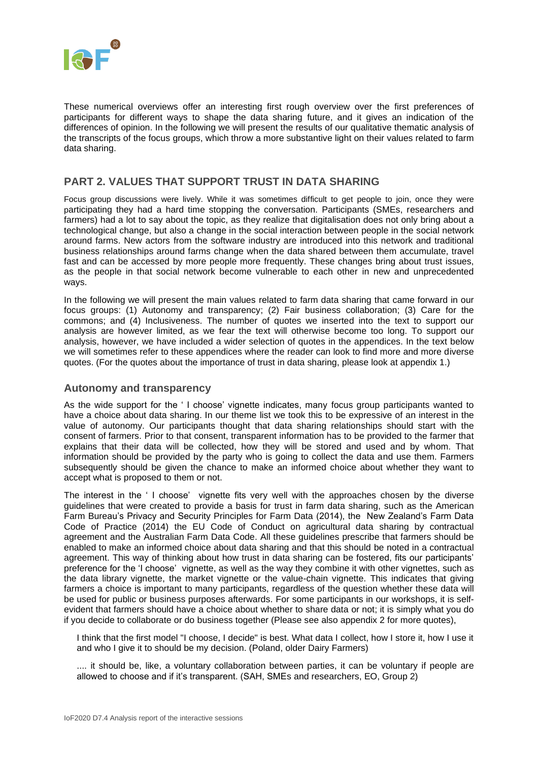These numerical overviews offer an interesting first rough overview over the first preferences of participants for different ways to shape the data sharing future, and it gives an indication of the differences of opinion. In the following we will present the results of our qualitative thematic analysis of the transcripts of the focus groups, which throw a more substantive light on their values related to farm data sharing.

## PART 2. VALUES THAT SUPPORT TRUST IN DATA SHARING

Focus group discussions were lively. While it was sometimes difficult to get people to join, once they were participating they had a hard time stopping the conversation. Participants (SMEs, researchers and farmers) had a lot to say about the topic, as they realize that digitalisation does not only bring about a technological change, but also a change in the social interaction between people in the social network around farms. New actors from the software industry are introduced into this network and traditional business relationships around farms change when the data shared between them accumulate, travel fast and can be accessed by more people more frequently. These changes bring about trust issues, as the people in that social network become vulnerable to each other in new and unprecedented ways.

In the following we will present the main values related to farm data sharing that came forward in our focus groups: (1) Autonomy and transparency; (2) Fair business collaboration; (3) Care for the commons; and (4) Inclusiveness. The number of quotes we inserted into the text to support our analysis are however limited, as we fear the text will otherwise become too long. To support our analysis, however, we have included a wider selection of quotes in the appendices. In the text below we will sometimes refer to these appendices where the reader can look to find more and more diverse quotes. (For the quotes about the importance of trust in data sharing, please look at appendix 1.)

### Autonomy and transparency

As the wide support for the ' I choose' vignette indicates, many focus group participants wanted to have a choice about data sharing. In our theme list we took this to be expressive of an interest in the value of autonomy. Our participants thought that data sharing relationships should start with the consent of farmers. Prior to that consent, transparent information has to be provided to the farmer that explains that their data will be collected, how they will be stored and used and by whom. That information should be provided by the party who is going to collect the data and use them. Farmers subsequently should be given the chance to make an informed choice about whether they want to accept what is proposed to them or not.

The interest in the ' I choose' vignette fits very well with the approaches chosen by the diverse guidelines that were created to provide a basis for trust in farm data sharing, such as the American Farm Bureau's Privacy and Security Principles for Farm Data (2014), the New Zealand's Farm Data Code of Practice (2014) the EU Code of Conduct on agricultural data sharing by contractual agreement and the Australian Farm Data Code. All these guidelines prescribe that farmers should be enabled to make an informed choice about data sharing and that this should be noted in a contractual agreement. This way of thinking about how trust in data sharing can be fostered, fits our participants' preference for the 'I choose' vignette, as well as the way they combine it with other vignettes, such as the data library vignette, the market vignette or the value-chain vignette. This indicates that giving farmers a choice is important to many participants, regardless of the question whether these data will be used for public or business purposes afterwards. For some participants in our workshops, it is self-evident that farmers should have a choice about whether to share data or not; it is simply what you do if you decide to collaborate or do business together (Please see also appendix 2 for more quotes),

> I think that the first model "I choose, I decide" is best. What data I collect, how I store it, how I use it and who I give it to should be my decision. (Poland, older Dairy Farmers)

> .... it should be, like, a voluntary collaboration between parties, it can be voluntary if people are allowed to choose and if it's transparent. (SAH, SMEs and researchers, EO, Group 2)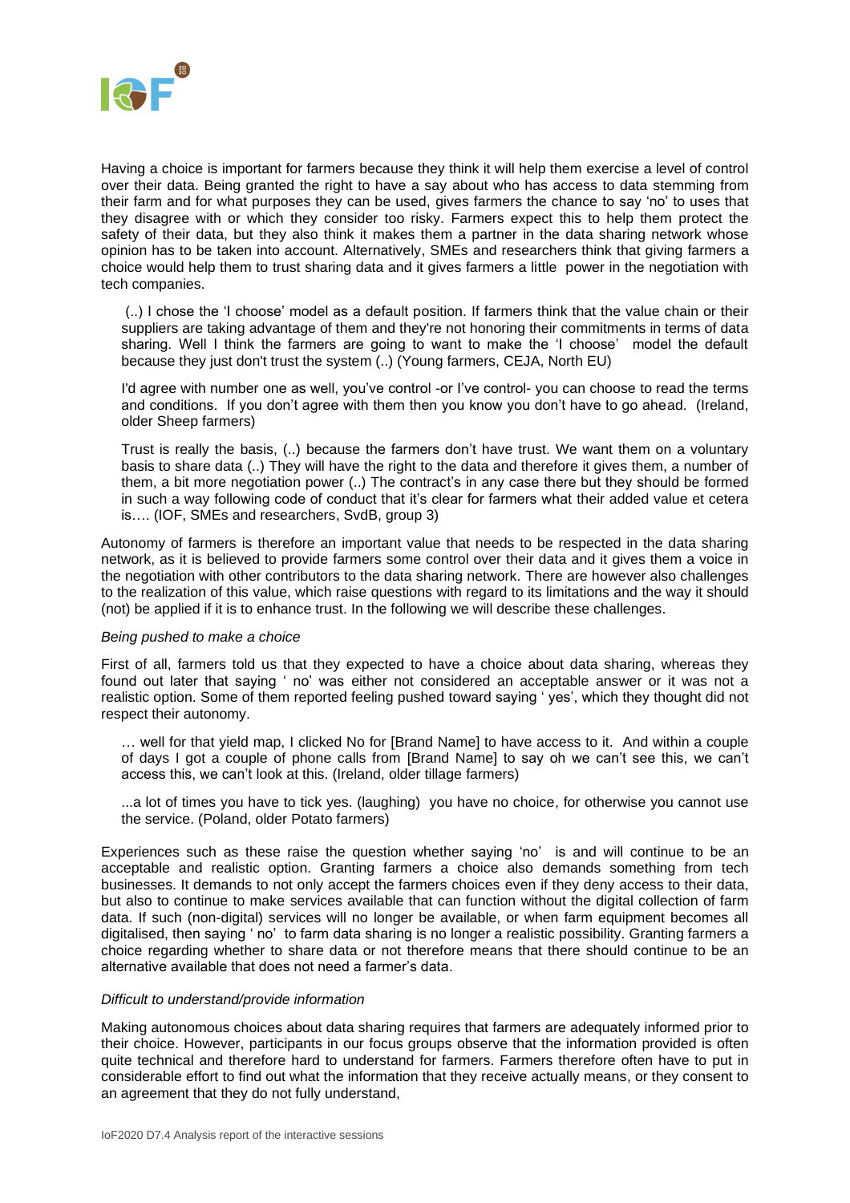Having a choice is important for farmers because they think it will help them exercise a level of control over their data. Being granted the right to have a say about who has access to data stemming from their farm and for what purposes they can be used, gives farmers the chance to say 'no' to uses that they disagree with or which they consider too risky. Farmers expect this to help them protect the safety of their data, but they also think it makes them a partner in the data sharing network whose opinion has to be taken into account. Alternatively, SMEs and researchers think that giving farmers a choice would help them to trust sharing data and it gives farmers a little power in the negotiation with tech companies.

> (..) I chose the 'I choose' model as a default position. If farmers think that the value chain or their suppliers are taking advantage of them and they're not honoring their commitments in terms of data sharing. Well I think the farmers are going to want to make the 'I choose' model the default because they just don't trust the system (..) (Young farmers, CEJA, North EU)

> I'd agree with number one as well, you've control -or I've control- you can choose to read the terms and conditions. If you don't agree with them then you know you don't have to go ahead. (Ireland, older Sheep farmers)

> Trust is really the basis, (..) because the farmers don't have trust. We want them on a voluntary basis to share data (..) They will have the right to the data and therefore it gives them, a number of them, a bit more negotiation power (..) The contract's in any case there but they should be formed in such a way following code of conduct that it's clear for farmers what their added value et cetera is…. (IOF, SMEs and researchers, SvdB, group 3)

Autonomy of farmers is therefore an important value that needs to be respected in the data sharing network, as it is believed to provide farmers some control over their data and it gives them a voice in the negotiation with other contributors to the data sharing network. There are however also challenges to the realization of this value, which raise questions with regard to its limitations and the way it should (not) be applied if it is to enhance trust. In the following we will describe these challenges.

*Being pushed to make a choice*

First of all, farmers told us that they expected to have a choice about data sharing, whereas they found out later that saying ' no' was either not considered an acceptable answer or it was not a realistic option. Some of them reported feeling pushed toward saying ' yes', which they thought did not respect their autonomy.

> … well for that yield map, I clicked No for [Brand Name] to have access to it. And within a couple of days I got a couple of phone calls from [Brand Name] to say oh we can't see this, we can't access this, we can't look at this. (Ireland, older tillage farmers)

> ...a lot of times you have to tick yes. (laughing) you have no choice, for otherwise you cannot use the service. (Poland, older Potato farmers)

Experiences such as these raise the question whether saying 'no' is and will continue to be an acceptable and realistic option. Granting farmers a choice also demands something from tech businesses. It demands to not only accept the farmers choices even if they deny access to their data, but also to continue to make services available that can function without the digital collection of farm data. If such (non-digital) services will no longer be available, or when farm equipment becomes all digitalised, then saying ' no' to farm data sharing is no longer a realistic possibility. Granting farmers a choice regarding whether to share data or not therefore means that there should continue to be an alternative available that does not need a farmer's data.

*Difficult to understand/provide information*

Making autonomous choices about data sharing requires that farmers are adequately informed prior to their choice. However, participants in our focus groups observe that the information provided is often quite technical and therefore hard to understand for farmers. Farmers therefore often have to put in considerable effort to find out what the information that they receive actually means, or they consent to an agreement that they do not fully understand,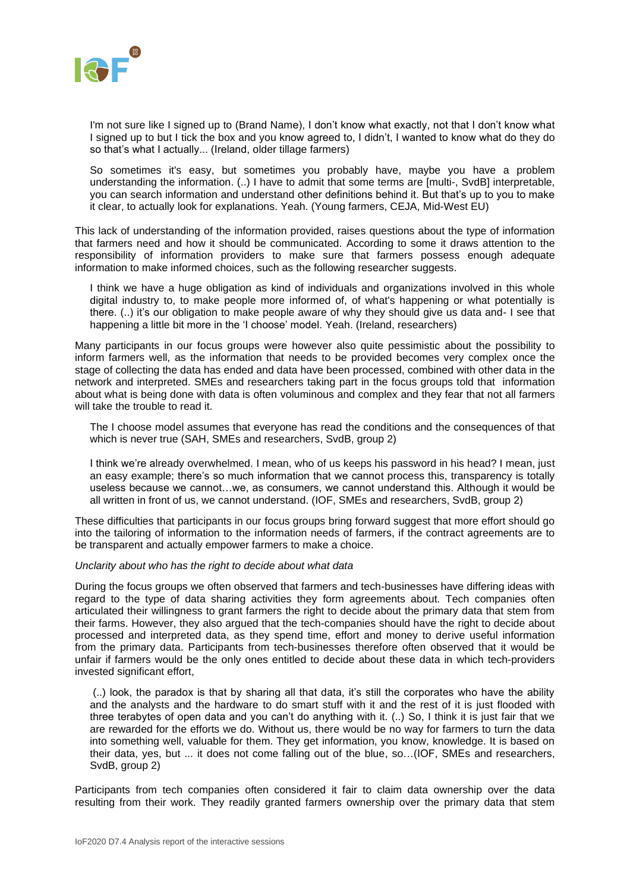> I'm not sure like I signed up to (Brand Name), I don't know what exactly, not that I don't know what I signed up to but I tick the box and you know agreed to, I didn't, I wanted to know what do they do so that's what I actually... (Ireland, older tillage farmers)

> So sometimes it's easy, but sometimes you probably have, maybe you have a problem understanding the information. (..) I have to admit that some terms are [multi-, SvdB] interpretable, you can search information and understand other definitions behind it. But that's up to you to make it clear, to actually look for explanations. Yeah. (Young farmers, CEJA, Mid-West EU)

This lack of understanding of the information provided, raises questions about the type of information that farmers need and how it should be communicated. According to some it draws attention to the responsibility of information providers to make sure that farmers possess enough adequate information to make informed choices, such as the following researcher suggests.

> I think we have a huge obligation as kind of individuals and organizations involved in this whole digital industry to, to make people more informed of, of what's happening or what potentially is there. (..) it's our obligation to make people aware of why they should give us data and- I see that happening a little bit more in the 'I choose' model. Yeah. (Ireland, researchers)

Many participants in our focus groups were however also quite pessimistic about the possibility to inform farmers well, as the information that needs to be provided becomes very complex once the stage of collecting the data has ended and data have been processed, combined with other data in the network and interpreted. SMEs and researchers taking part in the focus groups told that information about what is being done with data is often voluminous and complex and they fear that not all farmers will take the trouble to read it.

> The I choose model assumes that everyone has read the conditions and the consequences of that which is never true (SAH, SMEs and researchers, SvdB, group 2)

> I think we're already overwhelmed. I mean, who of us keeps his password in his head? I mean, just an easy example; there's so much information that we cannot process this, transparency is totally useless because we cannot…we, as consumers, we cannot understand this. Although it would be all written in front of us, we cannot understand. (IOF, SMEs and researchers, SvdB, group 2)

These difficulties that participants in our focus groups bring forward suggest that more effort should go into the tailoring of information to the information needs of farmers, if the contract agreements are to be transparent and actually empower farmers to make a choice.

*Unclarity about who has the right to decide about what data*

During the focus groups we often observed that farmers and tech-businesses have differing ideas with regard to the type of data sharing activities they form agreements about. Tech companies often articulated their willingness to grant farmers the right to decide about the primary data that stem from their farms. However, they also argued that the tech-companies should have the right to decide about processed and interpreted data, as they spend time, effort and money to derive useful information from the primary data. Participants from tech-businesses therefore often observed that it would be unfair if farmers would be the only ones entitled to decide about these data in which tech-providers invested significant effort,

> (..) look, the paradox is that by sharing all that data, it's still the corporates who have the ability and the analysts and the hardware to do smart stuff with it and the rest of it is just flooded with three terabytes of open data and you can't do anything with it. (..) So, I think it is just fair that we are rewarded for the efforts we do. Without us, there would be no way for farmers to turn the data into something well, valuable for them. They get information, you know, knowledge. It is based on their data, yes, but ... it does not come falling out of the blue, so…(IOF, SMEs and researchers, SvdB, group 2)

Participants from tech companies often considered it fair to claim data ownership over the data resulting from their work. They readily granted farmers ownership over the primary data that stem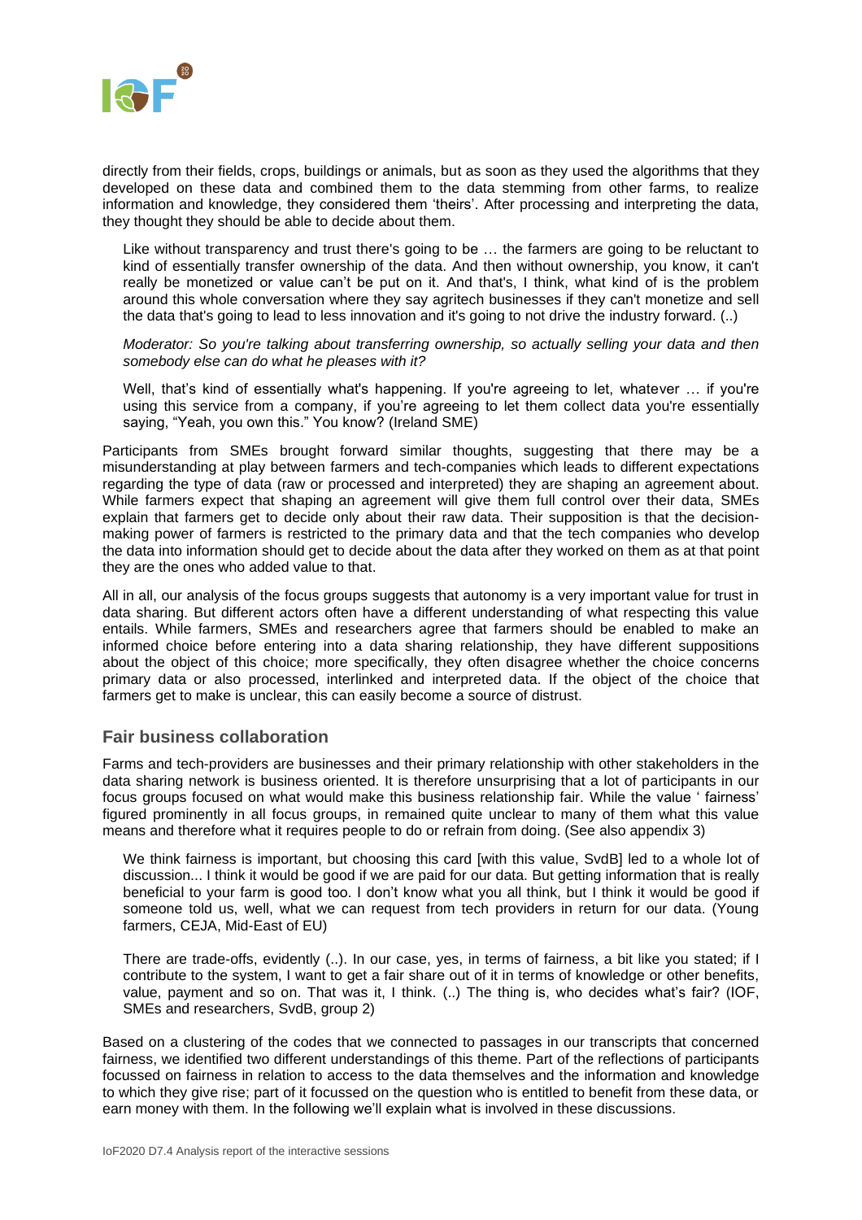directly from their fields, crops, buildings or animals, but as soon as they used the algorithms that they developed on these data and combined them to the data stemming from other farms, to realize information and knowledge, they considered them 'theirs'. After processing and interpreting the data, they thought they should be able to decide about them.

> Like without transparency and trust there's going to be … the farmers are going to be reluctant to kind of essentially transfer ownership of the data. And then without ownership, you know, it can't really be monetized or value can't be put on it. And that's, I think, what kind of is the problem around this whole conversation where they say agritech businesses if they can't monetize and sell the data that's going to lead to less innovation and it's going to not drive the industry forward. (..)
>
> *Moderator: So you're talking about transferring ownership, so actually selling your data and then somebody else can do what he pleases with it?*
>
> Well, that's kind of essentially what's happening. If you're agreeing to let, whatever … if you're using this service from a company, if you're agreeing to let them collect data you're essentially saying, "Yeah, you own this." You know? (Ireland SME)

Participants from SMEs brought forward similar thoughts, suggesting that there may be a misunderstanding at play between farmers and tech-companies which leads to different expectations regarding the type of data (raw or processed and interpreted) they are shaping an agreement about. While farmers expect that shaping an agreement will give them full control over their data, SMEs explain that farmers get to decide only about their raw data. Their supposition is that the decision-making power of farmers is restricted to the primary data and that the tech companies who develop the data into information should get to decide about the data after they worked on them as at that point they are the ones who added value to that.

All in all, our analysis of the focus groups suggests that autonomy is a very important value for trust in data sharing. But different actors often have a different understanding of what respecting this value entails. While farmers, SMEs and researchers agree that farmers should be enabled to make an informed choice before entering into a data sharing relationship, they have different suppositions about the object of this choice; more specifically, they often disagree whether the choice concerns primary data or also processed, interlinked and interpreted data. If the object of the choice that farmers get to make is unclear, this can easily become a source of distrust.

### Fair business collaboration

Farms and tech-providers are businesses and their primary relationship with other stakeholders in the data sharing network is business oriented. It is therefore unsurprising that a lot of participants in our focus groups focused on what would make this business relationship fair. While the value ' fairness' figured prominently in all focus groups, in remained quite unclear to many of them what this value means and therefore what it requires people to do or refrain from doing. (See also appendix 3)

> We think fairness is important, but choosing this card [with this value, SvdB] led to a whole lot of discussion... I think it would be good if we are paid for our data. But getting information that is really beneficial to your farm is good too. I don't know what you all think, but I think it would be good if someone told us, well, what we can request from tech providers in return for our data. (Young farmers, CEJA, Mid-East of EU)

> There are trade-offs, evidently (..). In our case, yes, in terms of fairness, a bit like you stated; if I contribute to the system, I want to get a fair share out of it in terms of knowledge or other benefits, value, payment and so on. That was it, I think. (..) The thing is, who decides what's fair? (IOF, SMEs and researchers, SvdB, group 2)

Based on a clustering of the codes that we connected to passages in our transcripts that concerned fairness, we identified two different understandings of this theme. Part of the reflections of participants focussed on fairness in relation to access to the data themselves and the information and knowledge to which they give rise; part of it focussed on the question who is entitled to benefit from these data, or earn money with them. In the following we'll explain what is involved in these discussions.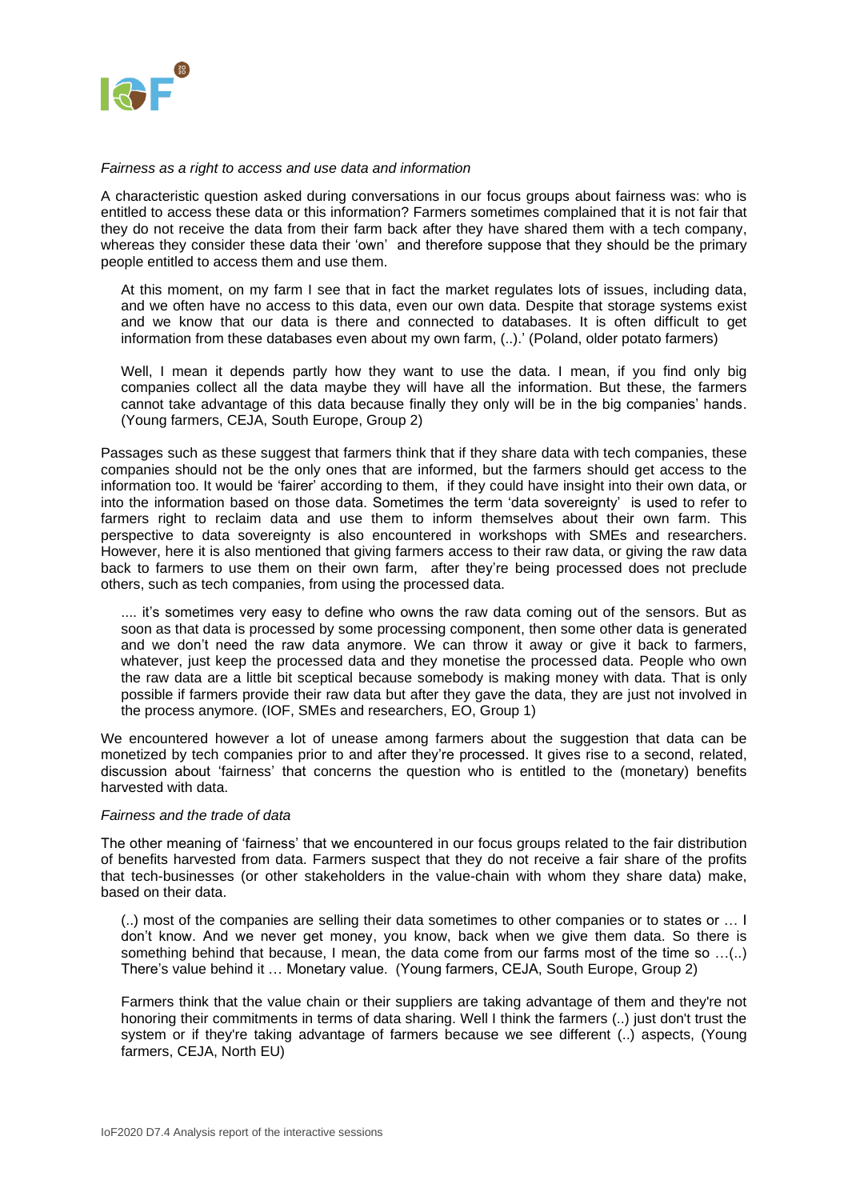*Fairness as a right to access and use data and information*

A characteristic question asked during conversations in our focus groups about fairness was: who is entitled to access these data or this information? Farmers sometimes complained that it is not fair that they do not receive the data from their farm back after they have shared them with a tech company, whereas they consider these data their 'own' and therefore suppose that they should be the primary people entitled to access them and use them.

> At this moment, on my farm I see that in fact the market regulates lots of issues, including data, and we often have no access to this data, even our own data. Despite that storage systems exist and we know that our data is there and connected to databases. It is often difficult to get information from these databases even about my own farm, (..).' (Poland, older potato farmers)

> Well, I mean it depends partly how they want to use the data. I mean, if you find only big companies collect all the data maybe they will have all the information. But these, the farmers cannot take advantage of this data because finally they only will be in the big companies' hands. (Young farmers, CEJA, South Europe, Group 2)

Passages such as these suggest that farmers think that if they share data with tech companies, these companies should not be the only ones that are informed, but the farmers should get access to the information too. It would be 'fairer' according to them, if they could have insight into their own data, or into the information based on those data. Sometimes the term 'data sovereignty' is used to refer to farmers right to reclaim data and use them to inform themselves about their own farm. This perspective to data sovereignty is also encountered in workshops with SMEs and researchers. However, here it is also mentioned that giving farmers access to their raw data, or giving the raw data back to farmers to use them on their own farm, after they're being processed does not preclude others, such as tech companies, from using the processed data.

> .... it's sometimes very easy to define who owns the raw data coming out of the sensors. But as soon as that data is processed by some processing component, then some other data is generated and we don't need the raw data anymore. We can throw it away or give it back to farmers, whatever, just keep the processed data and they monetise the processed data. People who own the raw data are a little bit sceptical because somebody is making money with data. That is only possible if farmers provide their raw data but after they gave the data, they are just not involved in the process anymore. (IOF, SMEs and researchers, EO, Group 1)

We encountered however a lot of unease among farmers about the suggestion that data can be monetized by tech companies prior to and after they're processed. It gives rise to a second, related, discussion about 'fairness' that concerns the question who is entitled to the (monetary) benefits harvested with data.

*Fairness and the trade of data*

The other meaning of 'fairness' that we encountered in our focus groups related to the fair distribution of benefits harvested from data. Farmers suspect that they do not receive a fair share of the profits that tech-businesses (or other stakeholders in the value-chain with whom they share data) make, based on their data.

> (..) most of the companies are selling their data sometimes to other companies or to states or … I don't know. And we never get money, you know, back when we give them data. So there is something behind that because, I mean, the data come from our farms most of the time so …(..) There's value behind it … Monetary value. (Young farmers, CEJA, South Europe, Group 2)

> Farmers think that the value chain or their suppliers are taking advantage of them and they're not honoring their commitments in terms of data sharing. Well I think the farmers (..) just don't trust the system or if they're taking advantage of farmers because we see different (..) aspects, (Young farmers, CEJA, North EU)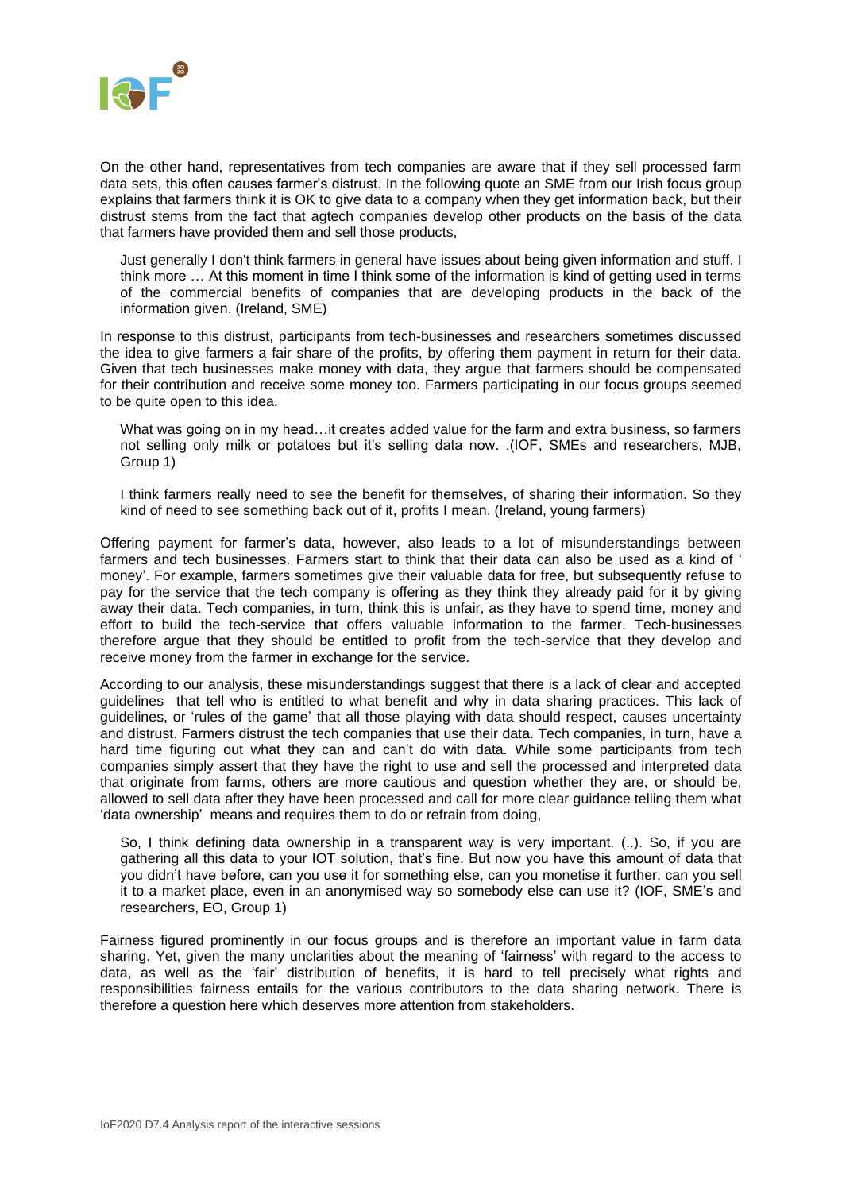On the other hand, representatives from tech companies are aware that if they sell processed farm data sets, this often causes farmer's distrust. In the following quote an SME from our Irish focus group explains that farmers think it is OK to give data to a company when they get information back, but their distrust stems from the fact that agtech companies develop other products on the basis of the data that farmers have provided them and sell those products,

> Just generally I don't think farmers in general have issues about being given information and stuff. I think more … At this moment in time I think some of the information is kind of getting used in terms of the commercial benefits of companies that are developing products in the back of the information given. (Ireland, SME)

In response to this distrust, participants from tech-businesses and researchers sometimes discussed the idea to give farmers a fair share of the profits, by offering them payment in return for their data. Given that tech businesses make money with data, they argue that farmers should be compensated for their contribution and receive some money too. Farmers participating in our focus groups seemed to be quite open to this idea.

> What was going on in my head…it creates added value for the farm and extra business, so farmers not selling only milk or potatoes but it's selling data now. .(IOF, SMEs and researchers, MJB, Group 1)

> I think farmers really need to see the benefit for themselves, of sharing their information. So they kind of need to see something back out of it, profits I mean. (Ireland, young farmers)

Offering payment for farmer's data, however, also leads to a lot of misunderstandings between farmers and tech businesses. Farmers start to think that their data can also be used as a kind of ' money'. For example, farmers sometimes give their valuable data for free, but subsequently refuse to pay for the service that the tech company is offering as they think they already paid for it by giving away their data. Tech companies, in turn, think this is unfair, as they have to spend time, money and effort to build the tech-service that offers valuable information to the farmer. Tech-businesses therefore argue that they should be entitled to profit from the tech-service that they develop and receive money from the farmer in exchange for the service.

According to our analysis, these misunderstandings suggest that there is a lack of clear and accepted guidelines that tell who is entitled to what benefit and why in data sharing practices. This lack of guidelines, or 'rules of the game' that all those playing with data should respect, causes uncertainty and distrust. Farmers distrust the tech companies that use their data. Tech companies, in turn, have a hard time figuring out what they can and can't do with data. While some participants from tech companies simply assert that they have the right to use and sell the processed and interpreted data that originate from farms, others are more cautious and question whether they are, or should be, allowed to sell data after they have been processed and call for more clear guidance telling them what 'data ownership' means and requires them to do or refrain from doing,

> So, I think defining data ownership in a transparent way is very important. (..). So, if you are gathering all this data to your IOT solution, that's fine. But now you have this amount of data that you didn't have before, can you use it for something else, can you monetise it further, can you sell it to a market place, even in an anonymised way so somebody else can use it? (IOF, SME's and researchers, EO, Group 1)

Fairness figured prominently in our focus groups and is therefore an important value in farm data sharing. Yet, given the many unclarities about the meaning of 'fairness' with regard to the access to data, as well as the 'fair' distribution of benefits, it is hard to tell precisely what rights and responsibilities fairness entails for the various contributors to the data sharing network. There is therefore a question here which deserves more attention from stakeholders.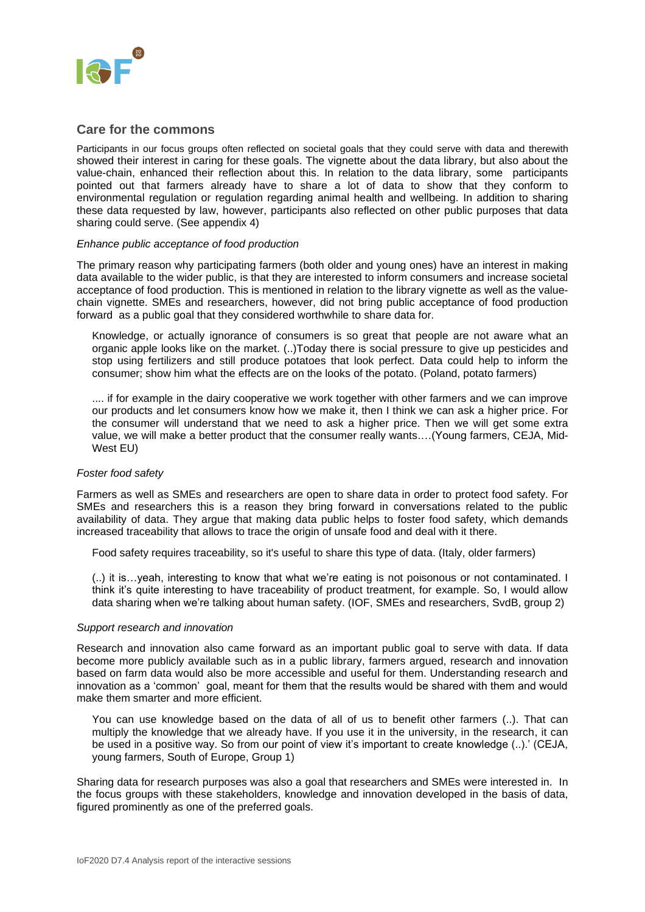## Care for the commons

Participants in our focus groups often reflected on societal goals that they could serve with data and therewith showed their interest in caring for these goals. The vignette about the data library, but also about the value-chain, enhanced their reflection about this. In relation to the data library, some participants pointed out that farmers already have to share a lot of data to show that they conform to environmental regulation or regulation regarding animal health and wellbeing. In addition to sharing these data requested by law, however, participants also reflected on other public purposes that data sharing could serve. (See appendix 4)

*Enhance public acceptance of food production*

The primary reason why participating farmers (both older and young ones) have an interest in making data available to the wider public, is that they are interested to inform consumers and increase societal acceptance of food production. This is mentioned in relation to the library vignette as well as the value-chain vignette. SMEs and researchers, however, did not bring public acceptance of food production forward as a public goal that they considered worthwhile to share data for.

> Knowledge, or actually ignorance of consumers is so great that people are not aware what an organic apple looks like on the market. (..)Today there is social pressure to give up pesticides and stop using fertilizers and still produce potatoes that look perfect. Data could help to inform the consumer; show him what the effects are on the looks of the potato. (Poland, potato farmers)

> .... if for example in the dairy cooperative we work together with other farmers and we can improve our products and let consumers know how we make it, then I think we can ask a higher price. For the consumer will understand that we need to ask a higher price. Then we will get some extra value, we will make a better product that the consumer really wants….(Young farmers, CEJA, Mid-West EU)

*Foster food safety*

Farmers as well as SMEs and researchers are open to share data in order to protect food safety. For SMEs and researchers this is a reason they bring forward in conversations related to the public availability of data. They argue that making data public helps to foster food safety, which demands increased traceability that allows to trace the origin of unsafe food and deal with it there.

> Food safety requires traceability, so it's useful to share this type of data. (Italy, older farmers)

> (..) it is…yeah, interesting to know that what we're eating is not poisonous or not contaminated. I think it's quite interesting to have traceability of product treatment, for example. So, I would allow data sharing when we're talking about human safety. (IOF, SMEs and researchers, SvdB, group 2)

*Support research and innovation*

Research and innovation also came forward as an important public goal to serve with data. If data become more publicly available such as in a public library, farmers argued, research and innovation based on farm data would also be more accessible and useful for them. Understanding research and innovation as a 'common' goal, meant for them that the results would be shared with them and would make them smarter and more efficient.

> You can use knowledge based on the data of all of us to benefit other farmers (..). That can multiply the knowledge that we already have. If you use it in the university, in the research, it can be used in a positive way. So from our point of view it's important to create knowledge (..).' (CEJA, young farmers, South of Europe, Group 1)

Sharing data for research purposes was also a goal that researchers and SMEs were interested in. In the focus groups with these stakeholders, knowledge and innovation developed in the basis of data, figured prominently as one of the preferred goals.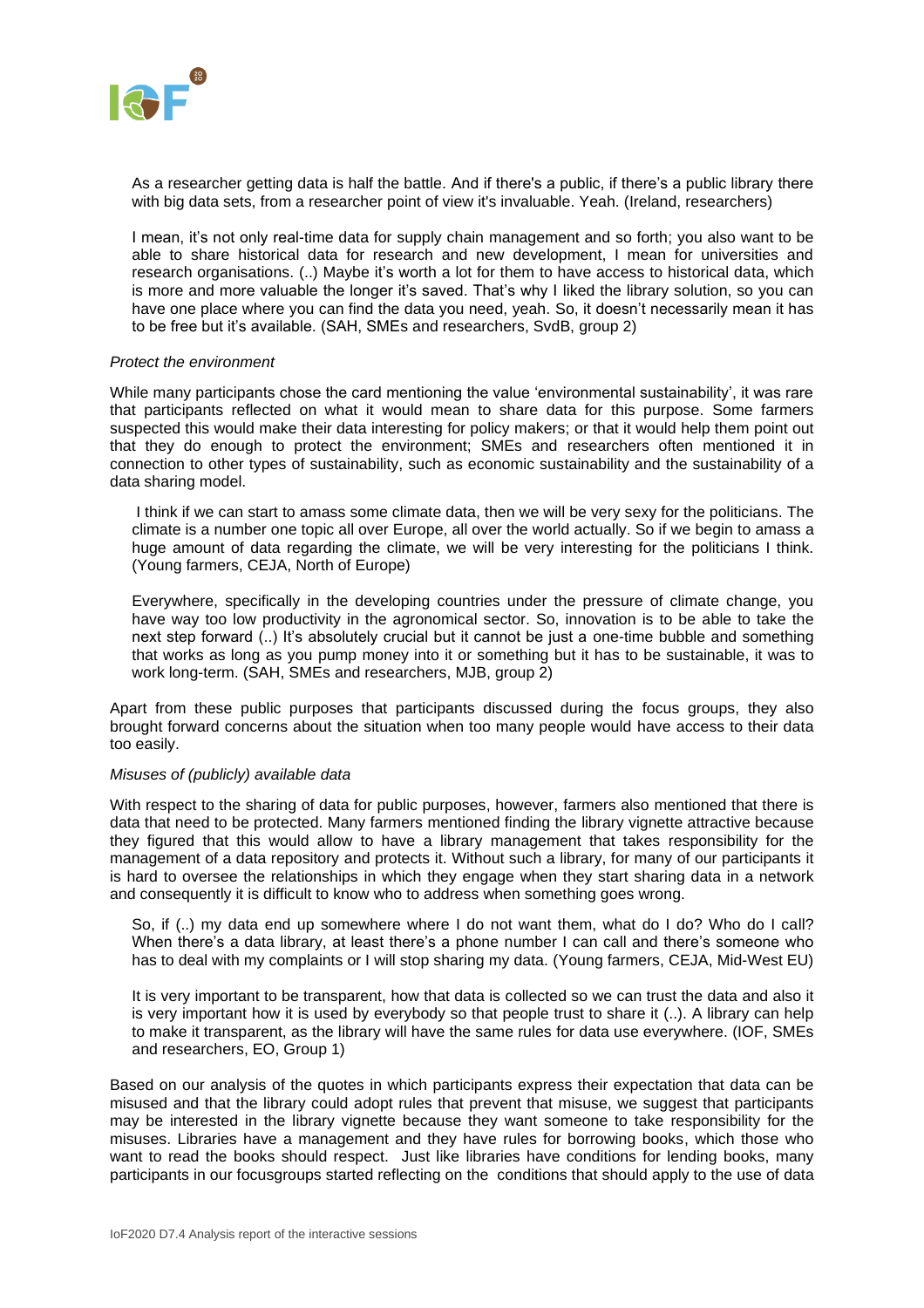> As a researcher getting data is half the battle. And if there's a public, if there's a public library there with big data sets, from a researcher point of view it's invaluable. Yeah. (Ireland, researchers)

> I mean, it's not only real-time data for supply chain management and so forth; you also want to be able to share historical data for research and new development, I mean for universities and research organisations. (..) Maybe it's worth a lot for them to have access to historical data, which is more and more valuable the longer it's saved. That's why I liked the library solution, so you can have one place where you can find the data you need, yeah. So, it doesn't necessarily mean it has to be free but it's available. (SAH, SMEs and researchers, SvdB, group 2)

*Protect the environment*

While many participants chose the card mentioning the value 'environmental sustainability', it was rare that participants reflected on what it would mean to share data for this purpose. Some farmers suspected this would make their data interesting for policy makers; or that it would help them point out that they do enough to protect the environment; SMEs and researchers often mentioned it in connection to other types of sustainability, such as economic sustainability and the sustainability of a data sharing model.

> I think if we can start to amass some climate data, then we will be very sexy for the politicians. The climate is a number one topic all over Europe, all over the world actually. So if we begin to amass a huge amount of data regarding the climate, we will be very interesting for the politicians I think. (Young farmers, CEJA, North of Europe)

> Everywhere, specifically in the developing countries under the pressure of climate change, you have way too low productivity in the agronomical sector. So, innovation is to be able to take the next step forward (..) It's absolutely crucial but it cannot be just a one-time bubble and something that works as long as you pump money into it or something but it has to be sustainable, it was to work long-term. (SAH, SMEs and researchers, MJB, group 2)

Apart from these public purposes that participants discussed during the focus groups, they also brought forward concerns about the situation when too many people would have access to their data too easily.

*Misuses of (publicly) available data*

With respect to the sharing of data for public purposes, however, farmers also mentioned that there is data that need to be protected. Many farmers mentioned finding the library vignette attractive because they figured that this would allow to have a library management that takes responsibility for the management of a data repository and protects it. Without such a library, for many of our participants it is hard to oversee the relationships in which they engage when they start sharing data in a network and consequently it is difficult to know who to address when something goes wrong.

> So, if (..) my data end up somewhere where I do not want them, what do I do? Who do I call? When there's a data library, at least there's a phone number I can call and there's someone who has to deal with my complaints or I will stop sharing my data. (Young farmers, CEJA, Mid-West EU)

> It is very important to be transparent, how that data is collected so we can trust the data and also it is very important how it is used by everybody so that people trust to share it (..). A library can help to make it transparent, as the library will have the same rules for data use everywhere. (IOF, SMEs and researchers, EO, Group 1)

Based on our analysis of the quotes in which participants express their expectation that data can be misused and that the library could adopt rules that prevent that misuse, we suggest that participants may be interested in the library vignette because they want someone to take responsibility for the misuses. Libraries have a management and they have rules for borrowing books, which those who want to read the books should respect. Just like libraries have conditions for lending books, many participants in our focusgroups started reflecting on the conditions that should apply to the use of data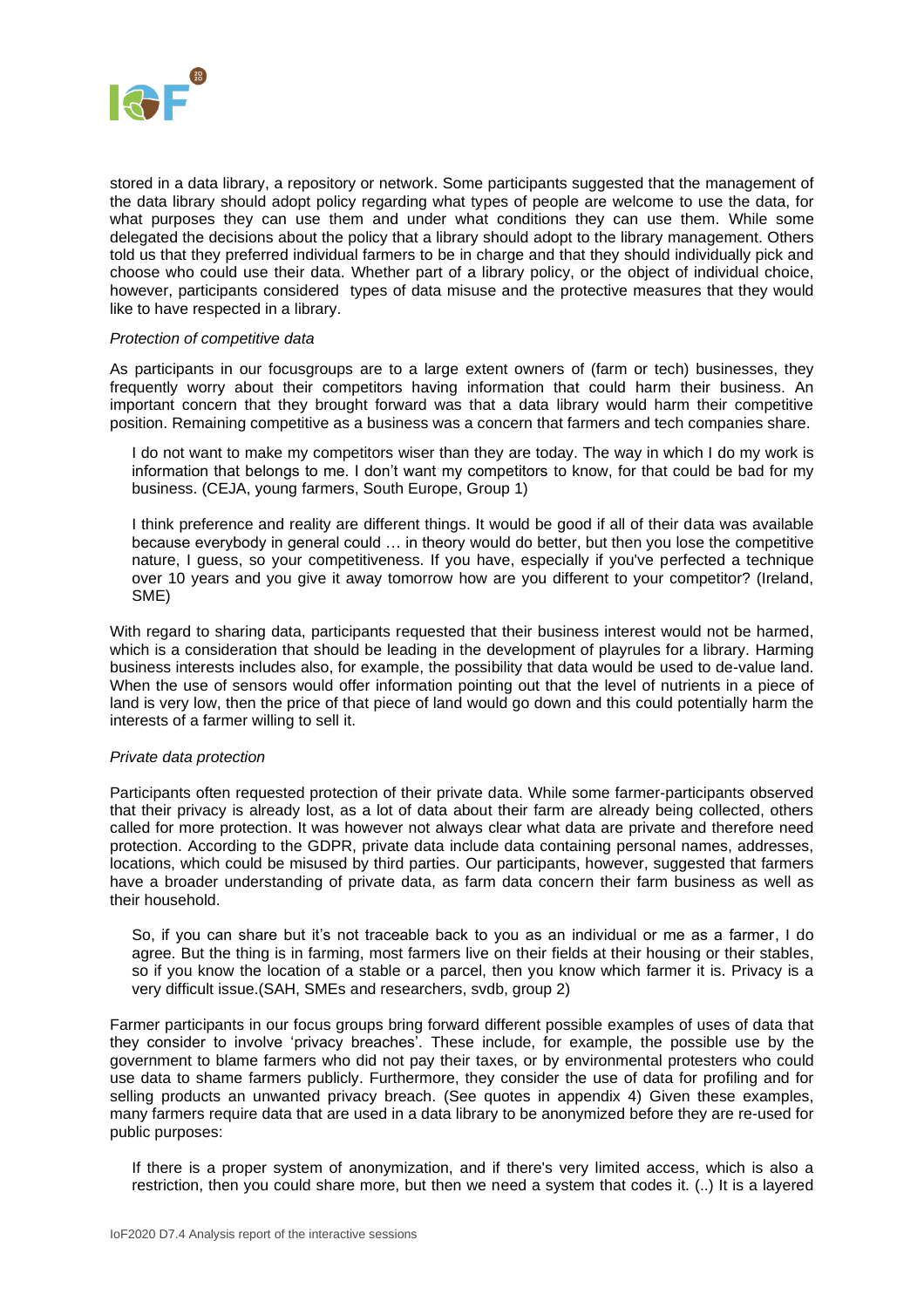stored in a data library, a repository or network. Some participants suggested that the management of the data library should adopt policy regarding what types of people are welcome to use the data, for what purposes they can use them and under what conditions they can use them. While some delegated the decisions about the policy that a library should adopt to the library management. Others told us that they preferred individual farmers to be in charge and that they should individually pick and choose who could use their data. Whether part of a library policy, or the object of individual choice, however, participants considered types of data misuse and the protective measures that they would like to have respected in a library.

*Protection of competitive data*

As participants in our focusgroups are to a large extent owners of (farm or tech) businesses, they frequently worry about their competitors having information that could harm their business. An important concern that they brought forward was that a data library would harm their competitive position. Remaining competitive as a business was a concern that farmers and tech companies share.

> I do not want to make my competitors wiser than they are today. The way in which I do my work is information that belongs to me. I don't want my competitors to know, for that could be bad for my business. (CEJA, young farmers, South Europe, Group 1)

> I think preference and reality are different things. It would be good if all of their data was available because everybody in general could … in theory would do better, but then you lose the competitive nature, I guess, so your competitiveness. If you have, especially if you've perfected a technique over 10 years and you give it away tomorrow how are you different to your competitor? (Ireland, SME)

With regard to sharing data, participants requested that their business interest would not be harmed, which is a consideration that should be leading in the development of playrules for a library. Harming business interests includes also, for example, the possibility that data would be used to de-value land. When the use of sensors would offer information pointing out that the level of nutrients in a piece of land is very low, then the price of that piece of land would go down and this could potentially harm the interests of a farmer willing to sell it.

*Private data protection*

Participants often requested protection of their private data. While some farmer-participants observed that their privacy is already lost, as a lot of data about their farm are already being collected, others called for more protection. It was however not always clear what data are private and therefore need protection. According to the GDPR, private data include data containing personal names, addresses, locations, which could be misused by third parties. Our participants, however, suggested that farmers have a broader understanding of private data, as farm data concern their farm business as well as their household.

> So, if you can share but it's not traceable back to you as an individual or me as a farmer, I do agree. But the thing is in farming, most farmers live on their fields at their housing or their stables, so if you know the location of a stable or a parcel, then you know which farmer it is. Privacy is a very difficult issue.(SAH, SMEs and researchers, svdb, group 2)

Farmer participants in our focus groups bring forward different possible examples of uses of data that they consider to involve 'privacy breaches'. These include, for example, the possible use by the government to blame farmers who did not pay their taxes, or by environmental protesters who could use data to shame farmers publicly. Furthermore, they consider the use of data for profiling and for selling products an unwanted privacy breach. (See quotes in appendix 4) Given these examples, many farmers require data that are used in a data library to be anonymized before they are re-used for public purposes:

> If there is a proper system of anonymization, and if there's very limited access, which is also a restriction, then you could share more, but then we need a system that codes it. (..) It is a layered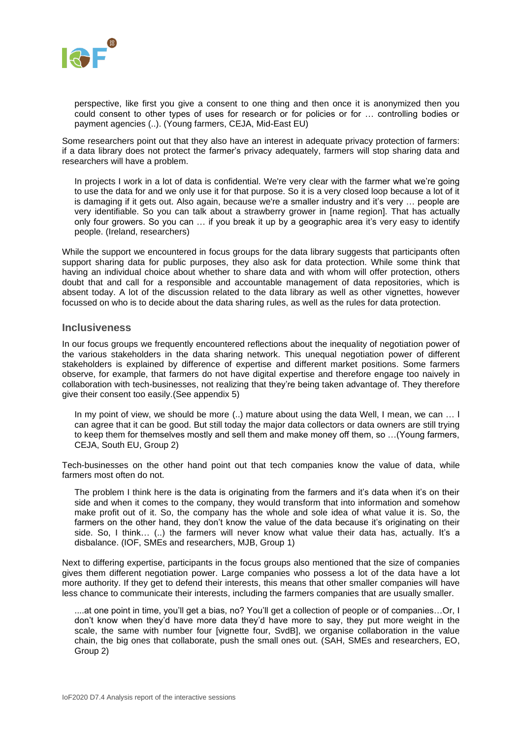perspective, like first you give a consent to one thing and then once it is anonymized then you could consent to other types of uses for research or for policies or for … controlling bodies or payment agencies (..). (Young farmers, CEJA, Mid-East EU)

Some researchers point out that they also have an interest in adequate privacy protection of farmers: if a data library does not protect the farmer's privacy adequately, farmers will stop sharing data and researchers will have a problem.

> In projects I work in a lot of data is confidential. We're very clear with the farmer what we're going to use the data for and we only use it for that purpose. So it is a very closed loop because a lot of it is damaging if it gets out. Also again, because we're a smaller industry and it's very … people are very identifiable. So you can talk about a strawberry grower in [name region]. That has actually only four growers. So you can … if you break it up by a geographic area it's very easy to identify people. (Ireland, researchers)

While the support we encountered in focus groups for the data library suggests that participants often support sharing data for public purposes, they also ask for data protection. While some think that having an individual choice about whether to share data and with whom will offer protection, others doubt that and call for a responsible and accountable management of data repositories, which is absent today. A lot of the discussion related to the data library as well as other vignettes, however focussed on who is to decide about the data sharing rules, as well as the rules for data protection.

## Inclusiveness

In our focus groups we frequently encountered reflections about the inequality of negotiation power of the various stakeholders in the data sharing network. This unequal negotiation power of different stakeholders is explained by difference of expertise and different market positions. Some farmers observe, for example, that farmers do not have digital expertise and therefore engage too naively in collaboration with tech-businesses, not realizing that they're being taken advantage of. They therefore give their consent too easily.(See appendix 5)

> In my point of view, we should be more (..) mature about using the data Well, I mean, we can … I can agree that it can be good. But still today the major data collectors or data owners are still trying to keep them for themselves mostly and sell them and make money off them, so …(Young farmers, CEJA, South EU, Group 2)

Tech-businesses on the other hand point out that tech companies know the value of data, while farmers most often do not.

> The problem I think here is the data is originating from the farmers and it's data when it's on their side and when it comes to the company, they would transform that into information and somehow make profit out of it. So, the company has the whole and sole idea of what value it is. So, the farmers on the other hand, they don't know the value of the data because it's originating on their side. So, I think… (..) the farmers will never know what value their data has, actually. It's a disbalance. (IOF, SMEs and researchers, MJB, Group 1)

Next to differing expertise, participants in the focus groups also mentioned that the size of companies gives them different negotiation power. Large companies who possess a lot of the data have a lot more authority. If they get to defend their interests, this means that other smaller companies will have less chance to communicate their interests, including the farmers companies that are usually smaller.

> ....at one point in time, you'll get a bias, no? You'll get a collection of people or of companies…Or, I don't know when they'd have more data they'd have more to say, they put more weight in the scale, the same with number four [vignette four, SvdB], we organise collaboration in the value chain, the big ones that collaborate, push the small ones out. (SAH, SMEs and researchers, EO, Group 2)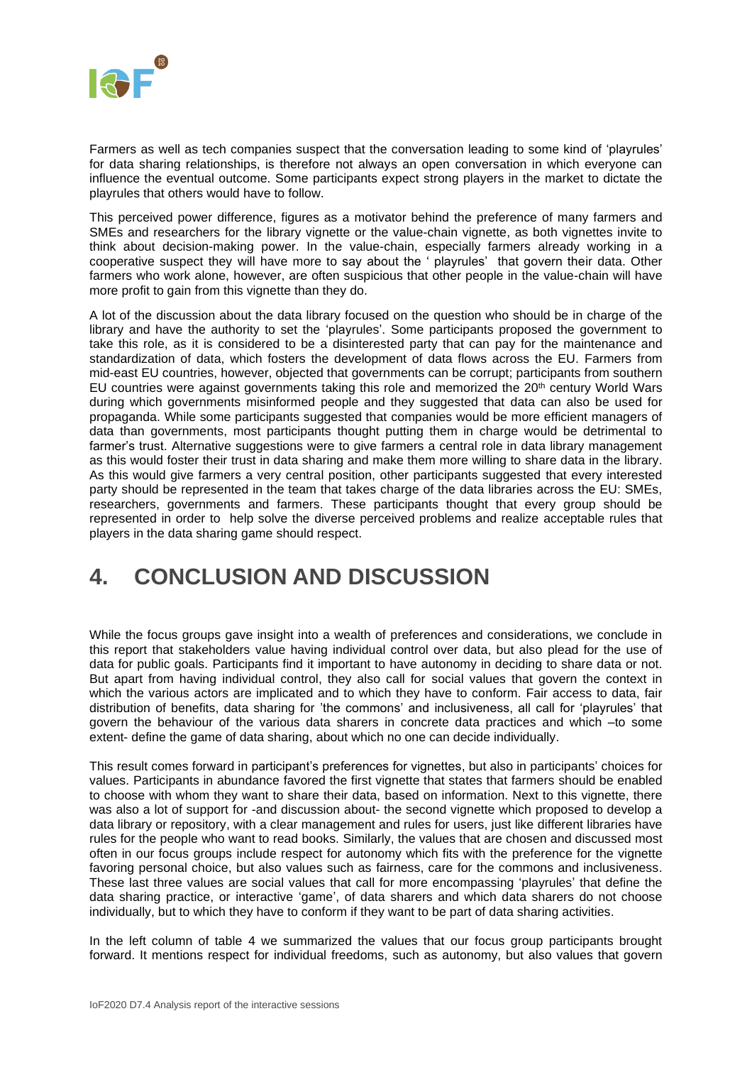Farmers as well as tech companies suspect that the conversation leading to some kind of 'playrules' for data sharing relationships, is therefore not always an open conversation in which everyone can influence the eventual outcome. Some participants expect strong players in the market to dictate the playrules that others would have to follow.

This perceived power difference, figures as a motivator behind the preference of many farmers and SMEs and researchers for the library vignette or the value-chain vignette, as both vignettes invite to think about decision-making power. In the value-chain, especially farmers already working in a cooperative suspect they will have more to say about the ' playrules' that govern their data. Other farmers who work alone, however, are often suspicious that other people in the value-chain will have more profit to gain from this vignette than they do.

A lot of the discussion about the data library focused on the question who should be in charge of the library and have the authority to set the 'playrules'. Some participants proposed the government to take this role, as it is considered to be a disinterested party that can pay for the maintenance and standardization of data, which fosters the development of data flows across the EU. Farmers from mid-east EU countries, however, objected that governments can be corrupt; participants from southern EU countries were against governments taking this role and memorized the 20th century World Wars during which governments misinformed people and they suggested that data can also be used for propaganda. While some participants suggested that companies would be more efficient managers of data than governments, most participants thought putting them in charge would be detrimental to farmer's trust. Alternative suggestions were to give farmers a central role in data library management as this would foster their trust in data sharing and make them more willing to share data in the library. As this would give farmers a very central position, other participants suggested that every interested party should be represented in the team that takes charge of the data libraries across the EU: SMEs, researchers, governments and farmers. These participants thought that every group should be represented in order to help solve the diverse perceived problems and realize acceptable rules that players in the data sharing game should respect.

# 4. CONCLUSION AND DISCUSSION

While the focus groups gave insight into a wealth of preferences and considerations, we conclude in this report that stakeholders value having individual control over data, but also plead for the use of data for public goals. Participants find it important to have autonomy in deciding to share data or not. But apart from having individual control, they also call for social values that govern the context in which the various actors are implicated and to which they have to conform. Fair access to data, fair distribution of benefits, data sharing for 'the commons' and inclusiveness, all call for 'playrules' that govern the behaviour of the various data sharers in concrete data practices and which –to some extent- define the game of data sharing, about which no one can decide individually.

This result comes forward in participant's preferences for vignettes, but also in participants' choices for values. Participants in abundance favored the first vignette that states that farmers should be enabled to choose with whom they want to share their data, based on information. Next to this vignette, there was also a lot of support for -and discussion about- the second vignette which proposed to develop a data library or repository, with a clear management and rules for users, just like different libraries have rules for the people who want to read books. Similarly, the values that are chosen and discussed most often in our focus groups include respect for autonomy which fits with the preference for the vignette favoring personal choice, but also values such as fairness, care for the commons and inclusiveness. These last three values are social values that call for more encompassing 'playrules' that define the data sharing practice, or interactive 'game', of data sharers and which data sharers do not choose individually, but to which they have to conform if they want to be part of data sharing activities.

In the left column of table 4 we summarized the values that our focus group participants brought forward. It mentions respect for individual freedoms, such as autonomy, but also values that govern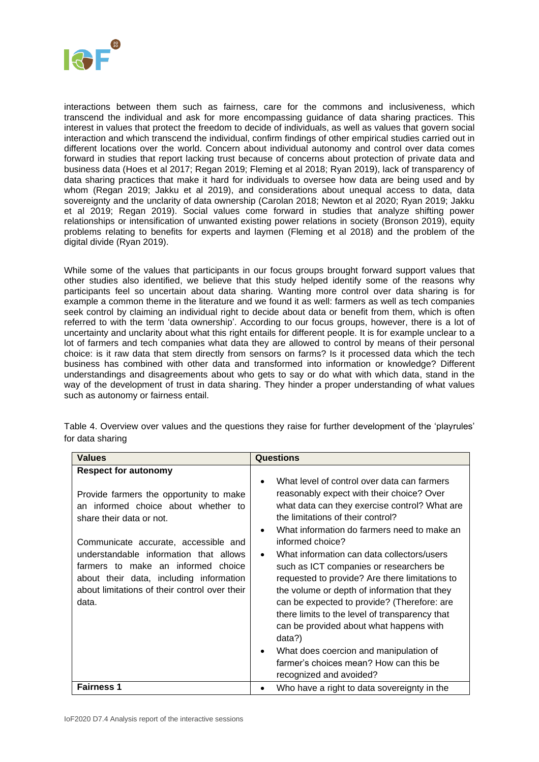interactions between them such as fairness, care for the commons and inclusiveness, which transcend the individual and ask for more encompassing guidance of data sharing practices. This interest in values that protect the freedom to decide of individuals, as well as values that govern social interaction and which transcend the individual, confirm findings of other empirical studies carried out in different locations over the world. Concern about individual autonomy and control over data comes forward in studies that report lacking trust because of concerns about protection of private data and business data (Hoes et al 2017; Regan 2019; Fleming et al 2018; Ryan 2019), lack of transparency of data sharing practices that make it hard for individuals to oversee how data are being used and by whom (Regan 2019; Jakku et al 2019), and considerations about unequal access to data, data sovereignty and the unclarity of data ownership (Carolan 2018; Newton et al 2020; Ryan 2019; Jakku et al 2019; Regan 2019). Social values come forward in studies that analyze shifting power relationships or intensification of unwanted existing power relations in society (Bronson 2019), equity problems relating to benefits for experts and laymen (Fleming et al 2018) and the problem of the digital divide (Ryan 2019).

While some of the values that participants in our focus groups brought forward support values that other studies also identified, we believe that this study helped identify some of the reasons why participants feel so uncertain about data sharing. Wanting more control over data sharing is for example a common theme in the literature and we found it as well: farmers as well as tech companies seek control by claiming an individual right to decide about data or benefit from them, which is often referred to with the term 'data ownership'. According to our focus groups, however, there is a lot of uncertainty and unclarity about what this right entails for different people. It is for example unclear to a lot of farmers and tech companies what data they are allowed to control by means of their personal choice: is it raw data that stem directly from sensors on farms? Is it processed data which the tech business has combined with other data and transformed into information or knowledge? Different understandings and disagreements about who gets to say or do what with which data, stand in the way of the development of trust in data sharing. They hinder a proper understanding of what values such as autonomy or fairness entail.

Table 4. Overview over values and the questions they raise for further development of the 'playrules' for data sharing

| Values | Questions |
|---|---|
| **Respect for autonomy**<br><br>Provide farmers the opportunity to make an informed choice about whether to share their data or not.<br><br>Communicate accurate, accessible and understandable information that allows farmers to make an informed choice about their data, including information about limitations of their control over their data. | • What level of control over data can farmers reasonably expect with their choice? Over what data can they exercise control? What are the limitations of their control?<br>• What information do farmers need to make an informed choice?<br>• What information can data collectors/users such as ICT companies or researchers be requested to provide? Are there limitations to the volume or depth of information that they can be expected to provide? (Therefore: are there limits to the level of transparency that can be provided about what happens with data?)<br>• What does coercion and manipulation of farmer's choices mean? How can this be recognized and avoided? |
| **Fairness 1** | • Who have a right to data sovereignty in the |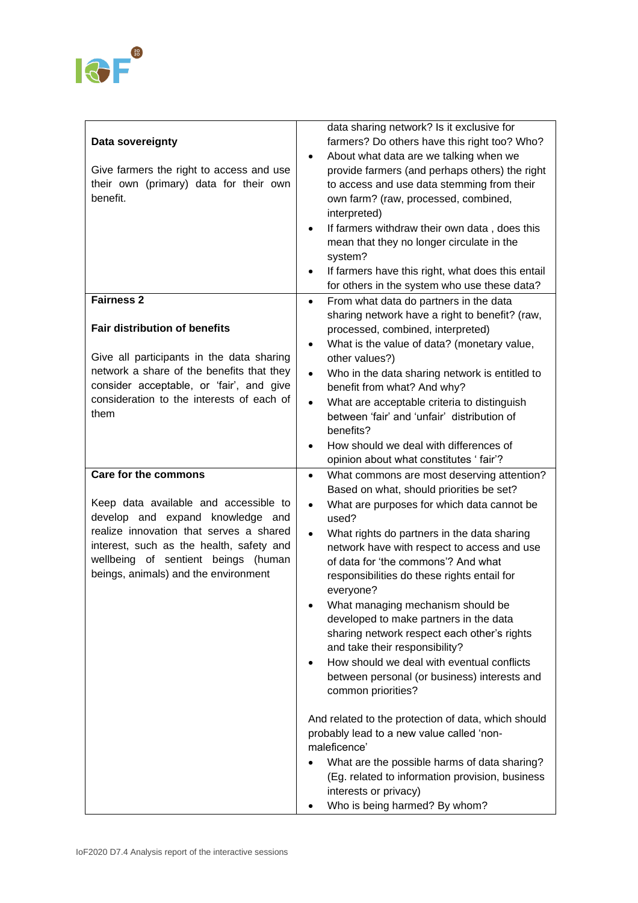| | |
|---|---|
| **Data sovereignty**<br><br>Give farmers the right to access and use their own (primary) data for their own benefit. | data sharing network? Is it exclusive for farmers? Do others have this right too? Who?<br>• About what data are we talking when we provide farmers (and perhaps others) the right to access and use data stemming from their own farm? (raw, processed, combined, interpreted)<br>• If farmers withdraw their own data , does this mean that they no longer circulate in the system?<br>• If farmers have this right, what does this entail for others in the system who use these data? |
| **Fairness 2**<br><br>**Fair distribution of benefits**<br><br>Give all participants in the data sharing network a share of the benefits that they consider acceptable, or 'fair', and give consideration to the interests of each of them | • From what data do partners in the data sharing network have a right to benefit? (raw, processed, combined, interpreted)<br>• What is the value of data? (monetary value, other values?)<br>• Who in the data sharing network is entitled to benefit from what? And why?<br>• What are acceptable criteria to distinguish between 'fair' and 'unfair' distribution of benefits?<br>• How should we deal with differences of opinion about what constitutes ' fair'? |
| **Care for the commons**<br><br>Keep data available and accessible to develop and expand knowledge and realize innovation that serves a shared interest, such as the health, safety and wellbeing of sentient beings (human beings, animals) and the environment | • What commons are most deserving attention? Based on what, should priorities be set?<br>• What are purposes for which data cannot be used?<br>• What rights do partners in the data sharing network have with respect to access and use of data for 'the commons'? And what responsibilities do these rights entail for everyone?<br>• What managing mechanism should be developed to make partners in the data sharing network respect each other's rights and take their responsibility?<br>• How should we deal with eventual conflicts between personal (or business) interests and common priorities?<br><br>And related to the protection of data, which should probably lead to a new value called 'non-maleficence'<br>• What are the possible harms of data sharing? (Eg. related to information provision, business interests or privacy)<br>• Who is being harmed? By whom? |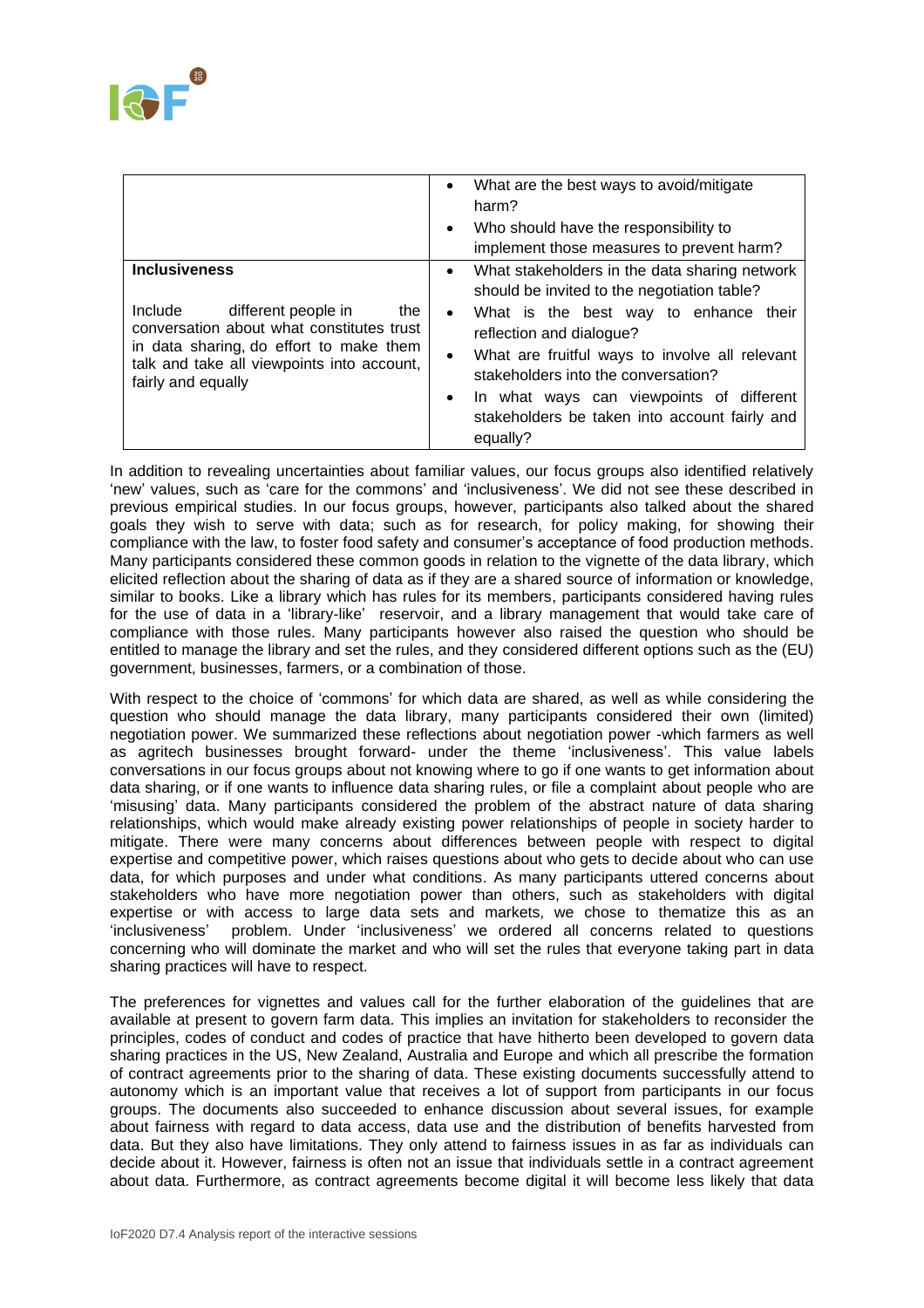| | |
|---|---|
| | • What are the best ways to avoid/mitigate harm?<br>• Who should have the responsibility to implement those measures to prevent harm? |
| **Inclusiveness**<br><br>Include different people in the conversation about what constitutes trust in data sharing, do effort to make them talk and take all viewpoints into account, fairly and equally | • What stakeholders in the data sharing network should be invited to the negotiation table?<br>• What is the best way to enhance their reflection and dialogue?<br>• What are fruitful ways to involve all relevant stakeholders into the conversation?<br>• In what ways can viewpoints of different stakeholders be taken into account fairly and equally? |

In addition to revealing uncertainties about familiar values, our focus groups also identified relatively 'new' values, such as 'care for the commons' and 'inclusiveness'. We did not see these described in previous empirical studies. In our focus groups, however, participants also talked about the shared goals they wish to serve with data; such as for research, for policy making, for showing their compliance with the law, to foster food safety and consumer's acceptance of food production methods. Many participants considered these common goods in relation to the vignette of the data library, which elicited reflection about the sharing of data as if they are a shared source of information or knowledge, similar to books. Like a library which has rules for its members, participants considered having rules for the use of data in a 'library-like' reservoir, and a library management that would take care of compliance with those rules. Many participants however also raised the question who should be entitled to manage the library and set the rules, and they considered different options such as the (EU) government, businesses, farmers, or a combination of those.

With respect to the choice of 'commons' for which data are shared, as well as while considering the question who should manage the data library, many participants considered their own (limited) negotiation power. We summarized these reflections about negotiation power -which farmers as well as agritech businesses brought forward- under the theme 'inclusiveness'. This value labels conversations in our focus groups about not knowing where to go if one wants to get information about data sharing, or if one wants to influence data sharing rules, or file a complaint about people who are 'misusing' data. Many participants considered the problem of the abstract nature of data sharing relationships, which would make already existing power relationships of people in society harder to mitigate. There were many concerns about differences between people with respect to digital expertise and competitive power, which raises questions about who gets to decide about who can use data, for which purposes and under what conditions. As many participants uttered concerns about stakeholders who have more negotiation power than others, such as stakeholders with digital expertise or with access to large data sets and markets, we chose to thematize this as an 'inclusiveness' problem. Under 'inclusiveness' we ordered all concerns related to questions concerning who will dominate the market and who will set the rules that everyone taking part in data sharing practices will have to respect.

The preferences for vignettes and values call for the further elaboration of the guidelines that are available at present to govern farm data. This implies an invitation for stakeholders to reconsider the principles, codes of conduct and codes of practice that have hitherto been developed to govern data sharing practices in the US, New Zealand, Australia and Europe and which all prescribe the formation of contract agreements prior to the sharing of data. These existing documents successfully attend to autonomy which is an important value that receives a lot of support from participants in our focus groups. The documents also succeeded to enhance discussion about several issues, for example about fairness with regard to data access, data use and the distribution of benefits harvested from data. But they also have limitations. They only attend to fairness issues in as far as individuals can decide about it. However, fairness is often not an issue that individuals settle in a contract agreement about data. Furthermore, as contract agreements become digital it will become less likely that data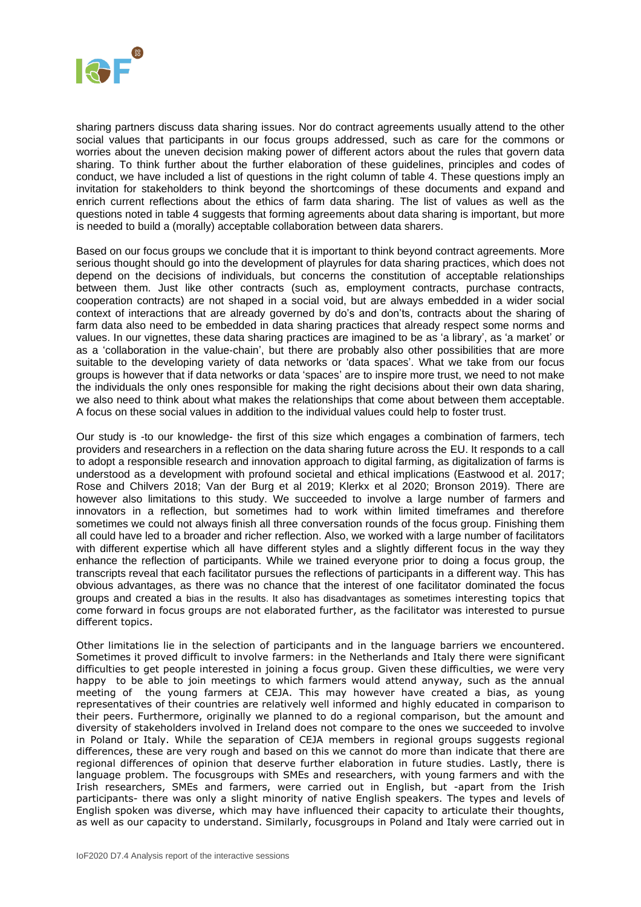sharing partners discuss data sharing issues. Nor do contract agreements usually attend to the other social values that participants in our focus groups addressed, such as care for the commons or worries about the uneven decision making power of different actors about the rules that govern data sharing. To think further about the further elaboration of these guidelines, principles and codes of conduct, we have included a list of questions in the right column of table 4. These questions imply an invitation for stakeholders to think beyond the shortcomings of these documents and expand and enrich current reflections about the ethics of farm data sharing. The list of values as well as the questions noted in table 4 suggests that forming agreements about data sharing is important, but more is needed to build a (morally) acceptable collaboration between data sharers.

Based on our focus groups we conclude that it is important to think beyond contract agreements. More serious thought should go into the development of playrules for data sharing practices, which does not depend on the decisions of individuals, but concerns the constitution of acceptable relationships between them. Just like other contracts (such as, employment contracts, purchase contracts, cooperation contracts) are not shaped in a social void, but are always embedded in a wider social context of interactions that are already governed by do's and don'ts, contracts about the sharing of farm data also need to be embedded in data sharing practices that already respect some norms and values. In our vignettes, these data sharing practices are imagined to be as 'a library', as 'a market' or as a 'collaboration in the value-chain', but there are probably also other possibilities that are more suitable to the developing variety of data networks or 'data spaces'. What we take from our focus groups is however that if data networks or data 'spaces' are to inspire more trust, we need to not make the individuals the only ones responsible for making the right decisions about their own data sharing, we also need to think about what makes the relationships that come about between them acceptable. A focus on these social values in addition to the individual values could help to foster trust.

Our study is -to our knowledge- the first of this size which engages a combination of farmers, tech providers and researchers in a reflection on the data sharing future across the EU. It responds to a call to adopt a responsible research and innovation approach to digital farming, as digitalization of farms is understood as a development with profound societal and ethical implications (Eastwood et al. 2017; Rose and Chilvers 2018; Van der Burg et al 2019; Klerkx et al 2020; Bronson 2019). There are however also limitations to this study. We succeeded to involve a large number of farmers and innovators in a reflection, but sometimes had to work within limited timeframes and therefore sometimes we could not always finish all three conversation rounds of the focus group. Finishing them all could have led to a broader and richer reflection. Also, we worked with a large number of facilitators with different expertise which all have different styles and a slightly different focus in the way they enhance the reflection of participants. While we trained everyone prior to doing a focus group, the transcripts reveal that each facilitator pursues the reflections of participants in a different way. This has obvious advantages, as there was no chance that the interest of one facilitator dominated the focus groups and created a bias in the results. It also has disadvantages as sometimes interesting topics that come forward in focus groups are not elaborated further, as the facilitator was interested to pursue different topics.

Other limitations lie in the selection of participants and in the language barriers we encountered. Sometimes it proved difficult to involve farmers: in the Netherlands and Italy there were significant difficulties to get people interested in joining a focus group. Given these difficulties, we were very happy to be able to join meetings to which farmers would attend anyway, such as the annual meeting of the young farmers at CEJA. This may however have created a bias, as young representatives of their countries are relatively well informed and highly educated in comparison to their peers. Furthermore, originally we planned to do a regional comparison, but the amount and diversity of stakeholders involved in Ireland does not compare to the ones we succeeded to involve in Poland or Italy. While the separation of CEJA members in regional groups suggests regional differences, these are very rough and based on this we cannot do more than indicate that there are regional differences of opinion that deserve further elaboration in future studies. Lastly, there is language problem. The focusgroups with SMEs and researchers, with young farmers and with the Irish researchers, SMEs and farmers, were carried out in English, but -apart from the Irish participants- there was only a slight minority of native English speakers. The types and levels of English spoken was diverse, which may have influenced their capacity to articulate their thoughts, as well as our capacity to understand. Similarly, focusgroups in Poland and Italy were carried out in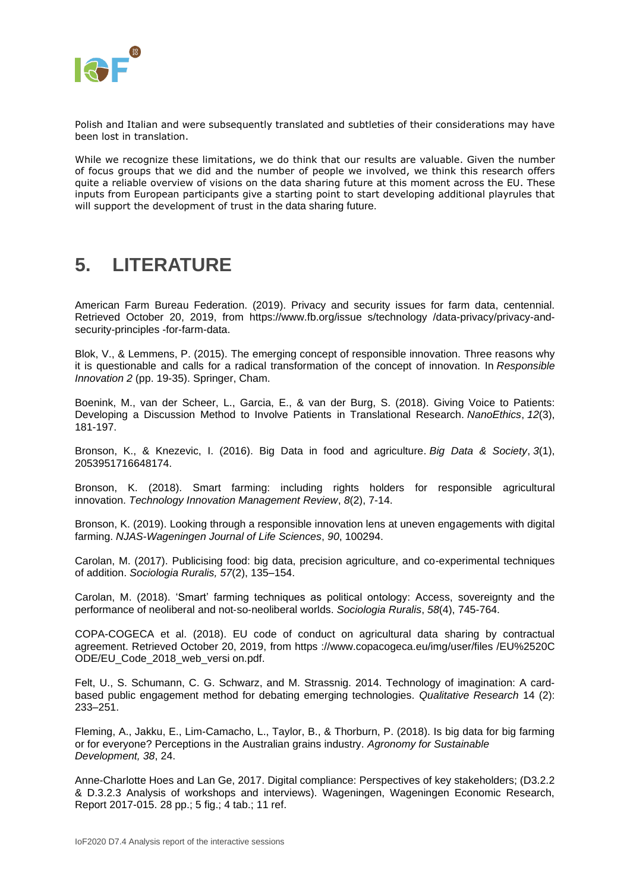Polish and Italian and were subsequently translated and subtleties of their considerations may have been lost in translation.

While we recognize these limitations, we do think that our results are valuable. Given the number of focus groups that we did and the number of people we involved, we think this research offers quite a reliable overview of visions on the data sharing future at this moment across the EU. These inputs from European participants give a starting point to start developing additional playrules that will support the development of trust in the data sharing future.

# 5. LITERATURE

American Farm Bureau Federation. (2019). Privacy and security issues for farm data, centennial. Retrieved October 20, 2019, from https://www.fb.org/issue s/technology /data-privacy/privacy-and-security-principles -for-farm-data.

Blok, V., & Lemmens, P. (2015). The emerging concept of responsible innovation. Three reasons why it is questionable and calls for a radical transformation of the concept of innovation. In *Responsible Innovation 2* (pp. 19-35). Springer, Cham.

Boenink, M., van der Scheer, L., Garcia, E., & van der Burg, S. (2018). Giving Voice to Patients: Developing a Discussion Method to Involve Patients in Translational Research. *NanoEthics*, *12*(3), 181-197.

Bronson, K., & Knezevic, I. (2016). Big Data in food and agriculture. *Big Data & Society*, *3*(1), 2053951716648174.

Bronson, K. (2018). Smart farming: including rights holders for responsible agricultural innovation. *Technology Innovation Management Review*, *8*(2), 7-14.

Bronson, K. (2019). Looking through a responsible innovation lens at uneven engagements with digital farming. *NJAS-Wageningen Journal of Life Sciences*, *90*, 100294.

Carolan, M. (2017). Publicising food: big data, precision agriculture, and co-experimental techniques of addition. *Sociologia Ruralis, 57*(2), 135–154.

Carolan, M. (2018). 'Smart' farming techniques as political ontology: Access, sovereignty and the performance of neoliberal and not-so-neoliberal worlds. *Sociologia Ruralis*, *58*(4), 745-764.

COPA-COGECA et al. (2018). EU code of conduct on agricultural data sharing by contractual agreement. Retrieved October 20, 2019, from https ://www.copacogeca.eu/img/user/files /EU%2520CODE/EU_Code_2018_web_versi on.pdf.

Felt, U., S. Schumann, C. G. Schwarz, and M. Strassnig. 2014. Technology of imagination: A card-based public engagement method for debating emerging technologies. *Qualitative Research* 14 (2): 233–251.

Fleming, A., Jakku, E., Lim-Camacho, L., Taylor, B., & Thorburn, P. (2018). Is big data for big farming or for everyone? Perceptions in the Australian grains industry. *Agronomy for Sustainable Development, 38*, 24.

Anne-Charlotte Hoes and Lan Ge, 2017. Digital compliance: Perspectives of key stakeholders; (D3.2.2 & D.3.2.3 Analysis of workshops and interviews). Wageningen, Wageningen Economic Research, Report 2017-015. 28 pp.; 5 fig.; 4 tab.; 11 ref.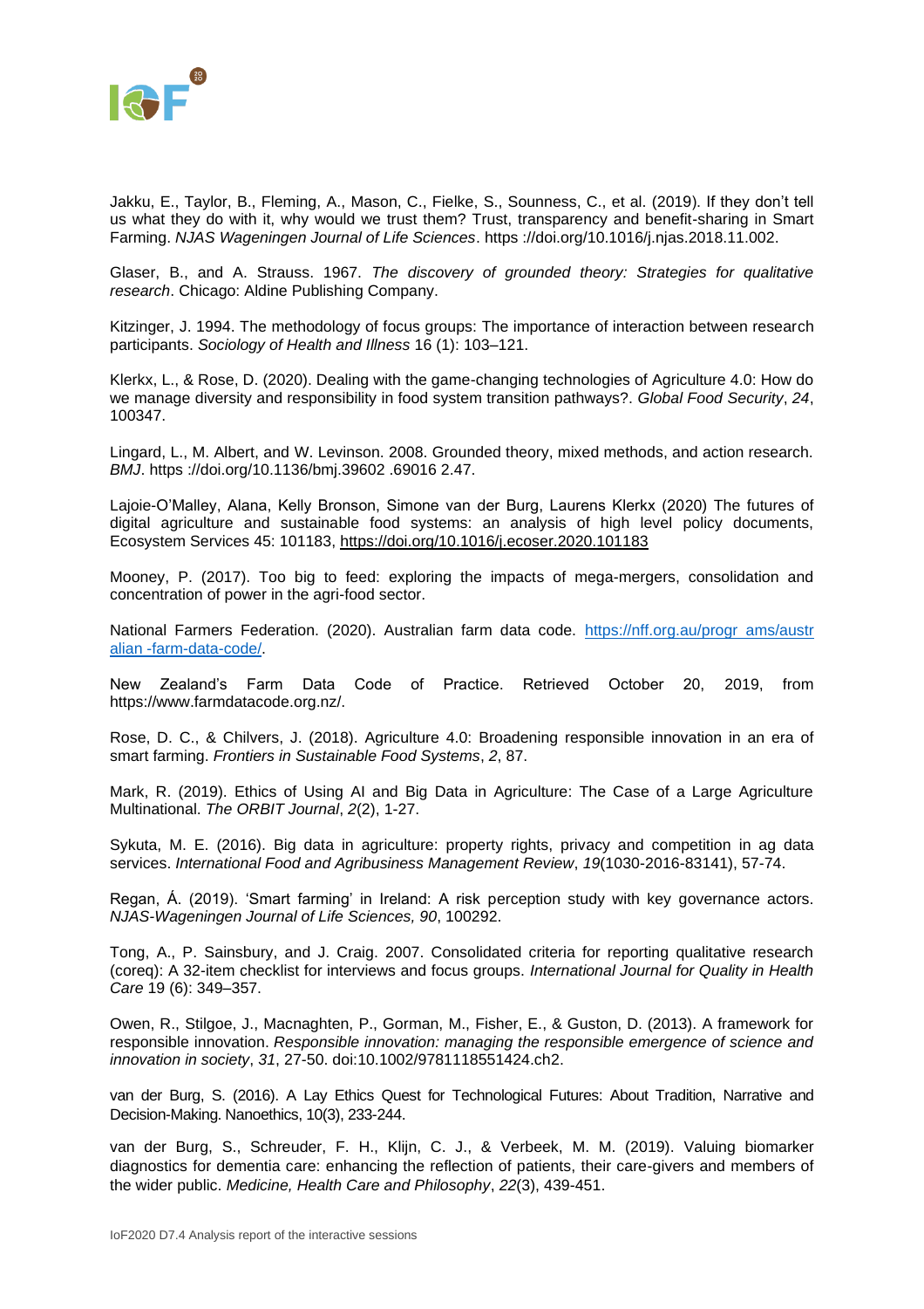Jakku, E., Taylor, B., Fleming, A., Mason, C., Fielke, S., Sounness, C., et al. (2019). If they don't tell us what they do with it, why would we trust them? Trust, transparency and benefit-sharing in Smart Farming. *NJAS Wageningen Journal of Life Sciences*. https ://doi.org/10.1016/j.njas.2018.11.002.

Glaser, B., and A. Strauss. 1967. *The discovery of grounded theory: Strategies for qualitative research*. Chicago: Aldine Publishing Company.

Kitzinger, J. 1994. The methodology of focus groups: The importance of interaction between research participants. *Sociology of Health and Illness* 16 (1): 103–121.

Klerkx, L., & Rose, D. (2020). Dealing with the game-changing technologies of Agriculture 4.0: How do we manage diversity and responsibility in food system transition pathways?. *Global Food Security*, *24*, 100347.

Lingard, L., M. Albert, and W. Levinson. 2008. Grounded theory, mixed methods, and action research. *BMJ*. https ://doi.org/10.1136/bmj.39602 .69016 2.47.

Lajoie-O'Malley, Alana, Kelly Bronson, Simone van der Burg, Laurens Klerkx (2020) The futures of digital agriculture and sustainable food systems: an analysis of high level policy documents, Ecosystem Services 45: 101183, https://doi.org/10.1016/j.ecoser.2020.101183

Mooney, P. (2017). Too big to feed: exploring the impacts of mega-mergers, consolidation and concentration of power in the agri-food sector.

National Farmers Federation. (2020). Australian farm data code. https://nff.org.au/progr ams/australian -farm-data-code/.

New Zealand's Farm Data Code of Practice. Retrieved October 20, 2019, from https://www.farmdatacode.org.nz/.

Rose, D. C., & Chilvers, J. (2018). Agriculture 4.0: Broadening responsible innovation in an era of smart farming. *Frontiers in Sustainable Food Systems*, *2*, 87.

Mark, R. (2019). Ethics of Using AI and Big Data in Agriculture: The Case of a Large Agriculture Multinational. *The ORBIT Journal*, *2*(2), 1-27.

Sykuta, M. E. (2016). Big data in agriculture: property rights, privacy and competition in ag data services. *International Food and Agribusiness Management Review*, *19*(1030-2016-83141), 57-74.

Regan, Á. (2019). 'Smart farming' in Ireland: A risk perception study with key governance actors. *NJAS-Wageningen Journal of Life Sciences, 90*, 100292.

Tong, A., P. Sainsbury, and J. Craig. 2007. Consolidated criteria for reporting qualitative research (coreq): A 32-item checklist for interviews and focus groups. *International Journal for Quality in Health Care* 19 (6): 349–357.

Owen, R., Stilgoe, J., Macnaghten, P., Gorman, M., Fisher, E., & Guston, D. (2013). A framework for responsible innovation. *Responsible innovation: managing the responsible emergence of science and innovation in society*, *31*, 27-50. doi:10.1002/9781118551424.ch2.

van der Burg, S. (2016). A Lay Ethics Quest for Technological Futures: About Tradition, Narrative and Decision-Making. Nanoethics, 10(3), 233-244.

van der Burg, S., Schreuder, F. H., Klijn, C. J., & Verbeek, M. M. (2019). Valuing biomarker diagnostics for dementia care: enhancing the reflection of patients, their care-givers and members of the wider public. *Medicine, Health Care and Philosophy*, *22*(3), 439-451.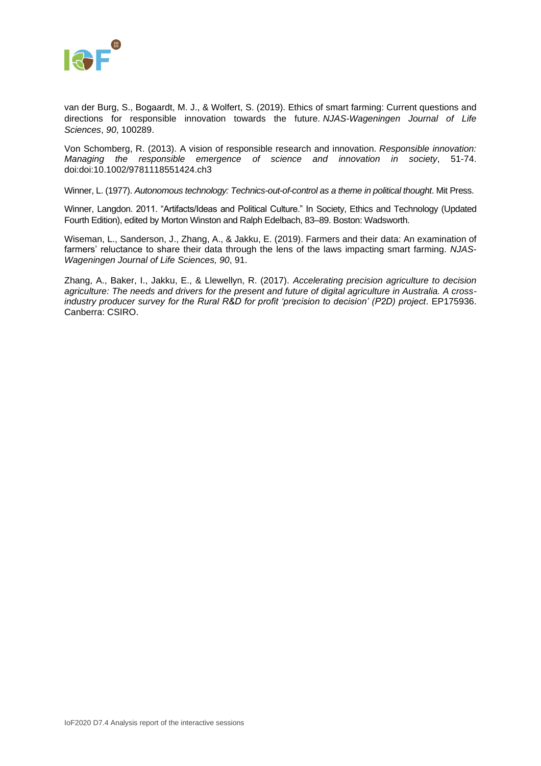van der Burg, S., Bogaardt, M. J., & Wolfert, S. (2019). Ethics of smart farming: Current questions and directions for responsible innovation towards the future. *NJAS-Wageningen Journal of Life Sciences*, *90*, 100289.

Von Schomberg, R. (2013). A vision of responsible research and innovation. *Responsible innovation: Managing the responsible emergence of science and innovation in society*, 51-74. doi:doi:10.1002/9781118551424.ch3

Winner, L. (1977). *Autonomous technology: Technics-out-of-control as a theme in political thought*. Mit Press.

Winner, Langdon. 2011. "Artifacts/Ideas and Political Culture." In Society, Ethics and Technology (Updated Fourth Edition), edited by Morton Winston and Ralph Edelbach, 83–89. Boston: Wadsworth.

Wiseman, L., Sanderson, J., Zhang, A., & Jakku, E. (2019). Farmers and their data: An examination of farmers' reluctance to share their data through the lens of the laws impacting smart farming. *NJAS-Wageningen Journal of Life Sciences, 90*, 91.

Zhang, A., Baker, I., Jakku, E., & Llewellyn, R. (2017). *Accelerating precision agriculture to decision agriculture: The needs and drivers for the present and future of digital agriculture in Australia. A cross-industry producer survey for the Rural R&D for profit 'precision to decision' (P2D) project*. EP175936. Canberra: CSIRO.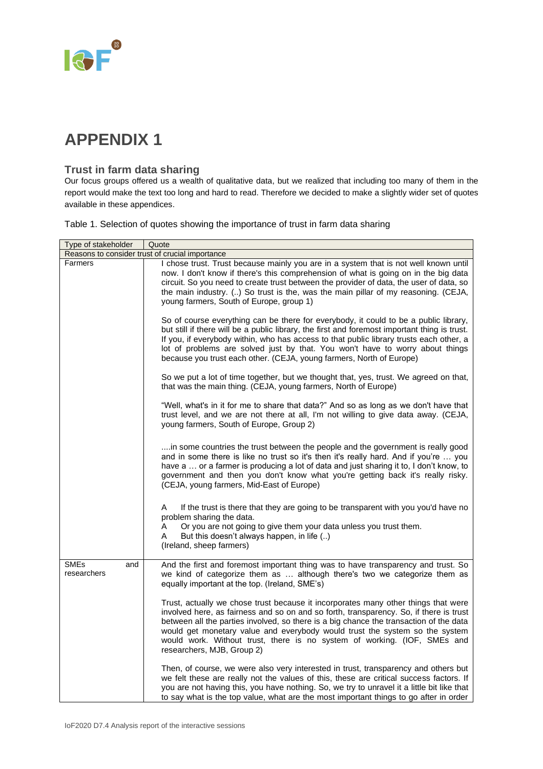# APPENDIX 1

## Trust in farm data sharing

Our focus groups offered us a wealth of qualitative data, but we realized that including too many of them in the report would make the text too long and hard to read. Therefore we decided to make a slightly wider set of quotes available in these appendices.

Table 1. Selection of quotes showing the importance of trust in farm data sharing

| Type of stakeholder | Quote |
|---|---|
| Reasons to consider trust of crucial importance | |
| Farmers | I chose trust. Trust because mainly you are in a system that is not well known until now. I don't know if there's this comprehension of what is going on in the big data circuit. So you need to create trust between the provider of data, the user of data, so the main industry. (..) So trust is the, was the main pillar of my reasoning. (CEJA, young farmers, South of Europe, group 1)<br><br>So of course everything can be there for everybody, it could to be a public library, but still if there will be a public library, the first and foremost important thing is trust. If you, if everybody within, who has access to that public library trusts each other, a lot of problems are solved just by that. You won't have to worry about things because you trust each other. (CEJA, young farmers, North of Europe)<br><br>So we put a lot of time together, but we thought that, yes, trust. We agreed on that, that was the main thing. (CEJA, young farmers, North of Europe)<br><br>"Well, what's in it for me to share that data?" And so as long as we don't have that trust level, and we are not there at all, I'm not willing to give data away. (CEJA, young farmers, South of Europe, Group 2)<br><br>....in some countries the trust between the people and the government is really good and in some there is like no trust so it's then it's really hard. And if you're … you have a … or a farmer is producing a lot of data and just sharing it to, I don't know, to government and then you don't know what you're getting back it's really risky. (CEJA, young farmers, Mid-East of Europe)<br><br>A If the trust is there that they are going to be transparent with you you'd have no problem sharing the data.<br>A Or you are not going to give them your data unless you trust them.<br>A But this doesn't always happen, in life (..)<br>(Ireland, sheep farmers) |
| SMEs and researchers | And the first and foremost important thing was to have transparency and trust. So we kind of categorize them as … although there's two we categorize them as equally important at the top. (Ireland, SME's)<br><br>Trust, actually we chose trust because it incorporates many other things that were involved here, as fairness and so on and so forth, transparency. So, if there is trust between all the parties involved, so there is a big chance the transaction of the data would get monetary value and everybody would trust the system so the system would work. Without trust, there is no system of working. (IOF, SMEs and researchers, MJB, Group 2)<br><br>Then, of course, we were also very interested in trust, transparency and others but we felt these are really not the values of this, these are critical success factors. If you are not having this, you have nothing. So, we try to unravel it a little bit like that to say what is the top value, what are the most important things to go after in order |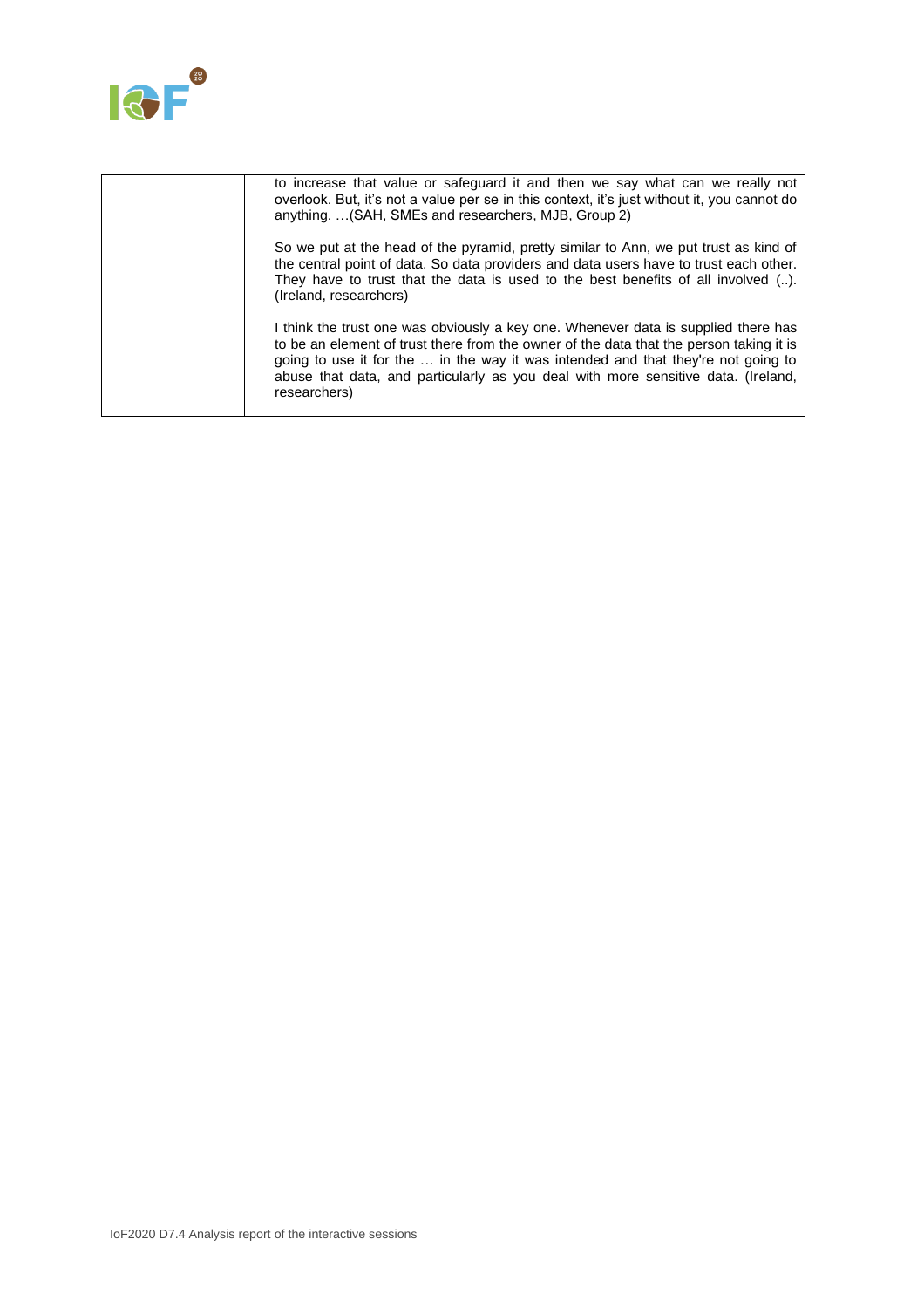| | |
|---|---|
| | to increase that value or safeguard it and then we say what can we really not overlook. But, it's not a value per se in this context, it's just without it, you cannot do anything. …(SAH, SMEs and researchers, MJB, Group 2)<br><br>So we put at the head of the pyramid, pretty similar to Ann, we put trust as kind of the central point of data. So data providers and data users have to trust each other. They have to trust that the data is used to the best benefits of all involved (..). (Ireland, researchers)<br><br>I think the trust one was obviously a key one. Whenever data is supplied there has to be an element of trust there from the owner of the data that the person taking it is going to use it for the … in the way it was intended and that they're not going to abuse that data, and particularly as you deal with more sensitive data. (Ireland, researchers) |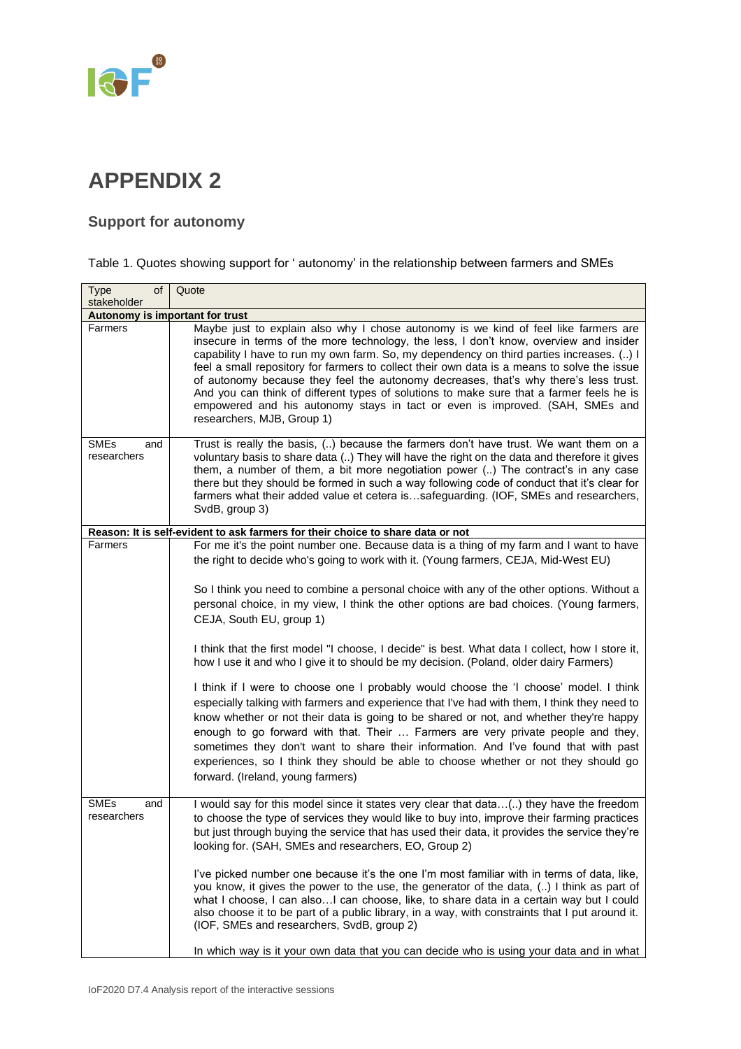# APPENDIX 2

## Support for autonomy

Table 1. Quotes showing support for ' autonomy' in the relationship between farmers and SMEs

| Type of stakeholder | Quote |
|---|---|
| **Autonomy is important for trust** | |
| Farmers | Maybe just to explain also why I chose autonomy is we kind of feel like farmers are insecure in terms of the more technology, the less, I don't know, overview and insider capability I have to run my own farm. So, my dependency on third parties increases. (..) I feel a small repository for farmers to collect their own data is a means to solve the issue of autonomy because they feel the autonomy decreases, that's why there's less trust. And you can think of different types of solutions to make sure that a farmer feels he is empowered and his autonomy stays in tact or even is improved. (SAH, SMEs and researchers, MJB, Group 1) |
| SMEs and researchers | Trust is really the basis, (..) because the farmers don't have trust. We want them on a voluntary basis to share data (..) They will have the right on the data and therefore it gives them, a number of them, a bit more negotiation power (..) The contract's in any case there but they should be formed in such a way following code of conduct that it's clear for farmers what their added value et cetera is…safeguarding. (IOF, SMEs and researchers, SvdB, group 3) |
| **Reason: It is self-evident to ask farmers for their choice to share data or not** | |
| Farmers | For me it's the point number one. Because data is a thing of my farm and I want to have the right to decide who's going to work with it. (Young farmers, CEJA, Mid-West EU)<br><br>So I think you need to combine a personal choice with any of the other options. Without a personal choice, in my view, I think the other options are bad choices. (Young farmers, CEJA, South EU, group 1)<br><br>I think that the first model "I choose, I decide" is best. What data I collect, how I store it, how I use it and who I give it to should be my decision. (Poland, older dairy Farmers)<br><br>I think if I were to choose one I probably would choose the 'I choose' model. I think especially talking with farmers and experience that I've had with them, I think they need to know whether or not their data is going to be shared or not, and whether they're happy enough to go forward with that. Their … Farmers are very private people and they, sometimes they don't want to share their information. And I've found that with past experiences, so I think they should be able to choose whether or not they should go forward. (Ireland, young farmers) |
| SMEs and researchers | I would say for this model since it states very clear that data…(..) they have the freedom to choose the type of services they would like to buy into, improve their farming practices but just through buying the service that has used their data, it provides the service they're looking for. (SAH, SMEs and researchers, EO, Group 2)<br><br>I've picked number one because it's the one I'm most familiar with in terms of data, like, you know, it gives the power to the use, the generator of the data, (..) I think as part of what I choose, I can also…I can choose, like, to share data in a certain way but I could also choose it to be part of a public library, in a way, with constraints that I put around it. (IOF, SMEs and researchers, SvdB, group 2)<br><br>In which way is it your own data that you can decide who is using your data and in what |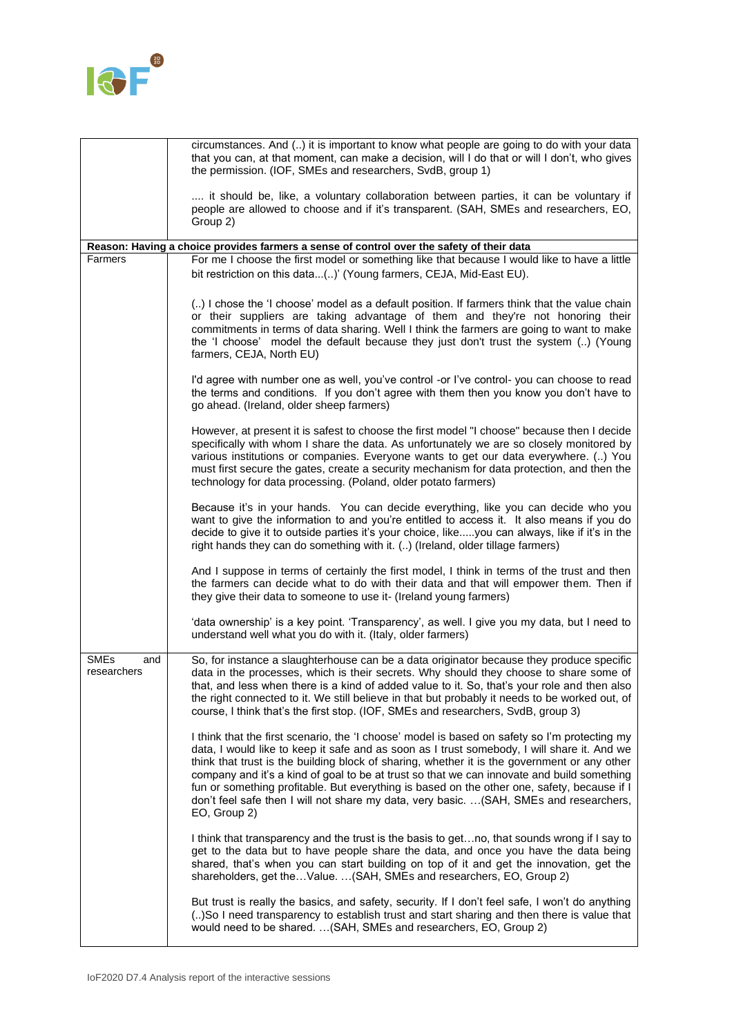| | |
|---|---|
| | circumstances. And (..) it is important to know what people are going to do with your data that you can, at that moment, can make a decision, will I do that or will I don't, who gives the permission. (IOF, SMEs and researchers, SvdB, group 1)<br><br>.... it should be, like, a voluntary collaboration between parties, it can be voluntary if people are allowed to choose and if it's transparent. (SAH, SMEs and researchers, EO, Group 2) |
| **Reason: Having a choice provides farmers a sense of control over the safety of their data** | |
| Farmers | For me I choose the first model or something like that because I would like to have a little bit restriction on this data...(..)' (Young farmers, CEJA, Mid-East EU).<br><br>(..) I chose the 'I choose' model as a default position. If farmers think that the value chain or their suppliers are taking advantage of them and they're not honoring their commitments in terms of data sharing. Well I think the farmers are going to want to make the 'I choose' model the default because they just don't trust the system (..) (Young farmers, CEJA, North EU)<br><br>I'd agree with number one as well, you've control -or I've control- you can choose to read the terms and conditions. If you don't agree with them then you know you don't have to go ahead. (Ireland, older sheep farmers)<br><br>However, at present it is safest to choose the first model "I choose" because then I decide specifically with whom I share the data. As unfortunately we are so closely monitored by various institutions or companies. Everyone wants to get our data everywhere. (..) You must first secure the gates, create a security mechanism for data protection, and then the technology for data processing. (Poland, older potato farmers)<br><br>Because it's in your hands. You can decide everything, like you can decide who you want to give the information to and you're entitled to access it. It also means if you do decide to give it to outside parties it's your choice, like.....you can always, like if it's in the right hands they can do something with it. (..) (Ireland, older tillage farmers)<br><br>And I suppose in terms of certainly the first model, I think in terms of the trust and then the farmers can decide what to do with their data and that will empower them. Then if they give their data to someone to use it- (Ireland young farmers)<br><br>'data ownership' is a key point. 'Transparency', as well. I give you my data, but I need to understand well what you do with it. (Italy, older farmers) |
| SMEs and researchers | So, for instance a slaughterhouse can be a data originator because they produce specific data in the processes, which is their secrets. Why should they choose to share some of that, and less when there is a kind of added value to it. So, that's your role and then also the right connected to it. We still believe in that but probably it needs to be worked out, of course, I think that's the first stop. (IOF, SMEs and researchers, SvdB, group 3)<br><br>I think that the first scenario, the 'I choose' model is based on safety so I'm protecting my data, I would like to keep it safe and as soon as I trust somebody, I will share it. And we think that trust is the building block of sharing, whether it is the government or any other company and it's a kind of goal to be at trust so that we can innovate and build something fun or something profitable. But everything is based on the other one, safety, because if I don't feel safe then I will not share my data, very basic. …(SAH, SMEs and researchers, EO, Group 2)<br><br>I think that transparency and the trust is the basis to get…no, that sounds wrong if I say to get to the data but to have people share the data, and once you have the data being shared, that's when you can start building on top of it and get the innovation, get the shareholders, get the…Value. …(SAH, SMEs and researchers, EO, Group 2)<br><br>But trust is really the basics, and safety, security. If I don't feel safe, I won't do anything (..)So I need transparency to establish trust and start sharing and then there is value that would need to be shared. …(SAH, SMEs and researchers, EO, Group 2) |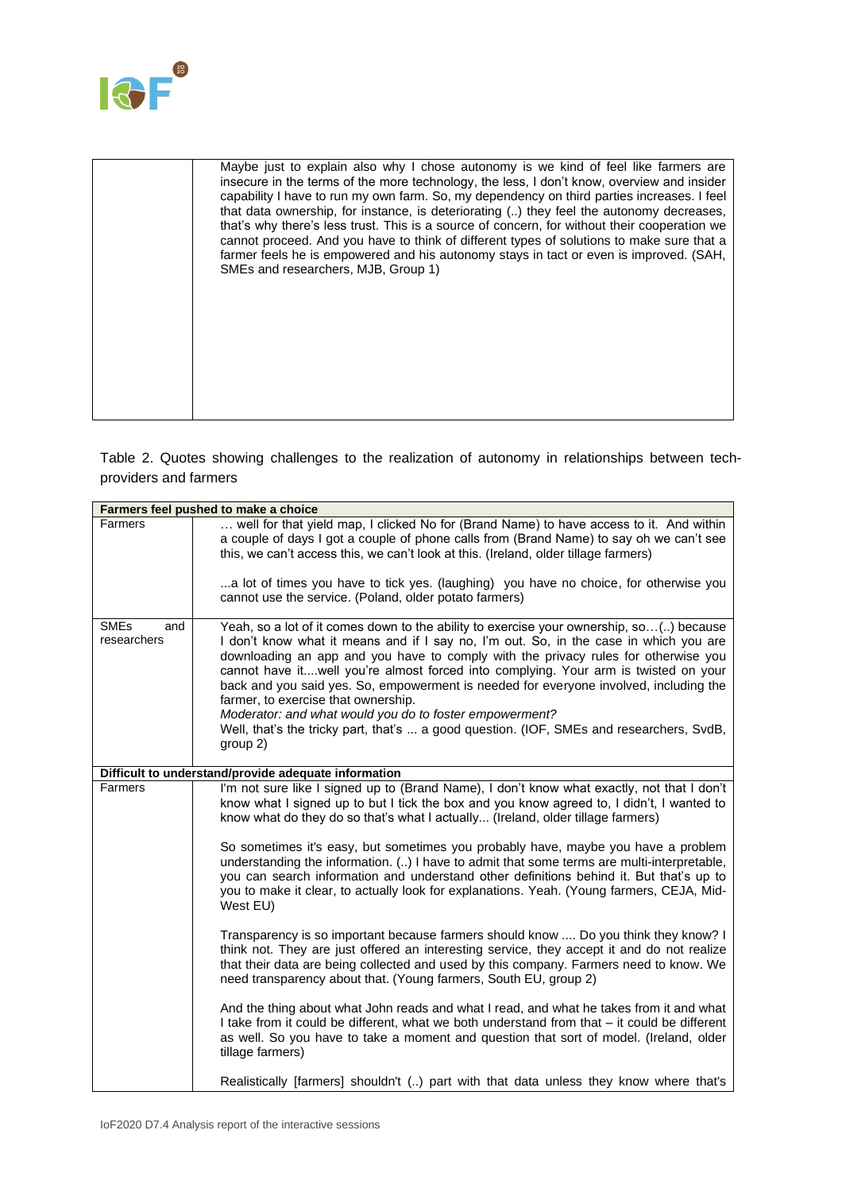| | |
|---|---|
| | Maybe just to explain also why I chose autonomy is we kind of feel like farmers are insecure in the terms of the more technology, the less, I don't know, overview and insider capability I have to run my own farm. So, my dependency on third parties increases. I feel that data ownership, for instance, is deteriorating (..) they feel the autonomy decreases, that's why there's less trust. This is a source of concern, for without their cooperation we cannot proceed. And you have to think of different types of solutions to make sure that a farmer feels he is empowered and his autonomy stays in tact or even is improved. (SAH, SMEs and researchers, MJB, Group 1) |

Table 2. Quotes showing challenges to the realization of autonomy in relationships between tech-providers and farmers

| **Farmers feel pushed to make a choice** | |
|---|---|
| Farmers | … well for that yield map, I clicked No for (Brand Name) to have access to it. And within a couple of days I got a couple of phone calls from (Brand Name) to say oh we can't see this, we can't access this, we can't look at this. (Ireland, older tillage farmers)<br><br>...a lot of times you have to tick yes. (laughing) you have no choice, for otherwise you cannot use the service. (Poland, older potato farmers) |
| SMEs and researchers | Yeah, so a lot of it comes down to the ability to exercise your ownership, so…(..) because I don't know what it means and if I say no, I'm out. So, in the case in which you are downloading an app and you have to comply with the privacy rules for otherwise you cannot have it....well you're almost forced into complying. Your arm is twisted on your back and you said yes. So, empowerment is needed for everyone involved, including the farmer, to exercise that ownership.<br>*Moderator: and what would you do to foster empowerment?*<br>Well, that's the tricky part, that's ... a good question. (IOF, SMEs and researchers, SvdB, group 2) |
| **Difficult to understand/provide adequate information** | |
| Farmers | I'm not sure like I signed up to (Brand Name), I don't know what exactly, not that I don't know what I signed up to but I tick the box and you know agreed to, I didn't, I wanted to know what do they do so that's what I actually... (Ireland, older tillage farmers)<br><br>So sometimes it's easy, but sometimes you probably have, maybe you have a problem understanding the information. (..) I have to admit that some terms are multi-interpretable, you can search information and understand other definitions behind it. But that's up to you to make it clear, to actually look for explanations. Yeah. (Young farmers, CEJA, Mid-West EU)<br><br>Transparency is so important because farmers should know .... Do you think they know? I think not. They are just offered an interesting service, they accept it and do not realize that their data are being collected and used by this company. Farmers need to know. We need transparency about that. (Young farmers, South EU, group 2)<br><br>And the thing about what John reads and what I read, and what he takes from it and what I take from it could be different, what we both understand from that – it could be different as well. So you have to take a moment and question that sort of model. (Ireland, older tillage farmers)<br><br>Realistically [farmers] shouldn't (..) part with that data unless they know where that's |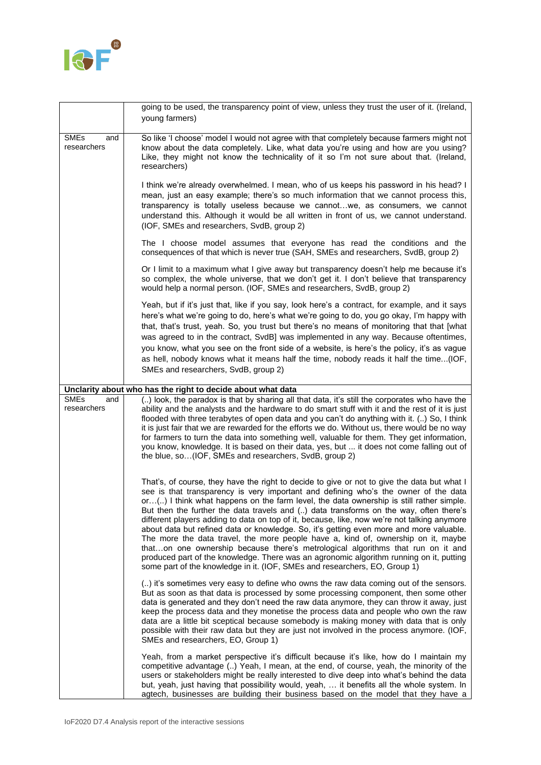| | |
|---|---|
| | going to be used, the transparency point of view, unless they trust the user of it. (Ireland, young farmers) |
| SMEs and researchers | So like 'I choose' model I would not agree with that completely because farmers might not know about the data completely. Like, what data you're using and how are you using? Like, they might not know the technicality of it so I'm not sure about that. (Ireland, researchers)<br><br>I think we're already overwhelmed. I mean, who of us keeps his password in his head? I mean, just an easy example; there's so much information that we cannot process this, transparency is totally useless because we cannot…we, as consumers, we cannot understand this. Although it would be all written in front of us, we cannot understand. (IOF, SMEs and researchers, SvdB, group 2)<br><br>The I choose model assumes that everyone has read the conditions and the consequences of that which is never true (SAH, SMEs and researchers, SvdB, group 2)<br><br>Or I limit to a maximum what I give away but transparency doesn't help me because it's so complex, the whole universe, that we don't get it. I don't believe that transparency would help a normal person. (IOF, SMEs and researchers, SvdB, group 2)<br><br>Yeah, but if it's just that, like if you say, look here's a contract, for example, and it says here's what we're going to do, here's what we're going to do, you go okay, I'm happy with that, that's trust, yeah. So, you trust but there's no means of monitoring that that [what was agreed to in the contract, SvdB] was implemented in any way. Because oftentimes, you know, what you see on the front side of a website, is here's the policy, it's as vague as hell, nobody knows what it means half the time, nobody reads it half the time...(IOF, SMEs and researchers, SvdB, group 2) |
| **Unclarity about who has the right to decide about what data** | |
| SMEs and researchers | (..) look, the paradox is that by sharing all that data, it's still the corporates who have the ability and the analysts and the hardware to do smart stuff with it and the rest of it is just flooded with three terabytes of open data and you can't do anything with it. (..) So, I think it is just fair that we are rewarded for the efforts we do. Without us, there would be no way for farmers to turn the data into something well, valuable for them. They get information, you know, knowledge. It is based on their data, yes, but ... it does not come falling out of the blue, so…(IOF, SMEs and researchers, SvdB, group 2)<br><br>That's, of course, they have the right to decide to give or not to give the data but what I see is that transparency is very important and defining who's the owner of the data or…(..) I think what happens on the farm level, the data ownership is still rather simple. But then the further the data travels and (..) data transforms on the way, often there's different players adding to data on top of it, because, like, now we're not talking anymore about data but refined data or knowledge. So, it's getting even more and more valuable. The more the data travel, the more people have a, kind of, ownership on it, maybe that…on one ownership because there's metrological algorithms that run on it and produced part of the knowledge. There was an agronomic algorithm running on it, putting some part of the knowledge in it. (IOF, SMEs and researchers, EO, Group 1)<br><br>(..) it's sometimes very easy to define who owns the raw data coming out of the sensors. But as soon as that data is processed by some processing component, then some other data is generated and they don't need the raw data anymore, they can throw it away, just keep the process data and they monetise the process data and people who own the raw data are a little bit sceptical because somebody is making money with data that is only possible with their raw data but they are just not involved in the process anymore. (IOF, SMEs and researchers, EO, Group 1)<br><br>Yeah, from a market perspective it's difficult because it's like, how do I maintain my competitive advantage (..) Yeah, I mean, at the end, of course, yeah, the minority of the users or stakeholders might be really interested to dive deep into what's behind the data but, yeah, just having that possibility would, yeah, … it benefits all the whole system. In agtech, businesses are building their business based on the model that they have a |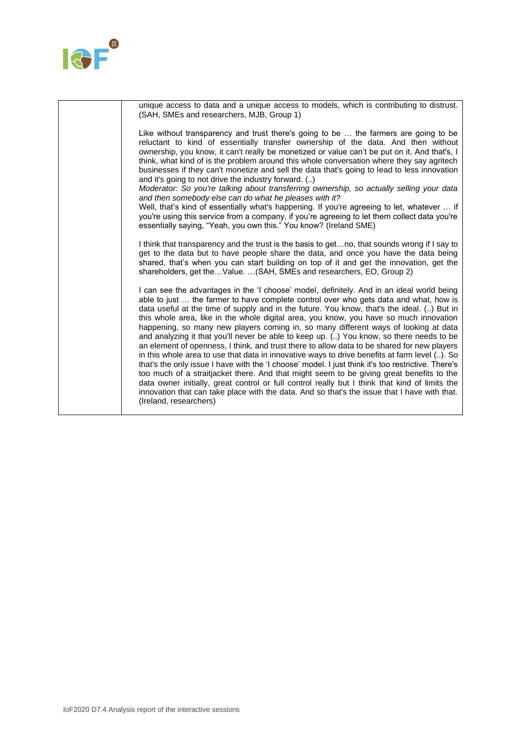| | |
|---|---|
| | unique access to data and a unique access to models, which is contributing to distrust. (SAH, SMEs and researchers, MJB, Group 1)<br><br>Like without transparency and trust there's going to be … the farmers are going to be reluctant to kind of essentially transfer ownership of the data. And then without ownership, you know, it can't really be monetized or value can't be put on it. And that's, I think, what kind of is the problem around this whole conversation where they say agritech businesses if they can't monetize and sell the data that's going to lead to less innovation and it's going to not drive the industry forward. (..)<br>*Moderator: So you're talking about transferring ownership, so actually selling your data and then somebody else can do what he pleases with it?*<br>Well, that's kind of essentially what's happening. If you're agreeing to let, whatever … if you're using this service from a company, if you're agreeing to let them collect data you're essentially saying, "Yeah, you own this." You know? (Ireland SME)<br><br>I think that transparency and the trust is the basis to get…no, that sounds wrong if I say to get to the data but to have people share the data, and once you have the data being shared, that's when you can start building on top of it and get the innovation, get the shareholders, get the…Value. …(SAH, SMEs and researchers, EO, Group 2)<br><br>I can see the advantages in the 'I choose' model, definitely. And in an ideal world being able to just … the farmer to have complete control over who gets data and what, how is data useful at the time of supply and in the future. You know, that's the ideal. (..) But in this whole area, like in the whole digital area, you know, you have so much innovation happening, so many new players coming in, so many different ways of looking at data and analyzing it that you'll never be able to keep up. (..) You know, so there needs to be an element of openness, I think, and trust there to allow data to be shared for new players in this whole area to use that data in innovative ways to drive benefits at farm level (..). So that's the only issue I have with the 'I choose' model. I just think it's too restrictive. There's too much of a straitjacket there. And that might seem to be giving great benefits to the data owner initially, great control or full control really but I think that kind of limits the innovation that can take place with the data. And so that's the issue that I have with that. (Ireland, researchers) |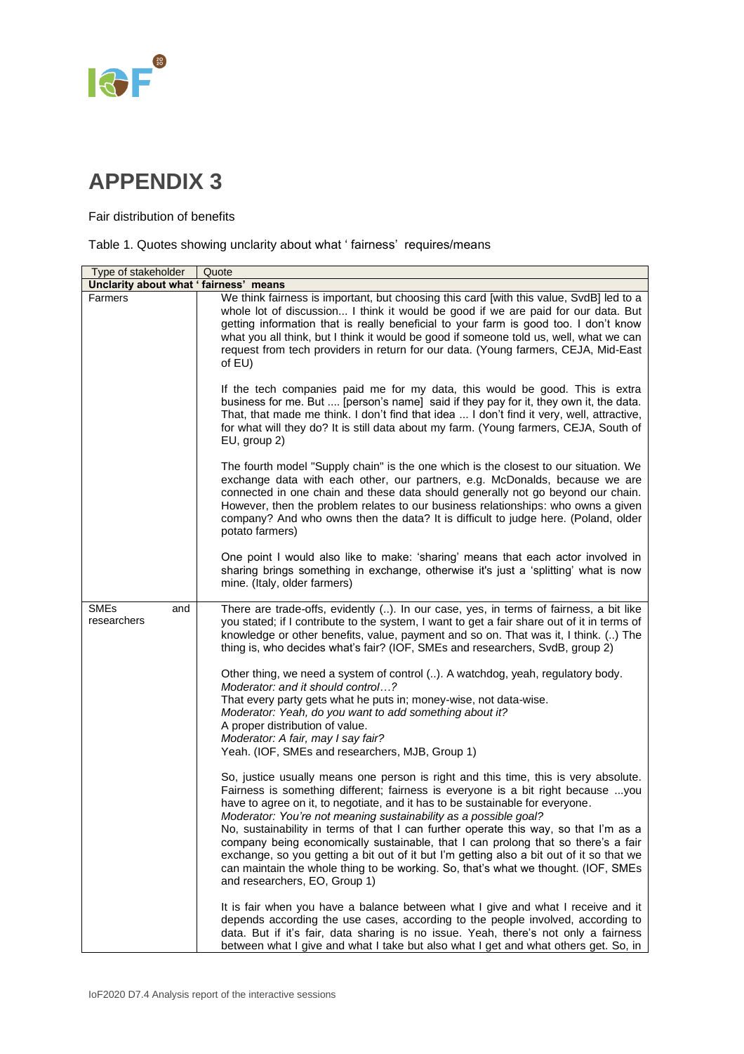# APPENDIX 3

Fair distribution of benefits

Table 1. Quotes showing unclarity about what ' fairness' requires/means

| Type of stakeholder | Quote |
|---|---|
| **Unclarity about what ' fairness' means** | |
| Farmers | We think fairness is important, but choosing this card [with this value, SvdB] led to a whole lot of discussion... I think it would be good if we are paid for our data. But getting information that is really beneficial to your farm is good too. I don't know what you all think, but I think it would be good if someone told us, well, what we can request from tech providers in return for our data. (Young farmers, CEJA, Mid-East of EU)<br><br>If the tech companies paid me for my data, this would be good. This is extra business for me. But .... [person's name] said if they pay for it, they own it, the data. That, that made me think. I don't find that idea ... I don't find it very, well, attractive, for what will they do? It is still data about my farm. (Young farmers, CEJA, South of EU, group 2)<br><br>The fourth model "Supply chain" is the one which is the closest to our situation. We exchange data with each other, our partners, e.g. McDonalds, because we are connected in one chain and these data should generally not go beyond our chain. However, then the problem relates to our business relationships: who owns a given company? And who owns then the data? It is difficult to judge here. (Poland, older potato farmers)<br><br>One point I would also like to make: 'sharing' means that each actor involved in sharing brings something in exchange, otherwise it's just a 'splitting' what is now mine. (Italy, older farmers) |
| SMEs and researchers | There are trade-offs, evidently (..). In our case, yes, in terms of fairness, a bit like you stated; if I contribute to the system, I want to get a fair share out of it in terms of knowledge or other benefits, value, payment and so on. That was it, I think. (..) The thing is, who decides what's fair? (IOF, SMEs and researchers, SvdB, group 2)<br><br>Other thing, we need a system of control (..). A watchdog, yeah, regulatory body.<br>*Moderator: and it should control…?*<br>That every party gets what he puts in; money-wise, not data-wise.<br>*Moderator: Yeah, do you want to add something about it?*<br>A proper distribution of value.<br>*Moderator: A fair, may I say fair?*<br>Yeah. (IOF, SMEs and researchers, MJB, Group 1)<br><br>So, justice usually means one person is right and this time, this is very absolute. Fairness is something different; fairness is everyone is a bit right because ...you have to agree on it, to negotiate, and it has to be sustainable for everyone.<br>*Moderator: You're not meaning sustainability as a possible goal?*<br>No, sustainability in terms of that I can further operate this way, so that I'm as a company being economically sustainable, that I can prolong that so there's a fair exchange, so you getting a bit out of it but I'm getting also a bit out of it so that we can maintain the whole thing to be working. So, that's what we thought. (IOF, SMEs and researchers, EO, Group 1)<br><br>It is fair when you have a balance between what I give and what I receive and it depends according the use cases, according to the people involved, according to data. But if it's fair, data sharing is no issue. Yeah, there's not only a fairness between what I give and what I take but also what I get and what others get. So, in |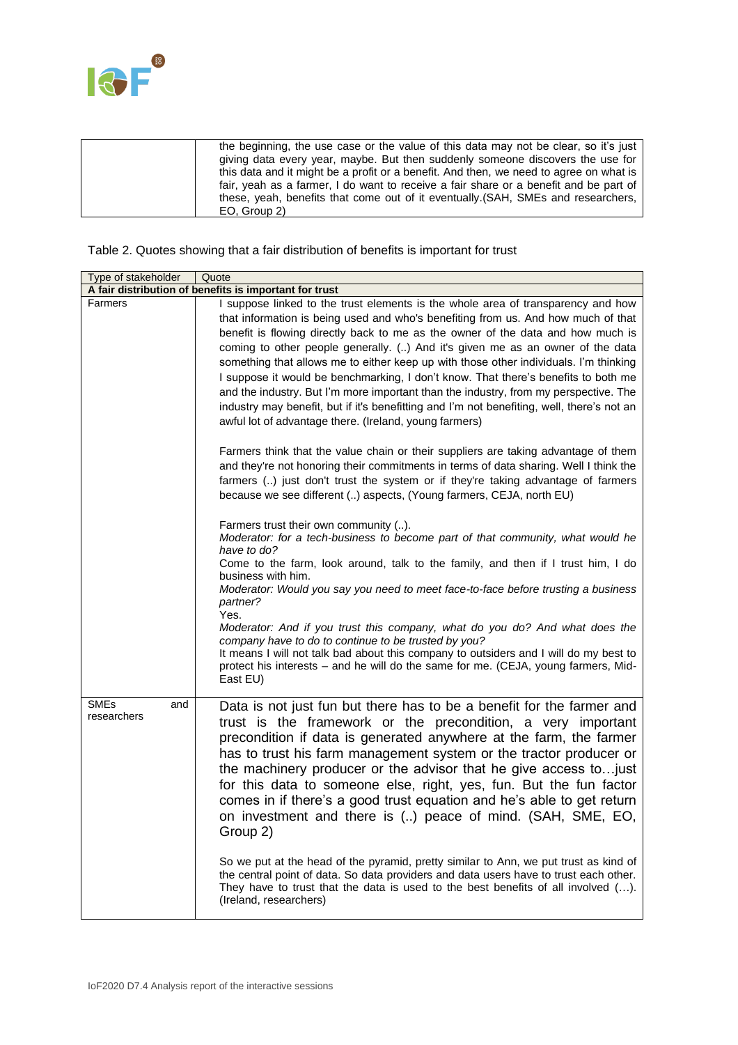| | |
|---|---|
| | the beginning, the use case or the value of this data may not be clear, so it's just giving data every year, maybe. But then suddenly someone discovers the use for this data and it might be a profit or a benefit. And then, we need to agree on what is fair, yeah as a farmer, I do want to receive a fair share or a benefit and be part of these, yeah, benefits that come out of it eventually.(SAH, SMEs and researchers, EO, Group 2) |

Table 2. Quotes showing that a fair distribution of benefits is important for trust

| Type of stakeholder | Quote |
|---|---|
| **A fair distribution of benefits is important for trust** | |
| Farmers | I suppose linked to the trust elements is the whole area of transparency and how that information is being used and who's benefiting from us. And how much of that benefit is flowing directly back to me as the owner of the data and how much is coming to other people generally. (..) And it's given me as an owner of the data something that allows me to either keep up with those other individuals. I'm thinking I suppose it would be benchmarking, I don't know. That there's benefits to both me and the industry. But I'm more important than the industry, from my perspective. The industry may benefit, but if it's benefitting and I'm not benefiting, well, there's not an awful lot of advantage there. (Ireland, young farmers)<br><br>Farmers think that the value chain or their suppliers are taking advantage of them and they're not honoring their commitments in terms of data sharing. Well I think the farmers (..) just don't trust the system or if they're taking advantage of farmers because we see different (..) aspects, (Young farmers, CEJA, north EU)<br><br>Farmers trust their own community (..).<br>*Moderator: for a tech-business to become part of that community, what would he have to do?*<br>Come to the farm, look around, talk to the family, and then if I trust him, I do business with him.<br>*Moderator: Would you say you need to meet face-to-face before trusting a business partner?*<br>Yes.<br>*Moderator: And if you trust this company, what do you do? And what does the company have to do to continue to be trusted by you?*<br>It means I will not talk bad about this company to outsiders and I will do my best to protect his interests – and he will do the same for me. (CEJA, young farmers, Mid-East EU) |
| SMEs and researchers | Data is not just fun but there has to be a benefit for the farmer and trust is the framework or the precondition, a very important precondition if data is generated anywhere at the farm, the farmer has to trust his farm management system or the tractor producer or the machinery producer or the advisor that he give access to…just for this data to someone else, right, yes, fun. But the fun factor comes in if there's a good trust equation and he's able to get return on investment and there is (..) peace of mind. (SAH, SME, EO, Group 2)<br><br>So we put at the head of the pyramid, pretty similar to Ann, we put trust as kind of the central point of data. So data providers and data users have to trust each other. They have to trust that the data is used to the best benefits of all involved (…). (Ireland, researchers) |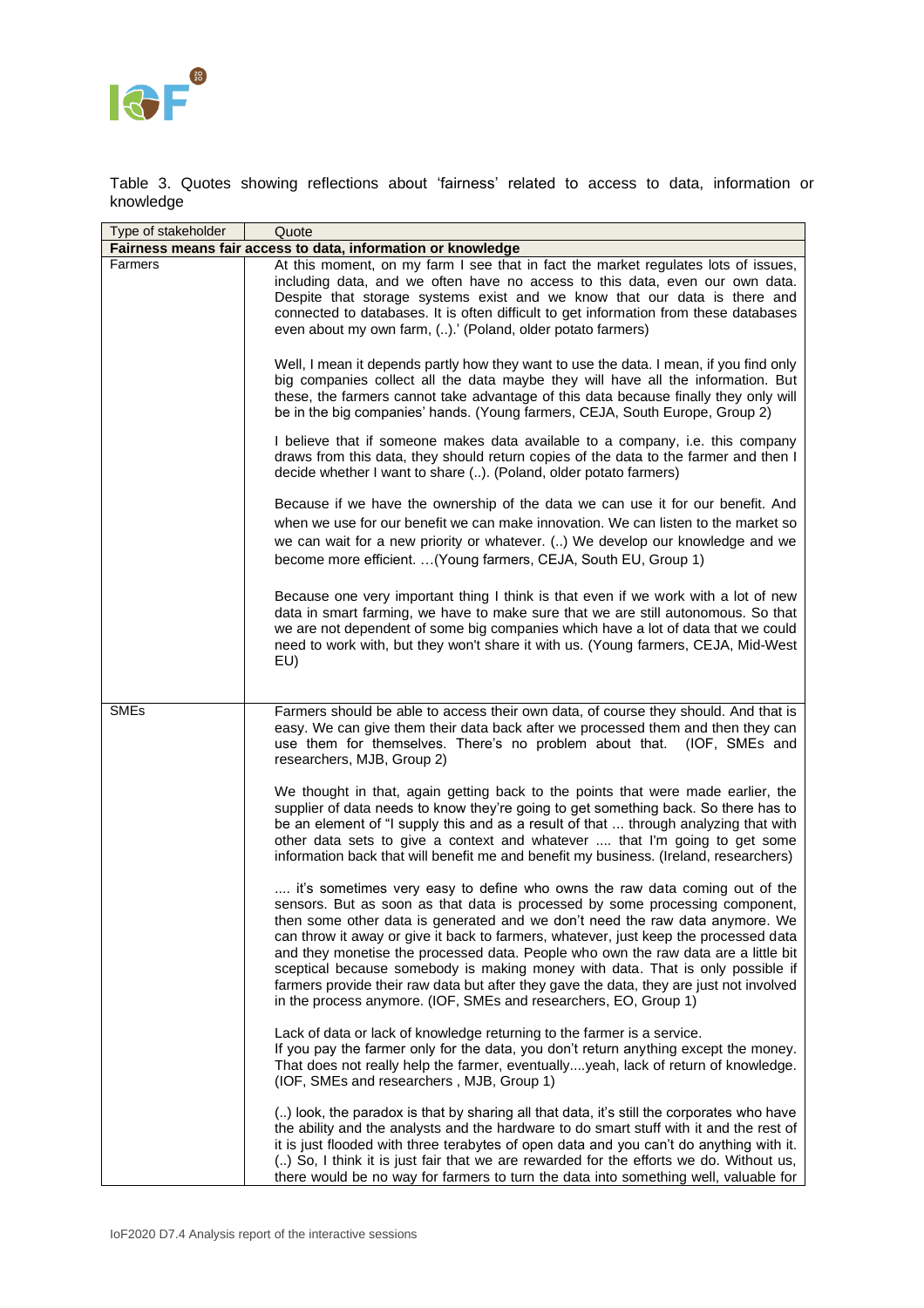Table 3. Quotes showing reflections about 'fairness' related to access to data, information or knowledge

| Type of stakeholder | Quote |
|---|---|
| **Fairness means fair access to data, information or knowledge** | |
| Farmers | At this moment, on my farm I see that in fact the market regulates lots of issues, including data, and we often have no access to this data, even our own data. Despite that storage systems exist and we know that our data is there and connected to databases. It is often difficult to get information from these databases even about my own farm, (..).' (Poland, older potato farmers)<br><br>Well, I mean it depends partly how they want to use the data. I mean, if you find only big companies collect all the data maybe they will have all the information. But these, the farmers cannot take advantage of this data because finally they only will be in the big companies' hands. (Young farmers, CEJA, South Europe, Group 2)<br><br>I believe that if someone makes data available to a company, i.e. this company draws from this data, they should return copies of the data to the farmer and then I decide whether I want to share (..). (Poland, older potato farmers)<br><br>Because if we have the ownership of the data we can use it for our benefit. And when we use for our benefit we can make innovation. We can listen to the market so we can wait for a new priority or whatever. (..) We develop our knowledge and we become more efficient. …(Young farmers, CEJA, South EU, Group 1)<br><br>Because one very important thing I think is that even if we work with a lot of new data in smart farming, we have to make sure that we are still autonomous. So that we are not dependent of some big companies which have a lot of data that we could need to work with, but they won't share it with us. (Young farmers, CEJA, Mid-West EU) |
| SMEs | Farmers should be able to access their own data, of course they should. And that is easy. We can give them their data back after we processed them and then they can use them for themselves. There's no problem about that. (IOF, SMEs and researchers, MJB, Group 2)<br><br>We thought in that, again getting back to the points that were made earlier, the supplier of data needs to know they're going to get something back. So there has to be an element of "I supply this and as a result of that … through analyzing that with other data sets to give a context and whatever …. that I'm going to get some information back that will benefit me and benefit my business. (Ireland, researchers)<br><br>…. it's sometimes very easy to define who owns the raw data coming out of the sensors. But as soon as that data is processed by some processing component, then some other data is generated and we don't need the raw data anymore. We can throw it away or give it back to farmers, whatever, just keep the processed data and they monetise the processed data. People who own the raw data are a little bit sceptical because somebody is making money with data. That is only possible if farmers provide their raw data but after they gave the data, they are just not involved in the process anymore. (IOF, SMEs and researchers, EO, Group 1)<br><br>Lack of data or lack of knowledge returning to the farmer is a service.<br>If you pay the farmer only for the data, you don't return anything except the money. That does not really help the farmer, eventually....yeah, lack of return of knowledge. (IOF, SMEs and researchers , MJB, Group 1)<br><br>(..) look, the paradox is that by sharing all that data, it's still the corporates who have the ability and the analysts and the hardware to do smart stuff with it and the rest of it is just flooded with three terabytes of open data and you can't do anything with it. (..) So, I think it is just fair that we are rewarded for the efforts we do. Without us, there would be no way for farmers to turn the data into something well, valuable for |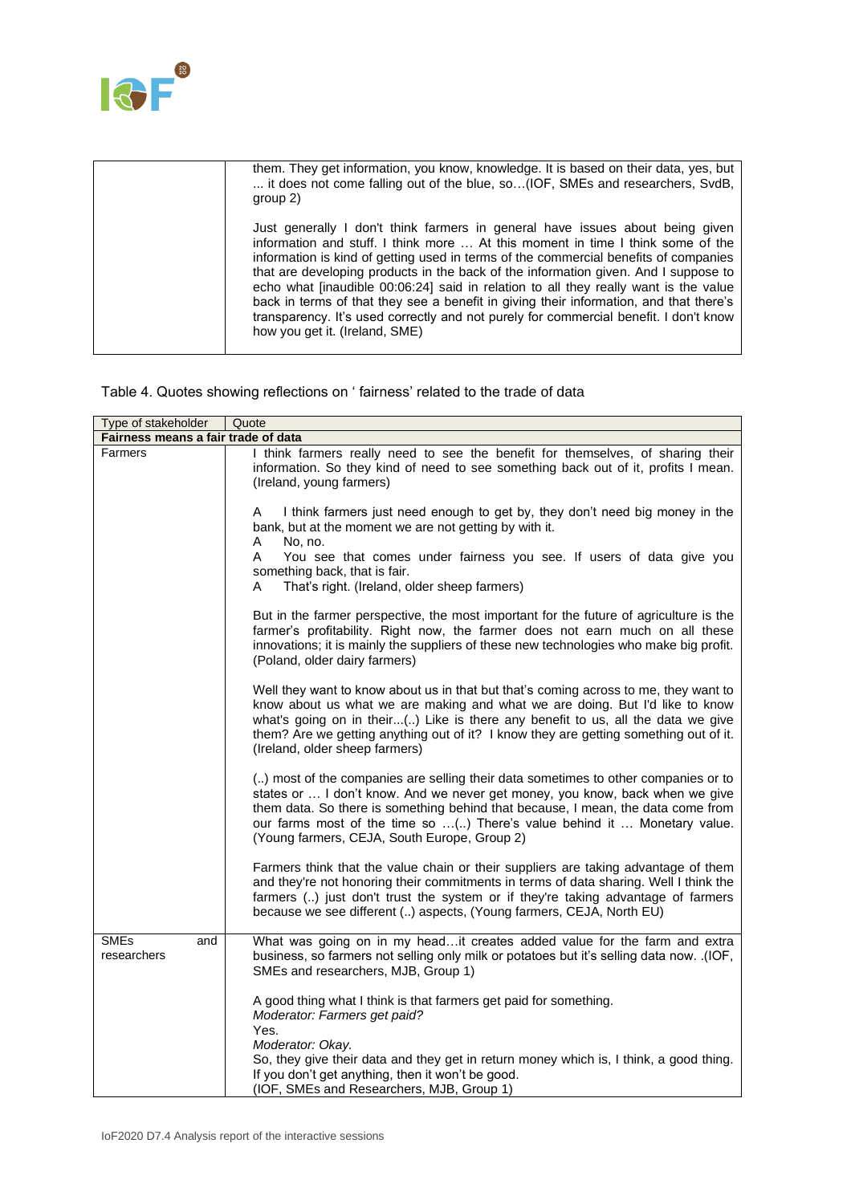| | |
|---|---|
| | them. They get information, you know, knowledge. It is based on their data, yes, but ... it does not come falling out of the blue, so…(IOF, SMEs and researchers, SvdB, group 2)<br><br>Just generally I don't think farmers in general have issues about being given information and stuff. I think more … At this moment in time I think some of the information is kind of getting used in terms of the commercial benefits of companies that are developing products in the back of the information given. And I suppose to echo what [inaudible 00:06:24] said in relation to all they really want is the value back in terms of that they see a benefit in giving their information, and that there's transparency. It's used correctly and not purely for commercial benefit. I don't know how you get it. (Ireland, SME) |

Table 4. Quotes showing reflections on ' fairness' related to the trade of data

| Type of stakeholder | Quote |
|---|---|
| **Fairness means a fair trade of data** | |
| Farmers | I think farmers really need to see the benefit for themselves, of sharing their information. So they kind of need to see something back out of it, profits I mean. (Ireland, young farmers)<br><br>A I think farmers just need enough to get by, they don't need big money in the bank, but at the moment we are not getting by with it.<br>A No, no.<br>A You see that comes under fairness you see. If users of data give you something back, that is fair.<br>A That's right. (Ireland, older sheep farmers)<br><br>But in the farmer perspective, the most important for the future of agriculture is the farmer's profitability. Right now, the farmer does not earn much on all these innovations; it is mainly the suppliers of these new technologies who make big profit. (Poland, older dairy farmers)<br><br>Well they want to know about us in that but that's coming across to me, they want to know about us what we are making and what we are doing. But I'd like to know what's going on in their...(..) Like is there any benefit to us, all the data we give them? Are we getting anything out of it? I know they are getting something out of it. (Ireland, older sheep farmers)<br><br>(..) most of the companies are selling their data sometimes to other companies or to states or … I don't know. And we never get money, you know, back when we give them data. So there is something behind that because, I mean, the data come from our farms most of the time so …(..) There's value behind it … Monetary value. (Young farmers, CEJA, South Europe, Group 2)<br><br>Farmers think that the value chain or their suppliers are taking advantage of them and they're not honoring their commitments in terms of data sharing. Well I think the farmers (..) just don't trust the system or if they're taking advantage of farmers because we see different (..) aspects, (Young farmers, CEJA, North EU) |
| SMEs and researchers | What was going on in my head…it creates added value for the farm and extra business, so farmers not selling only milk or potatoes but it's selling data now. .(IOF, SMEs and researchers, MJB, Group 1)<br><br>A good thing what I think is that farmers get paid for something.<br>*Moderator: Farmers get paid?*<br>Yes.<br>*Moderator: Okay.*<br>So, they give their data and they get in return money which is, I think, a good thing. If you don't get anything, then it won't be good.<br>(IOF, SMEs and Researchers, MJB, Group 1) |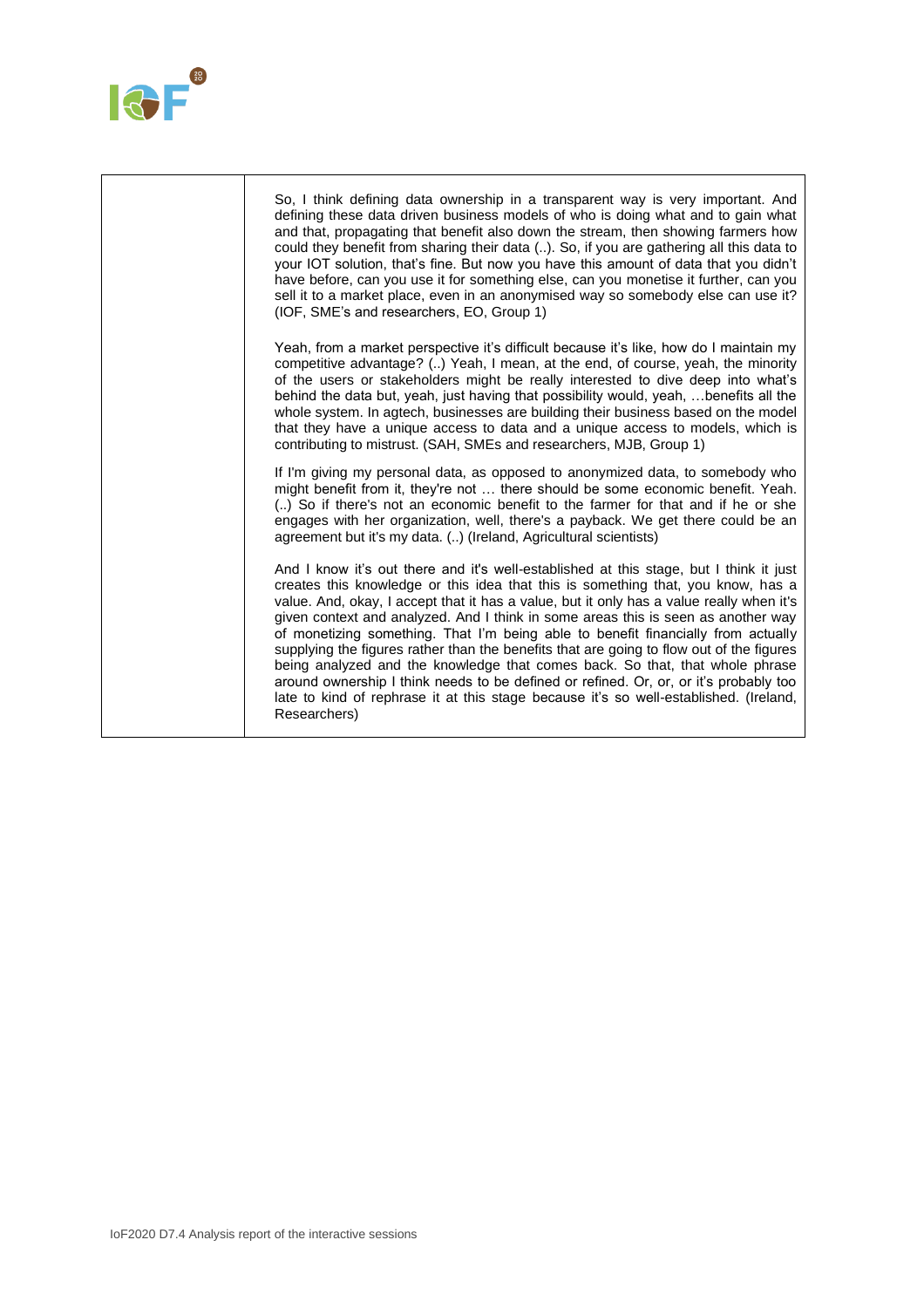| | |
|---|---|
| | So, I think defining data ownership in a transparent way is very important. And defining these data driven business models of who is doing what and to gain what and that, propagating that benefit also down the stream, then showing farmers how could they benefit from sharing their data (..). So, if you are gathering all this data to your IOT solution, that's fine. But now you have this amount of data that you didn't have before, can you use it for something else, can you monetise it further, can you sell it to a market place, even in an anonymised way so somebody else can use it? (IOF, SME's and researchers, EO, Group 1)<br><br>Yeah, from a market perspective it's difficult because it's like, how do I maintain my competitive advantage? (..) Yeah, I mean, at the end, of course, yeah, the minority of the users or stakeholders might be really interested to dive deep into what's behind the data but, yeah, just having that possibility would, yeah, …benefits all the whole system. In agtech, businesses are building their business based on the model that they have a unique access to data and a unique access to models, which is contributing to mistrust. (SAH, SMEs and researchers, MJB, Group 1)<br><br>If I'm giving my personal data, as opposed to anonymized data, to somebody who might benefit from it, they're not … there should be some economic benefit. Yeah. (..) So if there's not an economic benefit to the farmer for that and if he or she engages with her organization, well, there's a payback. We get there could be an agreement but it's my data. (..) (Ireland, Agricultural scientists)<br><br>And I know it's out there and it's well-established at this stage, but I think it just creates this knowledge or this idea that this is something that, you know, has a value. And, okay, I accept that it has a value, but it only has a value really when it's given context and analyzed. And I think in some areas this is seen as another way of monetizing something. That I'm being able to benefit financially from actually supplying the figures rather than the benefits that are going to flow out of the figures being analyzed and the knowledge that comes back. So that, that whole phrase around ownership I think needs to be defined or refined. Or, or, or it's probably too late to kind of rephrase it at this stage because it's so well-established. (Ireland, Researchers) |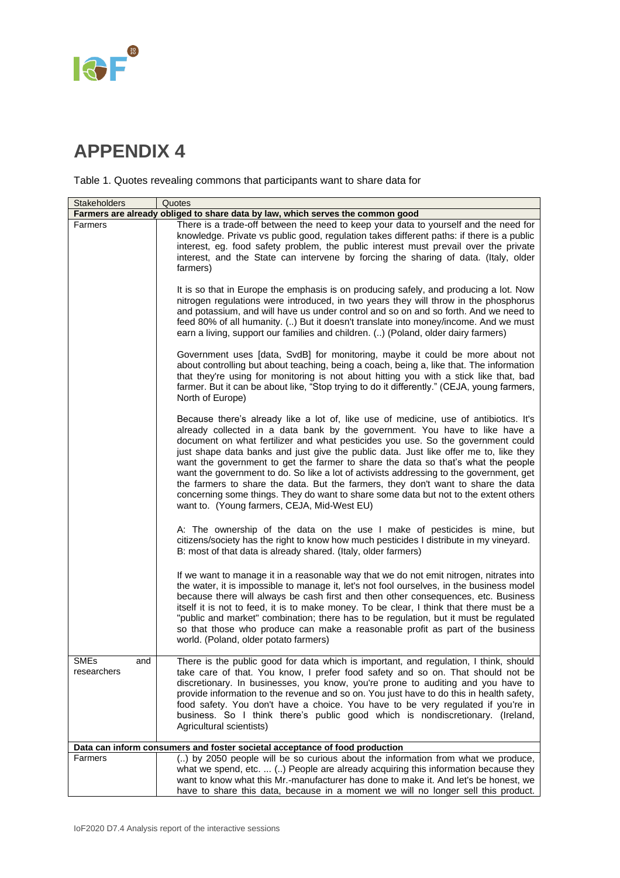# APPENDIX 4

Table 1. Quotes revealing commons that participants want to share data for

| Stakeholders | Quotes |
|---|---|
| **Farmers are already obliged to share data by law, which serves the common good** | |
| Farmers | There is a trade-off between the need to keep your data to yourself and the need for knowledge. Private vs public good, regulation takes different paths: if there is a public interest, eg. food safety problem, the public interest must prevail over the private interest, and the State can intervene by forcing the sharing of data. (Italy, older farmers)<br><br>It is so that in Europe the emphasis is on producing safely, and producing a lot. Now nitrogen regulations were introduced, in two years they will throw in the phosphorus and potassium, and will have us under control and so on and so forth. And we need to feed 80% of all humanity. (..) But it doesn't translate into money/income. And we must earn a living, support our families and children. (..) (Poland, older dairy farmers)<br><br>Government uses [data, SvdB] for monitoring, maybe it could be more about not about controlling but about teaching, being a coach, being a, like that. The information that they're using for monitoring is not about hitting you with a stick like that, bad farmer. But it can be about like, "Stop trying to do it differently." (CEJA, young farmers, North of Europe)<br><br>Because there's already like a lot of, like use of medicine, use of antibiotics. It's already collected in a data bank by the government. You have to like have a document on what fertilizer and what pesticides you use. So the government could just shape data banks and just give the public data. Just like offer me to, like they want the government to get the farmer to share the data so that's what the people want the government to do. So like a lot of activists addressing to the government, get the farmers to share the data. But the farmers, they don't want to share the data concerning some things. They do want to share some data but not to the extent others want to. (Young farmers, CEJA, Mid-West EU)<br><br>A: The ownership of the data on the use I make of pesticides is mine, but citizens/society has the right to know how much pesticides I distribute in my vineyard.<br>B: most of that data is already shared. (Italy, older farmers)<br><br>If we want to manage it in a reasonable way that we do not emit nitrogen, nitrates into the water, it is impossible to manage it, let's not fool ourselves, in the business model because there will always be cash first and then other consequences, etc. Business itself it is not to feed, it is to make money. To be clear, I think that there must be a "public and market" combination; there has to be regulation, but it must be regulated so that those who produce can make a reasonable profit as part of the business world. (Poland, older potato farmers) |
| SMEs and researchers | There is the public good for data which is important, and regulation, I think, should take care of that. You know, I prefer food safety and so on. That should not be discretionary. In businesses, you know, you're prone to auditing and you have to provide information to the revenue and so on. You just have to do this in health safety, food safety. You don't have a choice. You have to be very regulated if you're in business. So I think there's public good which is nondiscretionary. (Ireland, Agricultural scientists) |
| **Data can inform consumers and foster societal acceptance of food production** | |
| Farmers | (..) by 2050 people will be so curious about the information from what we produce, what we spend, etc. ... (..) People are already acquiring this information because they want to know what this Mr.-manufacturer has done to make it. And let's be honest, we have to share this data, because in a moment we will no longer sell this product. |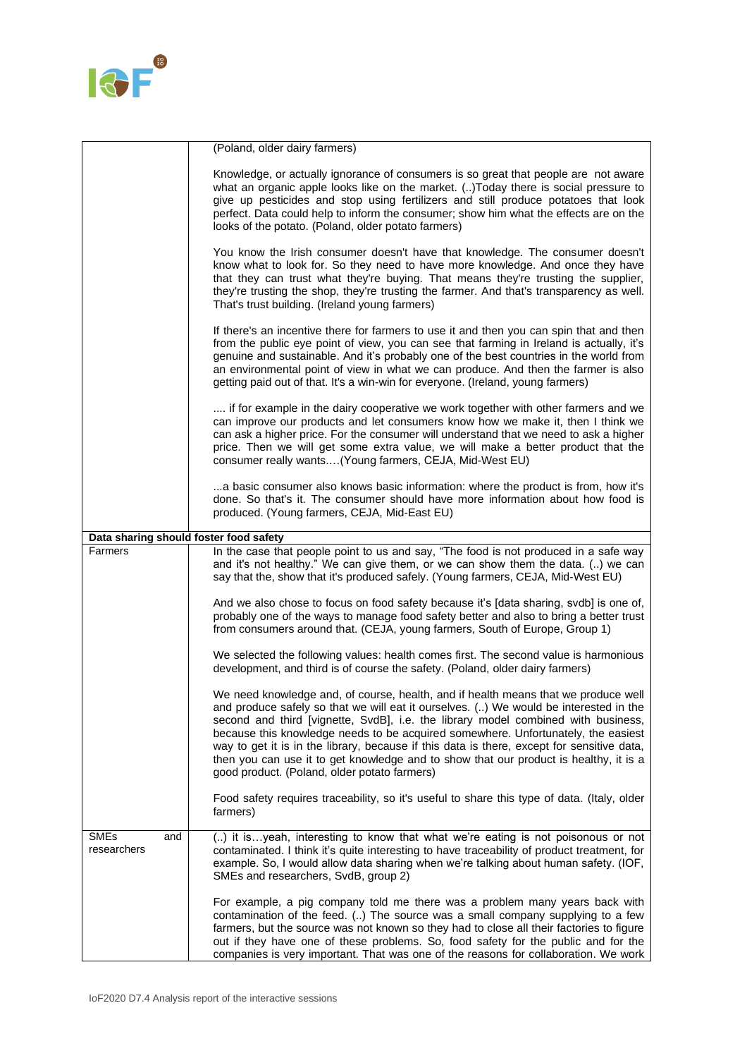| | |
|---|---|
| | (Poland, older dairy farmers)<br><br>Knowledge, or actually ignorance of consumers is so great that people are not aware what an organic apple looks like on the market. (..)Today there is social pressure to give up pesticides and stop using fertilizers and still produce potatoes that look perfect. Data could help to inform the consumer; show him what the effects are on the looks of the potato. (Poland, older potato farmers)<br><br>You know the Irish consumer doesn't have that knowledge. The consumer doesn't know what to look for. So they need to have more knowledge. And once they have that they can trust what they're buying. That means they're trusting the supplier, they're trusting the shop, they're trusting the farmer. And that's transparency as well. That's trust building. (Ireland young farmers)<br><br>If there's an incentive there for farmers to use it and then you can spin that and then from the public eye point of view, you can see that farming in Ireland is actually, it's genuine and sustainable. And it's probably one of the best countries in the world from an environmental point of view in what we can produce. And then the farmer is also getting paid out of that. It's a win-win for everyone. (Ireland, young farmers)<br><br>.... if for example in the dairy cooperative we work together with other farmers and we can improve our products and let consumers know how we make it, then I think we can ask a higher price. For the consumer will understand that we need to ask a higher price. Then we will get some extra value, we will make a better product that the consumer really wants….(Young farmers, CEJA, Mid-West EU)<br><br>...a basic consumer also knows basic information: where the product is from, how it's done. So that's it. The consumer should have more information about how food is produced. (Young farmers, CEJA, Mid-East EU) |
| **Data sharing should foster food safety** | |
| Farmers | In the case that people point to us and say, "The food is not produced in a safe way and it's not healthy." We can give them, or we can show them the data. (..) we can say that the, show that it's produced safely. (Young farmers, CEJA, Mid-West EU)<br><br>And we also chose to focus on food safety because it's [data sharing, svdb] is one of, probably one of the ways to manage food safety better and also to bring a better trust from consumers around that. (CEJA, young farmers, South of Europe, Group 1)<br><br>We selected the following values: health comes first. The second value is harmonious development, and third is of course the safety. (Poland, older dairy farmers)<br><br>We need knowledge and, of course, health, and if health means that we produce well and produce safely so that we will eat it ourselves. (..) We would be interested in the second and third [vignette, SvdB], i.e. the library model combined with business, because this knowledge needs to be acquired somehow. Unfortunately, the easiest way to get it is in the library, because if this data is there, except for sensitive data, then you can use it to get knowledge and to show that our product is healthy, it is a good product. (Poland, older potato farmers)<br><br>Food safety requires traceability, so it's useful to share this type of data. (Italy, older farmers) |
| SMEs and researchers | (..) it is…yeah, interesting to know that what we're eating is not poisonous or not contaminated. I think it's quite interesting to have traceability of product treatment, for example. So, I would allow data sharing when we're talking about human safety. (IOF, SMEs and researchers, SvdB, group 2)<br><br>For example, a pig company told me there was a problem many years back with contamination of the feed. (..) The source was a small company supplying to a few farmers, but the source was not known so they had to close all their factories to figure out if they have one of these problems. So, food safety for the public and for the companies is very important. That was one of the reasons for collaboration. We work |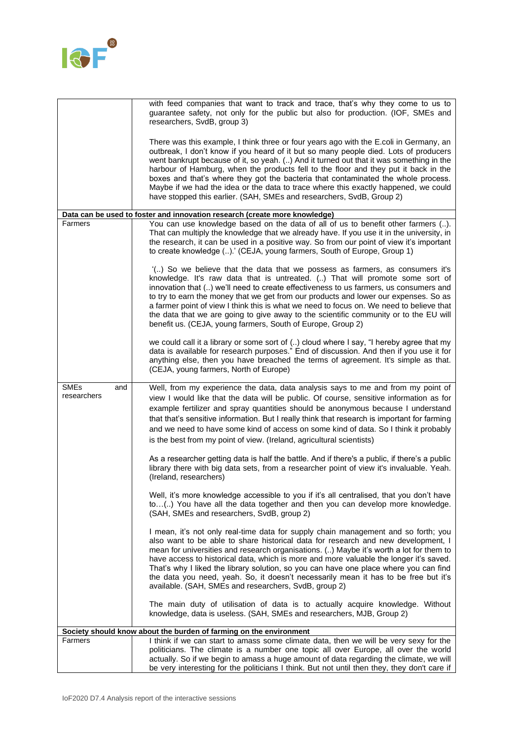| | |
|---|---|
| | with feed companies that want to track and trace, that's why they come to us to guarantee safety, not only for the public but also for production. (IOF, SMEs and researchers, SvdB, group 3)<br><br>There was this example, I think three or four years ago with the E.coli in Germany, an outbreak, I don't know if you heard of it but so many people died. Lots of producers went bankrupt because of it, so yeah. (..) And it turned out that it was something in the harbour of Hamburg, when the products fell to the floor and they put it back in the boxes and that's where they got the bacteria that contaminated the whole process. Maybe if we had the idea or the data to trace where this exactly happened, we could have stopped this earlier. (SAH, SMEs and researchers, SvdB, Group 2) |
| **Data can be used to foster and innovation research (create more knowledge)** | |
| Farmers | You can use knowledge based on the data of all of us to benefit other farmers (..). That can multiply the knowledge that we already have. If you use it in the university, in the research, it can be used in a positive way. So from our point of view it's important to create knowledge (..).' (CEJA, young farmers, South of Europe, Group 1)<br><br>'(..) So we believe that the data that we possess as farmers, as consumers it's knowledge. It's raw data that is untreated. (..) That will promote some sort of innovation that (..) we'll need to create effectiveness to us farmers, us consumers and to try to earn the money that we get from our products and lower our expenses. So as a farmer point of view I think this is what we need to focus on. We need to believe that the data that we are going to give away to the scientific community or to the EU will benefit us. (CEJA, young farmers, South of Europe, Group 2)<br><br>we could call it a library or some sort of (..) cloud where I say, "I hereby agree that my data is available for research purposes." End of discussion. And then if you use it for anything else, then you have breached the terms of agreement. It's simple as that. (CEJA, young farmers, North of Europe) |
| SMEs and researchers | Well, from my experience the data, data analysis says to me and from my point of view I would like that the data will be public. Of course, sensitive information as for example fertilizer and spray quantities should be anonymous because I understand that that's sensitive information. But I really think that research is important for farming and we need to have some kind of access on some kind of data. So I think it probably is the best from my point of view. (Ireland, agricultural scientists)<br><br>As a researcher getting data is half the battle. And if there's a public, if there's a public library there with big data sets, from a researcher point of view it's invaluable. Yeah. (Ireland, researchers)<br><br>Well, it's more knowledge accessible to you if it's all centralised, that you don't have to…(..) You have all the data together and then you can develop more knowledge. (SAH, SMEs and researchers, SvdB, group 2)<br><br>I mean, it's not only real-time data for supply chain management and so forth; you also want to be able to share historical data for research and new development, I mean for universities and research organisations. (..) Maybe it's worth a lot for them to have access to historical data, which is more and more valuable the longer it's saved. That's why I liked the library solution, so you can have one place where you can find the data you need, yeah. So, it doesn't necessarily mean it has to be free but it's available. (SAH, SMEs and researchers, SvdB, group 2)<br><br>The main duty of utilisation of data is to actually acquire knowledge. Without knowledge, data is useless. (SAH, SMEs and researchers, MJB, Group 2) |
| **Society should know about the burden of farming on the environment** | |
| Farmers | I think if we can start to amass some climate data, then we will be very sexy for the politicians. The climate is a number one topic all over Europe, all over the world actually. So if we begin to amass a huge amount of data regarding the climate, we will be very interesting for the politicians I think. But not until then they, they don't care if |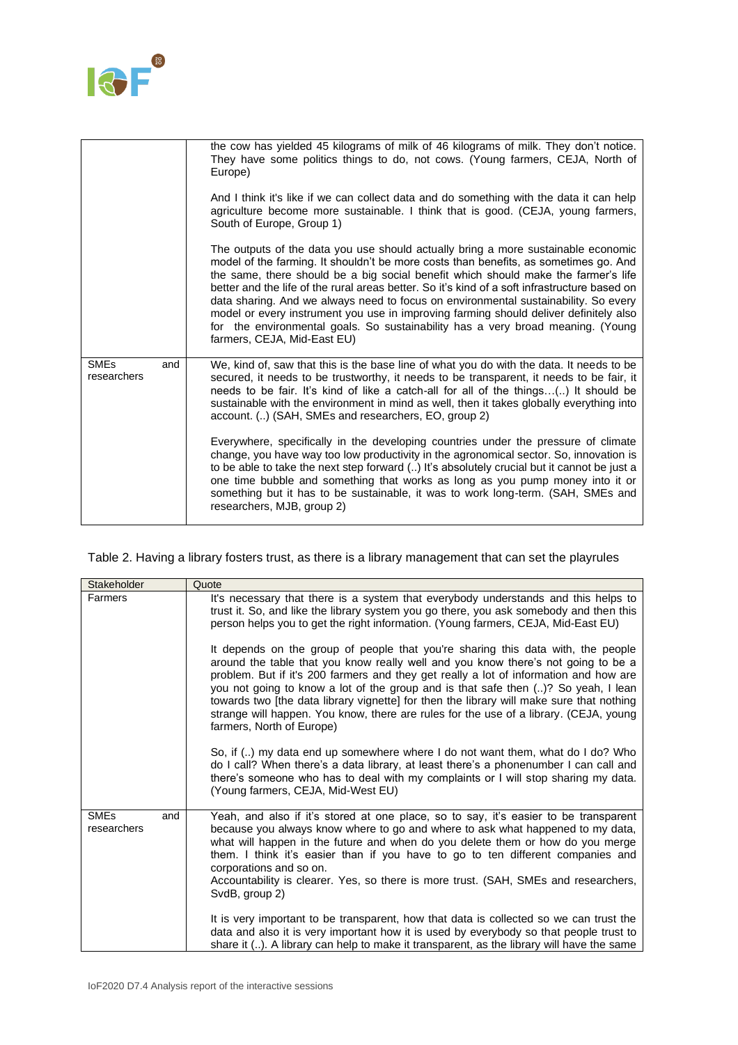| | |
|---|---|
| | the cow has yielded 45 kilograms of milk of 46 kilograms of milk. They don't notice. They have some politics things to do, not cows. (Young farmers, CEJA, North of Europe)<br><br>And I think it's like if we can collect data and do something with the data it can help agriculture become more sustainable. I think that is good. (CEJA, young farmers, South of Europe, Group 1)<br><br>The outputs of the data you use should actually bring a more sustainable economic model of the farming. It shouldn't be more costs than benefits, as sometimes go. And the same, there should be a big social benefit which should make the farmer's life better and the life of the rural areas better. So it's kind of a soft infrastructure based on data sharing. And we always need to focus on environmental sustainability. So every model or every instrument you use in improving farming should deliver definitely also for the environmental goals. So sustainability has a very broad meaning. (Young farmers, CEJA, Mid-East EU) |
| SMEs and researchers | We, kind of, saw that this is the base line of what you do with the data. It needs to be secured, it needs to be trustworthy, it needs to be transparent, it needs to be fair, it needs to be fair. It's kind of like a catch-all for all of the things…(..) It should be sustainable with the environment in mind as well, then it takes globally everything into account. (..) (SAH, SMEs and researchers, EO, group 2)<br><br>Everywhere, specifically in the developing countries under the pressure of climate change, you have way too low productivity in the agronomical sector. So, innovation is to be able to take the next step forward (..) It's absolutely crucial but it cannot be just a one time bubble and something that works as long as you pump money into it or something but it has to be sustainable, it was to work long-term. (SAH, SMEs and researchers, MJB, group 2) |

Table 2. Having a library fosters trust, as there is a library management that can set the playrules

| Stakeholder | Quote |
|---|---|
| Farmers | It's necessary that there is a system that everybody understands and this helps to trust it. So, and like the library system you go there, you ask somebody and then this person helps you to get the right information. (Young farmers, CEJA, Mid-East EU)<br><br>It depends on the group of people that you're sharing this data with, the people around the table that you know really well and you know there's not going to be a problem. But if it's 200 farmers and they get really a lot of information and how are you not going to know a lot of the group and is that safe then (..)? So yeah, I lean towards two [the data library vignette] for then the library will make sure that nothing strange will happen. You know, there are rules for the use of a library. (CEJA, young farmers, North of Europe)<br><br>So, if (..) my data end up somewhere where I do not want them, what do I do? Who do I call? When there's a data library, at least there's a phonenumber I can call and there's someone who has to deal with my complaints or I will stop sharing my data. (Young farmers, CEJA, Mid-West EU) |
| SMEs and researchers | Yeah, and also if it's stored at one place, so to say, it's easier to be transparent because you always know where to go and where to ask what happened to my data, what will happen in the future and when do you delete them or how do you merge them. I think it's easier than if you have to go to ten different companies and corporations and so on.<br>Accountability is clearer. Yes, so there is more trust. (SAH, SMEs and researchers, SvdB, group 2)<br><br>It is very important to be transparent, how that data is collected so we can trust the data and also it is very important how it is used by everybody so that people trust to share it (..). A library can help to make it transparent, as the library will have the same |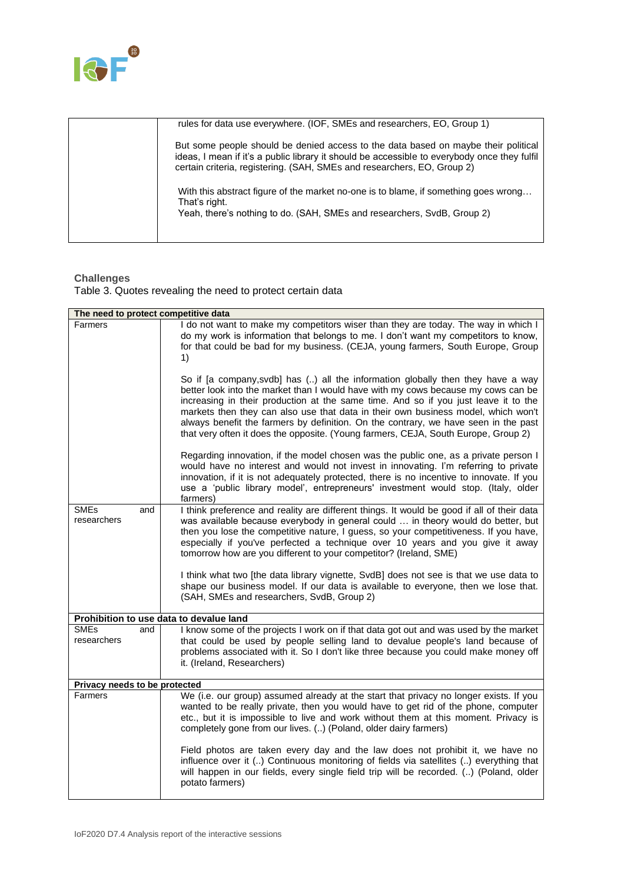| | |
|---|---|
| | rules for data use everywhere. (IOF, SMEs and researchers, EO, Group 1)<br><br>But some people should be denied access to the data based on maybe their political ideas, I mean if it's a public library it should be accessible to everybody once they fulfil certain criteria, registering. (SAH, SMEs and researchers, EO, Group 2)<br><br>With this abstract figure of the market no-one is to blame, if something goes wrong… That's right.<br>Yeah, there's nothing to do. (SAH, SMEs and researchers, SvdB, Group 2) |

**Challenges**

Table 3. Quotes revealing the need to protect certain data

| **The need to protect competitive data** | |
|---|---|
| Farmers | I do not want to make my competitors wiser than they are today. The way in which I do my work is information that belongs to me. I don't want my competitors to know, for that could be bad for my business. (CEJA, young farmers, South Europe, Group 1)<br><br>So if [a company,svdb] has (..) all the information globally then they have a way better look into the market than I would have with my cows because my cows can be increasing in their production at the same time. And so if you just leave it to the markets then they can also use that data in their own business model, which won't always benefit the farmers by definition. On the contrary, we have seen in the past that very often it does the opposite. (Young farmers, CEJA, South Europe, Group 2)<br><br>Regarding innovation, if the model chosen was the public one, as a private person I would have no interest and would not invest in innovating. I'm referring to private innovation, if it is not adequately protected, there is no incentive to innovate. If you use a 'public library model', entrepreneurs' investment would stop. (Italy, older farmers) |
| SMEs and researchers | I think preference and reality are different things. It would be good if all of their data was available because everybody in general could … in theory would do better, but then you lose the competitive nature, I guess, so your competitiveness. If you have, especially if you've perfected a technique over 10 years and you give it away tomorrow how are you different to your competitor? (Ireland, SME)<br><br>I think what two [the data library vignette, SvdB] does not see is that we use data to shape our business model. If our data is available to everyone, then we lose that. (SAH, SMEs and researchers, SvdB, Group 2) |
| **Prohibition to use data to devalue land** | |
| SMEs and researchers | I know some of the projects I work on if that data got out and was used by the market that could be used by people selling land to devalue people's land because of problems associated with it. So I don't like three because you could make money off it. (Ireland, Researchers) |
| **Privacy needs to be protected** | |
| Farmers | We (i.e. our group) assumed already at the start that privacy no longer exists. If you wanted to be really private, then you would have to get rid of the phone, computer etc., but it is impossible to live and work without them at this moment. Privacy is completely gone from our lives. (..) (Poland, older dairy farmers)<br><br>Field photos are taken every day and the law does not prohibit it, we have no influence over it (..) Continuous monitoring of fields via satellites (..) everything that will happen in our fields, every single field trip will be recorded. (..) (Poland, older potato farmers) |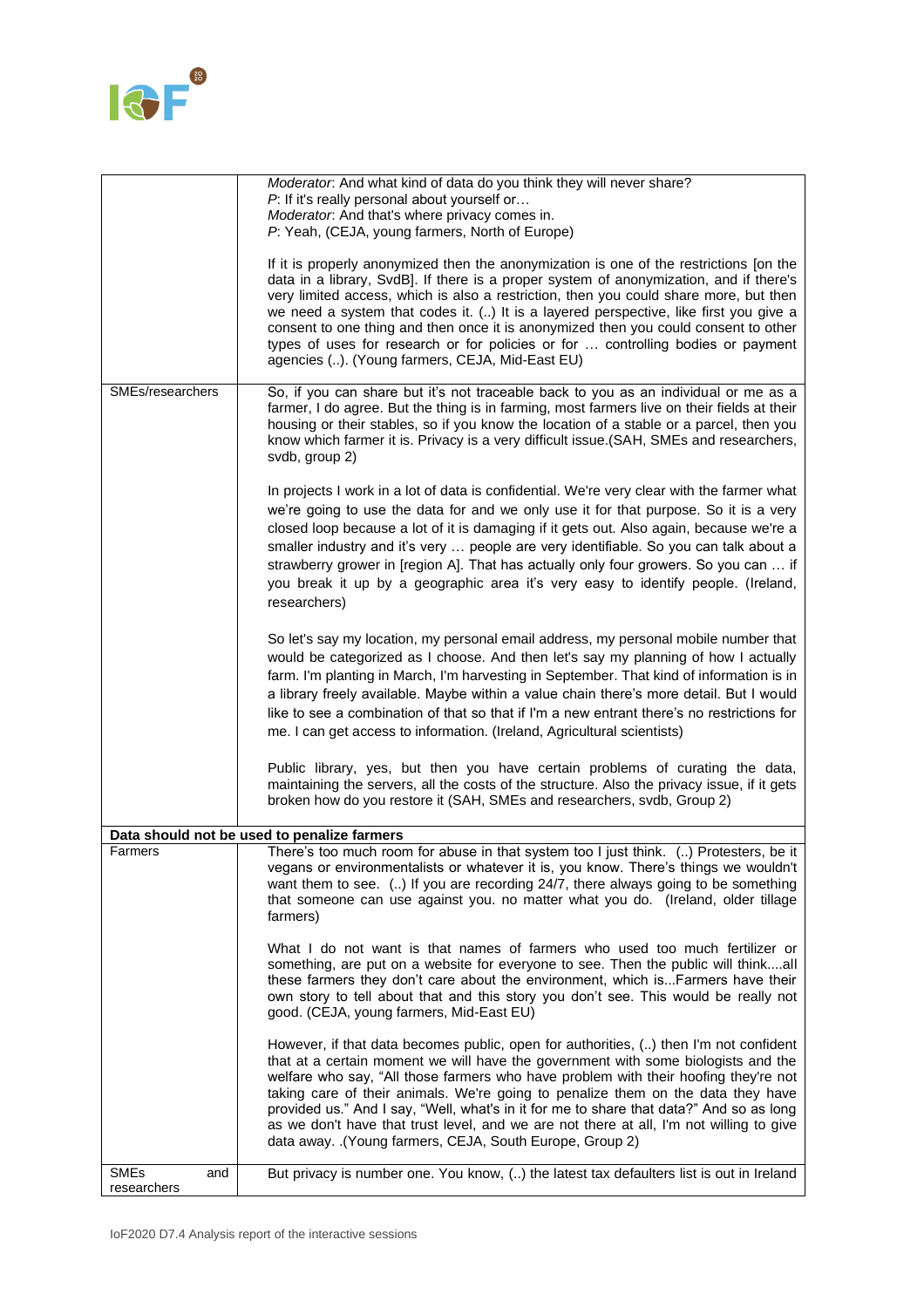| | |
|---|---|
| | *Moderator*: And what kind of data do you think they will never share?<br>*P*: If it's really personal about yourself or…<br>*Moderator*: And that's where privacy comes in.<br>*P*: Yeah, (CEJA, young farmers, North of Europe)<br><br>If it is properly anonymized then the anonymization is one of the restrictions [on the data in a library, SvdB]. If there is a proper system of anonymization, and if there's very limited access, which is also a restriction, then you could share more, but then we need a system that codes it. (..) It is a layered perspective, like first you give a consent to one thing and then once it is anonymized then you could consent to other types of uses for research or for policies or for … controlling bodies or payment agencies (..). (Young farmers, CEJA, Mid-East EU) |
| SMEs/researchers | So, if you can share but it's not traceable back to you as an individual or me as a farmer, I do agree. But the thing is in farming, most farmers live on their fields at their housing or their stables, so if you know the location of a stable or a parcel, then you know which farmer it is. Privacy is a very difficult issue.(SAH, SMEs and researchers, svdb, group 2)<br><br>In projects I work in a lot of data is confidential. We're very clear with the farmer what we're going to use the data for and we only use it for that purpose. So it is a very closed loop because a lot of it is damaging if it gets out. Also again, because we're a smaller industry and it's very … people are very identifiable. So you can talk about a strawberry grower in [region A]. That has actually only four growers. So you can … if you break it up by a geographic area it's very easy to identify people. (Ireland, researchers)<br><br>So let's say my location, my personal email address, my personal mobile number that would be categorized as I choose. And then let's say my planning of how I actually farm. I'm planting in March, I'm harvesting in September. That kind of information is in a library freely available. Maybe within a value chain there's more detail. But I would like to see a combination of that so that if I'm a new entrant there's no restrictions for me. I can get access to information. (Ireland, Agricultural scientists)<br><br>Public library, yes, but then you have certain problems of curating the data, maintaining the servers, all the costs of the structure. Also the privacy issue, if it gets broken how do you restore it (SAH, SMEs and researchers, svdb, Group 2) |
| **Data should not be used to penalize farmers** | |
| Farmers | There's too much room for abuse in that system too I just think. (..) Protesters, be it vegans or environmentalists or whatever it is, you know. There's things we wouldn't want them to see. (..) If you are recording 24/7, there always going to be something that someone can use against you. no matter what you do. (Ireland, older tillage farmers)<br><br>What I do not want is that names of farmers who used too much fertilizer or something, are put on a website for everyone to see. Then the public will think....all these farmers they don't care about the environment, which is...Farmers have their own story to tell about that and this story you don't see. This would be really not good. (CEJA, young farmers, Mid-East EU)<br><br>However, if that data becomes public, open for authorities, (..) then I'm not confident that at a certain moment we will have the government with some biologists and the welfare who say, "All those farmers who have problem with their hoofing they're not taking care of their animals. We're going to penalize them on the data they have provided us." And I say, "Well, what's in it for me to share that data?" And so as long as we don't have that trust level, and we are not there at all, I'm not willing to give data away. .(Young farmers, CEJA, South Europe, Group 2) |
| SMEs and researchers | But privacy is number one. You know, (..) the latest tax defaulters list is out in Ireland |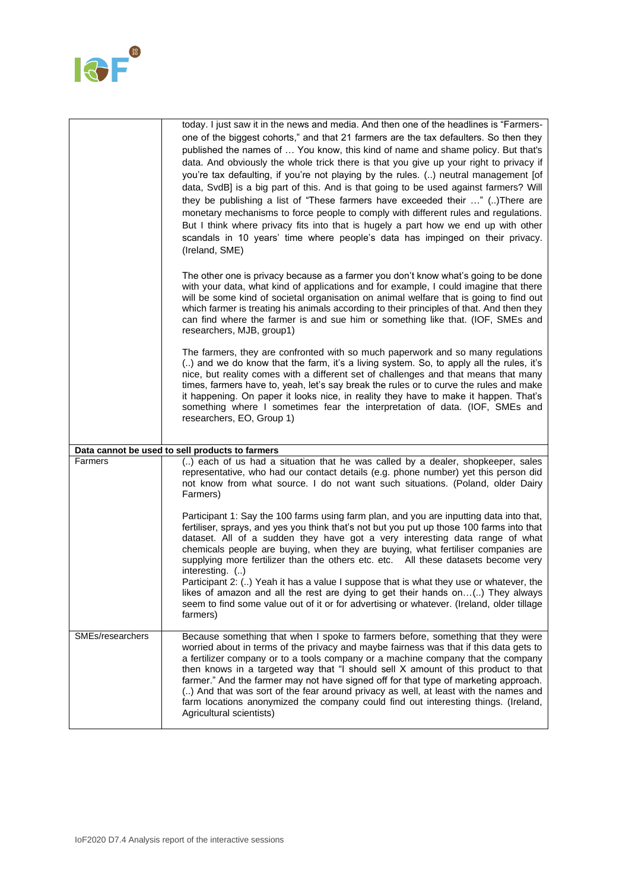| | |
|---|---|
| | today. I just saw it in the news and media. And then one of the headlines is "Farmers- one of the biggest cohorts," and that 21 farmers are the tax defaulters. So then they published the names of … You know, this kind of name and shame policy. But that's data. And obviously the whole trick there is that you give up your right to privacy if you're tax defaulting, if you're not playing by the rules. (..) neutral management [of data, SvdB] is a big part of this. And is that going to be used against farmers? Will they be publishing a list of "These farmers have exceeded their …" (..)There are monetary mechanisms to force people to comply with different rules and regulations. But I think where privacy fits into that is hugely a part how we end up with other scandals in 10 years' time where people's data has impinged on their privacy. (Ireland, SME)<br><br>The other one is privacy because as a farmer you don't know what's going to be done with your data, what kind of applications and for example, I could imagine that there will be some kind of societal organisation on animal welfare that is going to find out which farmer is treating his animals according to their principles of that. And then they can find where the farmer is and sue him or something like that. (IOF, SMEs and researchers, MJB, group1)<br><br>The farmers, they are confronted with so much paperwork and so many regulations (..) and we do know that the farm, it's a living system. So, to apply all the rules, it's nice, but reality comes with a different set of challenges and that means that many times, farmers have to, yeah, let's say break the rules or to curve the rules and make it happening. On paper it looks nice, in reality they have to make it happen. That's something where I sometimes fear the interpretation of data. (IOF, SMEs and researchers, EO, Group 1) |
| **Data cannot be used to sell products to farmers** | |
| Farmers | (..) each of us had a situation that he was called by a dealer, shopkeeper, sales representative, who had our contact details (e.g. phone number) yet this person did not know from what source. I do not want such situations. (Poland, older Dairy Farmers)<br><br>Participant 1: Say the 100 farms using farm plan, and you are inputting data into that, fertiliser, sprays, and yes you think that's not but you put up those 100 farms into that dataset. All of a sudden they have got a very interesting data range of what chemicals people are buying, when they are buying, what fertiliser companies are supplying more fertilizer than the others etc. etc. All these datasets become very interesting. (..)<br>Participant 2: (..) Yeah it has a value I suppose that is what they use or whatever, the likes of amazon and all the rest are dying to get their hands on…(..) They always seem to find some value out of it or for advertising or whatever. (Ireland, older tillage farmers) |
| SMEs/researchers | Because something that when I spoke to farmers before, something that they were worried about in terms of the privacy and maybe fairness was that if this data gets to a fertilizer company or to a tools company or a machine company that the company then knows in a targeted way that "I should sell X amount of this product to that farmer." And the farmer may not have signed off for that type of marketing approach. (..) And that was sort of the fear around privacy as well, at least with the names and farm locations anonymized the company could find out interesting things. (Ireland, Agricultural scientists) |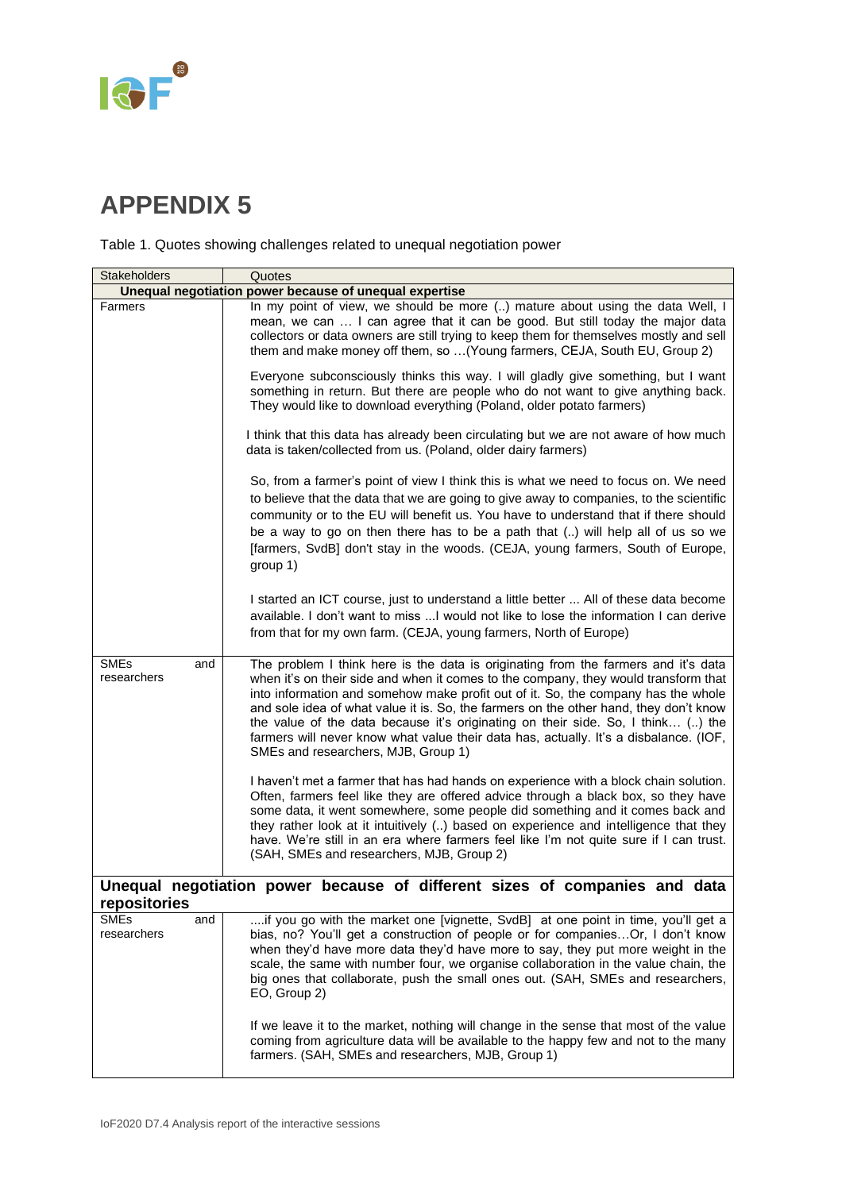# APPENDIX 5

Table 1. Quotes showing challenges related to unequal negotiation power

| Stakeholders | Quotes |
|---|---|
| **Unequal negotiation power because of unequal expertise** | |
| Farmers | In my point of view, we should be more (..) mature about using the data Well, I mean, we can … I can agree that it can be good. But still today the major data collectors or data owners are still trying to keep them for themselves mostly and sell them and make money off them, so …(Young farmers, CEJA, South EU, Group 2)<br><br>Everyone subconsciously thinks this way. I will gladly give something, but I want something in return. But there are people who do not want to give anything back. They would like to download everything (Poland, older potato farmers)<br><br>I think that this data has already been circulating but we are not aware of how much data is taken/collected from us. (Poland, older dairy farmers)<br><br>So, from a farmer's point of view I think this is what we need to focus on. We need to believe that the data that we are going to give away to companies, to the scientific community or to the EU will benefit us. You have to understand that if there should be a way to go on then there has to be a path that (..) will help all of us so we [farmers, SvdB] don't stay in the woods. (CEJA, young farmers, South of Europe, group 1)<br><br>I started an ICT course, just to understand a little better ... All of these data become available. I don't want to miss ...I would not like to lose the information I can derive from that for my own farm. (CEJA, young farmers, North of Europe) |
| SMEs and researchers | The problem I think here is the data is originating from the farmers and it's data when it's on their side and when it comes to the company, they would transform that into information and somehow make profit out of it. So, the company has the whole and sole idea of what value it is. So, the farmers on the other hand, they don't know the value of the data because it's originating on their side. So, I think… (..) the farmers will never know what value their data has, actually. It's a disbalance. (IOF, SMEs and researchers, MJB, Group 1)<br><br>I haven't met a farmer that has had hands on experience with a block chain solution. Often, farmers feel like they are offered advice through a black box, so they have some data, it went somewhere, some people did something and it comes back and they rather look at it intuitively (..) based on experience and intelligence that they have. We're still in an era where farmers feel like I'm not quite sure if I can trust. (SAH, SMEs and researchers, MJB, Group 2) |
| **Unequal negotiation power because of different sizes of companies and data repositories** | |
| SMEs and researchers | ....if you go with the market one [vignette, SvdB] at one point in time, you'll get a bias, no? You'll get a construction of people or for companies…Or, I don't know when they'd have more data they'd have more to say, they put more weight in the scale, the same with number four, we organise collaboration in the value chain, the big ones that collaborate, push the small ones out. (SAH, SMEs and researchers, EO, Group 2)<br><br>If we leave it to the market, nothing will change in the sense that most of the value coming from agriculture data will be available to the happy few and not to the many farmers. (SAH, SMEs and researchers, MJB, Group 1) |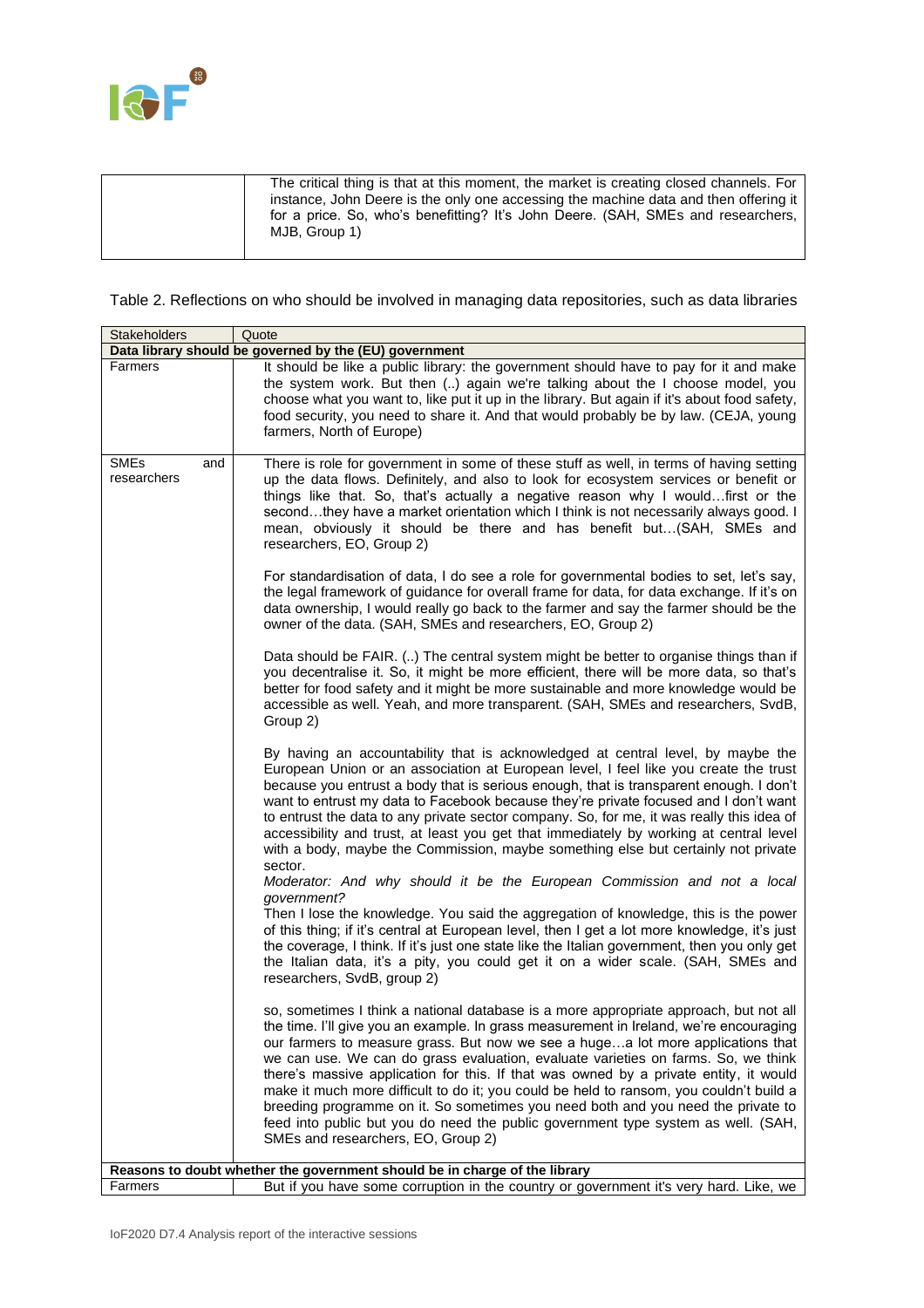| | |
|---|---|
| | The critical thing is that at this moment, the market is creating closed channels. For instance, John Deere is the only one accessing the machine data and then offering it for a price. So, who's benefitting? It's John Deere. (SAH, SMEs and researchers, MJB, Group 1) |

Table 2. Reflections on who should be involved in managing data repositories, such as data libraries

| Stakeholders | Quote |
|---|---|
| **Data library should be governed by the (EU) government** | |
| Farmers | It should be like a public library: the government should have to pay for it and make the system work. But then (..) again we're talking about the I choose model, you choose what you want to, like put it up in the library. But again if it's about food safety, food security, you need to share it. And that would probably be by law. (CEJA, young farmers, North of Europe) |
| SMEs and researchers | There is role for government in some of these stuff as well, in terms of having setting up the data flows. Definitely, and also to look for ecosystem services or benefit or things like that. So, that's actually a negative reason why I would…first or the second…they have a market orientation which I think is not necessarily always good. I mean, obviously it should be there and has benefit but…(SAH, SMEs and researchers, EO, Group 2) |
| | For standardisation of data, I do see a role for governmental bodies to set, let's say, the legal framework of guidance for overall frame for data, for data exchange. If it's on data ownership, I would really go back to the farmer and say the farmer should be the owner of the data. (SAH, SMEs and researchers, EO, Group 2) |
| | Data should be FAIR. (..) The central system might be better to organise things than if you decentralise it. So, it might be more efficient, there will be more data, so that's better for food safety and it might be more sustainable and more knowledge would be accessible as well. Yeah, and more transparent. (SAH, SMEs and researchers, SvdB, Group 2) |
| | By having an accountability that is acknowledged at central level, by maybe the European Union or an association at European level, I feel like you create the trust because you entrust a body that is serious enough, that is transparent enough. I don't want to entrust my data to Facebook because they're private focused and I don't want to entrust the data to any private sector company. So, for me, it was really this idea of accessibility and trust, at least you get that immediately by working at central level with a body, maybe the Commission, maybe something else but certainly not private sector.<br>*Moderator: And why should it be the European Commission and not a local government?*<br>Then I lose the knowledge. You said the aggregation of knowledge, this is the power of this thing; if it's central at European level, then I get a lot more knowledge, it's just the coverage, I think. If it's just one state like the Italian government, then you only get the Italian data, it's a pity, you could get it on a wider scale. (SAH, SMEs and researchers, SvdB, group 2) |
| | so, sometimes I think a national database is a more appropriate approach, but not all the time. I'll give you an example. In grass measurement in Ireland, we're encouraging our farmers to measure grass. But now we see a huge…a lot more applications that we can use. We can do grass evaluation, evaluate varieties on farms. So, we think there's massive application for this. If that was owned by a private entity, it would make it much more difficult to do it; you could be held to ransom, you couldn't build a breeding programme on it. So sometimes you need both and you need the private to feed into public but you do need the public government type system as well. (SAH, SMEs and researchers, EO, Group 2) |
| **Reasons to doubt whether the government should be in charge of the library** | |
| Farmers | But if you have some corruption in the country or government it's very hard. Like, we |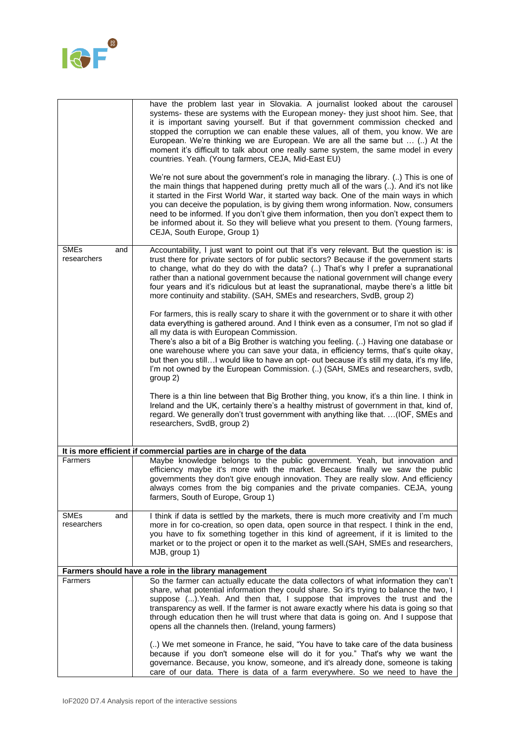| | |
|---|---|
| | have the problem last year in Slovakia. A journalist looked about the carousel systems- these are systems with the European money- they just shoot him. See, that it is important saving yourself. But if that government commission checked and stopped the corruption we can enable these values, all of them, you know. We are European. We're thinking we are European. We are all the same but … (..) At the moment it's difficult to talk about one really same system, the same model in every countries. Yeah. (Young farmers, CEJA, Mid-East EU)<br><br>We're not sure about the government's role in managing the library. (..) This is one of the main things that happened during pretty much all of the wars (..). And it's not like it started in the First World War, it started way back. One of the main ways in which you can deceive the population, is by giving them wrong information. Now, consumers need to be informed. If you don't give them information, then you don't expect them to be informed about it. So they will believe what you present to them. (Young farmers, CEJA, South Europe, Group 1) |
| SMEs and researchers | Accountability, I just want to point out that it's very relevant. But the question is: is trust there for private sectors of for public sectors? Because if the government starts to change, what do they do with the data? (..) That's why I prefer a supranational rather than a national government because the national government will change every four years and it's ridiculous but at least the supranational, maybe there's a little bit more continuity and stability. (SAH, SMEs and researchers, SvdB, group 2)<br><br>For farmers, this is really scary to share it with the government or to share it with other data everything is gathered around. And I think even as a consumer, I'm not so glad if all my data is with European Commission.<br>There's also a bit of a Big Brother is watching you feeling. (..) Having one database or one warehouse where you can save your data, in efficiency terms, that's quite okay, but then you still…I would like to have an opt- out because it's still my data, it's my life, I'm not owned by the European Commission. (..) (SAH, SMEs and researchers, svdb, group 2)<br><br>There is a thin line between that Big Brother thing, you know, it's a thin line. I think in Ireland and the UK, certainly there's a healthy mistrust of government in that, kind of, regard. We generally don't trust government with anything like that. …(IOF, SMEs and researchers, SvdB, group 2) |
| **It is more efficient if commercial parties are in charge of the data** | |
| Farmers | Maybe knowledge belongs to the public government. Yeah, but innovation and efficiency maybe it's more with the market. Because finally we saw the public governments they don't give enough innovation. They are really slow. And efficiency always comes from the big companies and the private companies. CEJA, young farmers, South of Europe, Group 1) |
| SMEs and researchers | I think if data is settled by the markets, there is much more creativity and I'm much more in for co-creation, so open data, open source in that respect. I think in the end, you have to fix something together in this kind of agreement, if it is limited to the market or to the project or open it to the market as well.(SAH, SMEs and researchers, MJB, group 1) |
| **Farmers should have a role in the library management** | |
| Farmers | So the farmer can actually educate the data collectors of what information they can't share, what potential information they could share. So it's trying to balance the two, I suppose (...).Yeah. And then that, I suppose that improves the trust and the transparency as well. If the farmer is not aware exactly where his data is going so that through education then he will trust where that data is going on. And I suppose that opens all the channels then. (Ireland, young farmers)<br><br>(..) We met someone in France, he said, "You have to take care of the data business because if you don't someone else will do it for you." That's why we want the governance. Because, you know, someone, and it's already done, someone is taking care of our data. There is data of a farm everywhere. So we need to have the |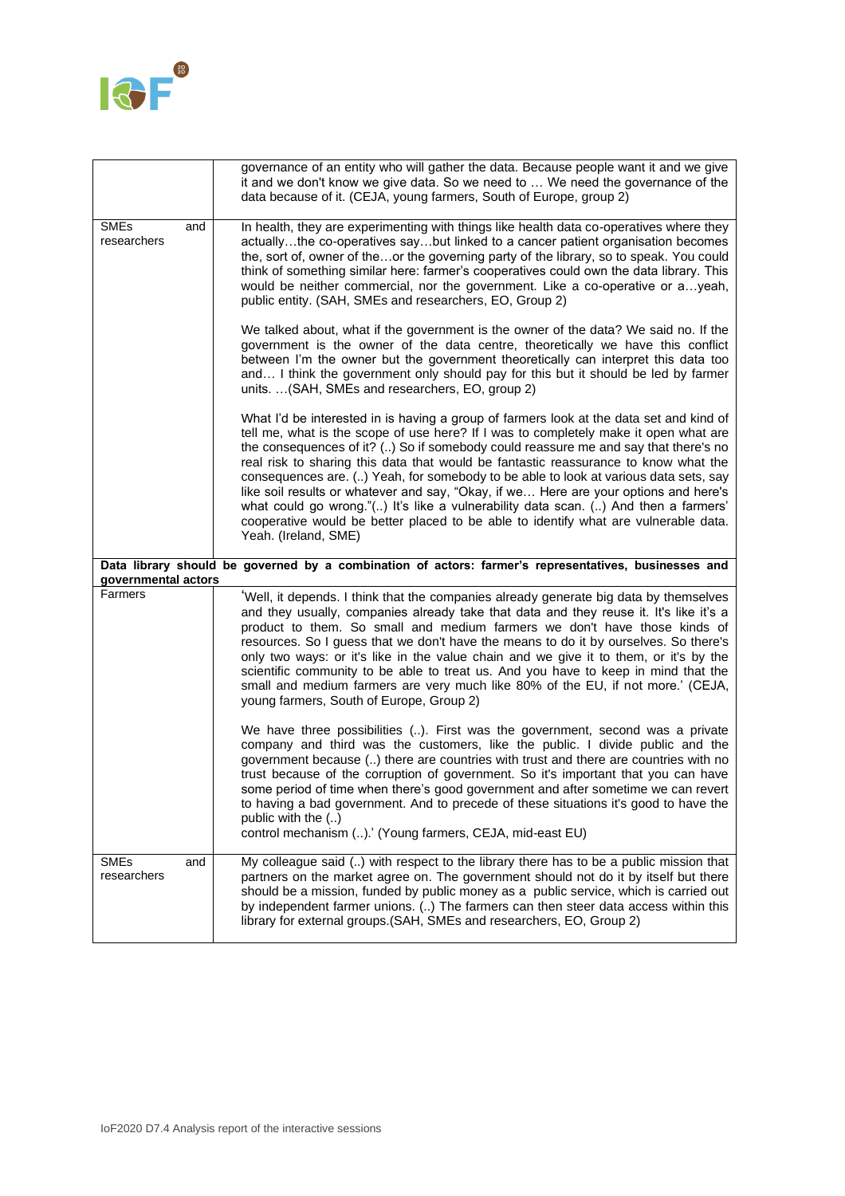| | |
|---|---|
| | governance of an entity who will gather the data. Because people want it and we give it and we don't know we give data. So we need to … We need the governance of the data because of it. (CEJA, young farmers, South of Europe, group 2) |
| SMEs and researchers | In health, they are experimenting with things like health data co-operatives where they actually…the co-operatives say…but linked to a cancer patient organisation becomes the, sort of, owner of the…or the governing party of the library, so to speak. You could think of something similar here: farmer's cooperatives could own the data library. This would be neither commercial, nor the government. Like a co-operative or a…yeah, public entity. (SAH, SMEs and researchers, EO, Group 2)<br><br>We talked about, what if the government is the owner of the data? We said no. If the government is the owner of the data centre, theoretically we have this conflict between I'm the owner but the government theoretically can interpret this data too and… I think the government only should pay for this but it should be led by farmer units. …(SAH, SMEs and researchers, EO, group 2)<br><br>What I'd be interested in is having a group of farmers look at the data set and kind of tell me, what is the scope of use here? If I was to completely make it open what are the consequences of it? (..) So if somebody could reassure me and say that there's no real risk to sharing this data that would be fantastic reassurance to know what the consequences are. (..) Yeah, for somebody to be able to look at various data sets, say like soil results or whatever and say, "Okay, if we… Here are your options and here's what could go wrong."(..) It's like a vulnerability data scan. (..) And then a farmers' cooperative would be better placed to be able to identify what are vulnerable data. Yeah. (Ireland, SME) |
| **Data library should be governed by a combination of actors: farmer's representatives, businesses and governmental actors** | |
| Farmers | 'Well, it depends. I think that the companies already generate big data by themselves and they usually, companies already take that data and they reuse it. It's like it's a product to them. So small and medium farmers we don't have those kinds of resources. So I guess that we don't have the means to do it by ourselves. So there's only two ways: or it's like in the value chain and we give it to them, or it's by the scientific community to be able to treat us. And you have to keep in mind that the small and medium farmers are very much like 80% of the EU, if not more.' (CEJA, young farmers, South of Europe, Group 2)<br><br>We have three possibilities (..). First was the government, second was a private company and third was the customers, like the public. I divide public and the government because (..) there are countries with trust and there are countries with no trust because of the corruption of government. So it's important that you can have some period of time when there's good government and after sometime we can revert to having a bad government. And to precede of these situations it's good to have the public with the (..)<br>control mechanism (..).' (Young farmers, CEJA, mid-east EU) |
| SMEs and researchers | My colleague said (..) with respect to the library there has to be a public mission that partners on the market agree on. The government should not do it by itself but there should be a mission, funded by public money as a public service, which is carried out by independent farmer unions. (..) The farmers can then steer data access within this library for external groups.(SAH, SMEs and researchers, EO, Group 2) |